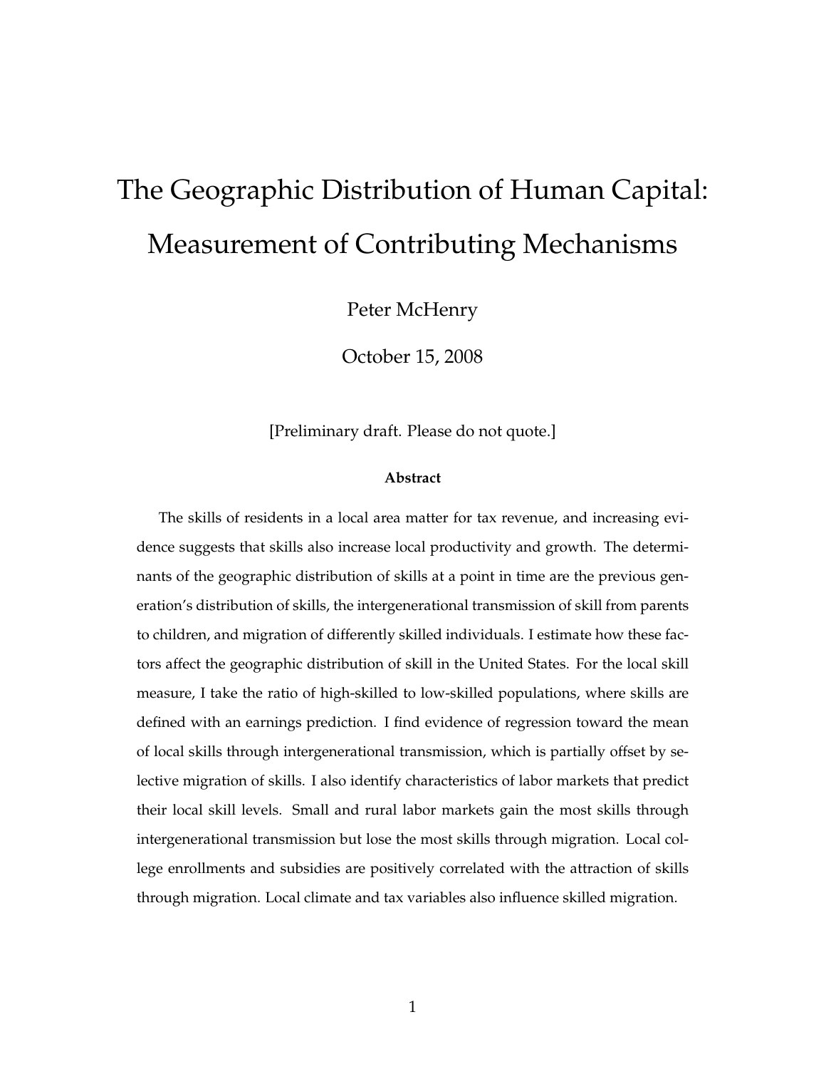# The Geographic Distribution of Human Capital: Measurement of Contributing Mechanisms

Peter McHenry

October 15, 2008

[Preliminary draft. Please do not quote.]

**Abstract**

The skills of residents in a local area matter for tax revenue, and increasing evidence suggests that skills also increase local productivity and growth. The determinants of the geographic distribution of skills at a point in time are the previous generation's distribution of skills, the intergenerational transmission of skill from parents to children, and migration of differently skilled individuals. I estimate how these factors affect the geographic distribution of skill in the United States. For the local skill measure, I take the ratio of high-skilled to low-skilled populations, where skills are defined with an earnings prediction. I find evidence of regression toward the mean of local skills through intergenerational transmission, which is partially offset by selective migration of skills. I also identify characteristics of labor markets that predict their local skill levels. Small and rural labor markets gain the most skills through intergenerational transmission but lose the most skills through migration. Local college enrollments and subsidies are positively correlated with the attraction of skills through migration. Local climate and tax variables also influence skilled migration.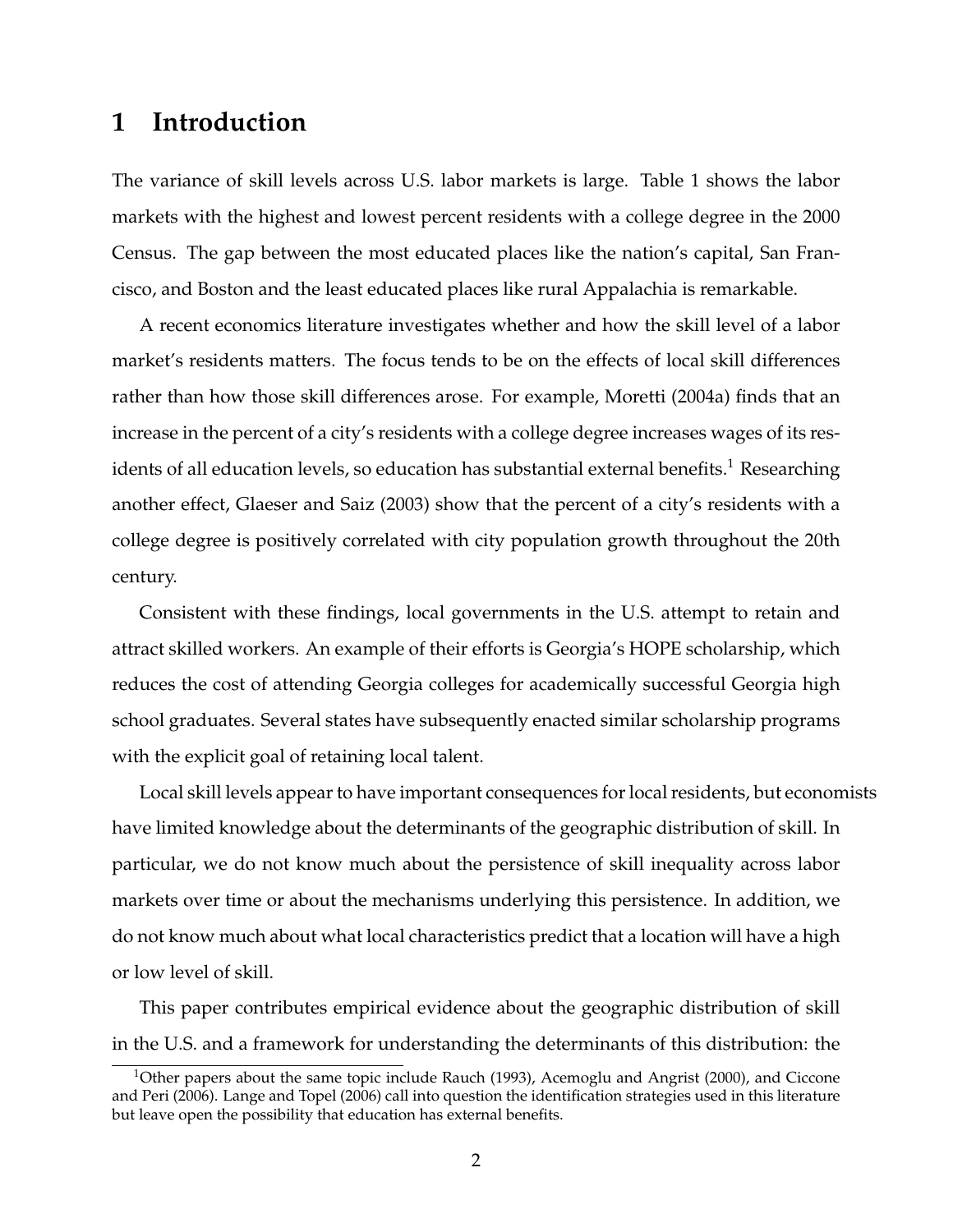# 1 Introduction

The variance of skill levels across U.S. labor markets is large. Table 1 shows the labor markets with the highest and lowest percent residents with a college degree in the 2000 Census. The gap between the most educated places like the nation's capital, San Francisco, and Boston and the least educated places like rural Appalachia is remarkable.

A recent economics literature investigates whether and how the skill level of a labor market's residents matters. The focus tends to be on the effects of local skill differences rather than how those skill differences arose. For example, Moretti (2004a) finds that an increase in the percent of a city's residents with a college degree increases wages of its residents of all education levels, so education has substantial external benefits.[1] Researching another effect, Glaeser and Saiz (2003) show that the percent of a city's residents with a college degree is positively correlated with city population growth throughout the 20th century.

Consistent with these findings, local governments in the U.S. attempt to retain and attract skilled workers. An example of their efforts is Georgia's HOPE scholarship, which reduces the cost of attending Georgia colleges for academically successful Georgia high school graduates. Several states have subsequently enacted similar scholarship programs with the explicit goal of retaining local talent.

Local skill levels appear to have important consequences for local residents, but economists have limited knowledge about the determinants of the geographic distribution of skill. In particular, we do not know much about the persistence of skill inequality across labor markets over time or about the mechanisms underlying this persistence. In addition, we do not know much about what local characteristics predict that a location will have a high or low level of skill.

This paper contributes empirical evidence about the geographic distribution of skill in the U.S. and a framework for understanding the determinants of this distribution: the

[1] Other papers about the same topic include Rauch (1993), Acemoglu and Angrist (2000), and Ciccone and Peri (2006). Lange and Topel (2006) call into question the identification strategies used in this literature but leave open the possibility that education has external benefits.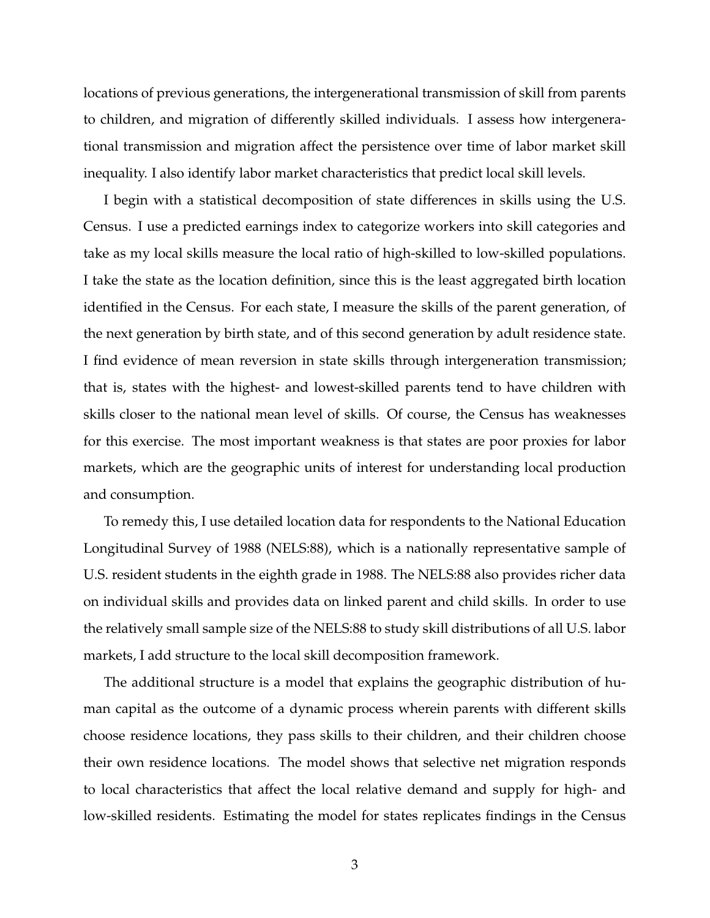locations of previous generations, the intergenerational transmission of skill from parents to children, and migration of differently skilled individuals. I assess how intergenerational transmission and migration affect the persistence over time of labor market skill inequality. I also identify labor market characteristics that predict local skill levels.

I begin with a statistical decomposition of state differences in skills using the U.S. Census. I use a predicted earnings index to categorize workers into skill categories and take as my local skills measure the local ratio of high-skilled to low-skilled populations. I take the state as the location definition, since this is the least aggregated birth location identified in the Census. For each state, I measure the skills of the parent generation, of the next generation by birth state, and of this second generation by adult residence state. I find evidence of mean reversion in state skills through intergeneration transmission; that is, states with the highest- and lowest-skilled parents tend to have children with skills closer to the national mean level of skills. Of course, the Census has weaknesses for this exercise. The most important weakness is that states are poor proxies for labor markets, which are the geographic units of interest for understanding local production and consumption.

To remedy this, I use detailed location data for respondents to the National Education Longitudinal Survey of 1988 (NELS:88), which is a nationally representative sample of U.S. resident students in the eighth grade in 1988. The NELS:88 also provides richer data on individual skills and provides data on linked parent and child skills. In order to use the relatively small sample size of the NELS:88 to study skill distributions of all U.S. labor markets, I add structure to the local skill decomposition framework.

The additional structure is a model that explains the geographic distribution of human capital as the outcome of a dynamic process wherein parents with different skills choose residence locations, they pass skills to their children, and their children choose their own residence locations. The model shows that selective net migration responds to local characteristics that affect the local relative demand and supply for high- and low-skilled residents. Estimating the model for states replicates findings in the Census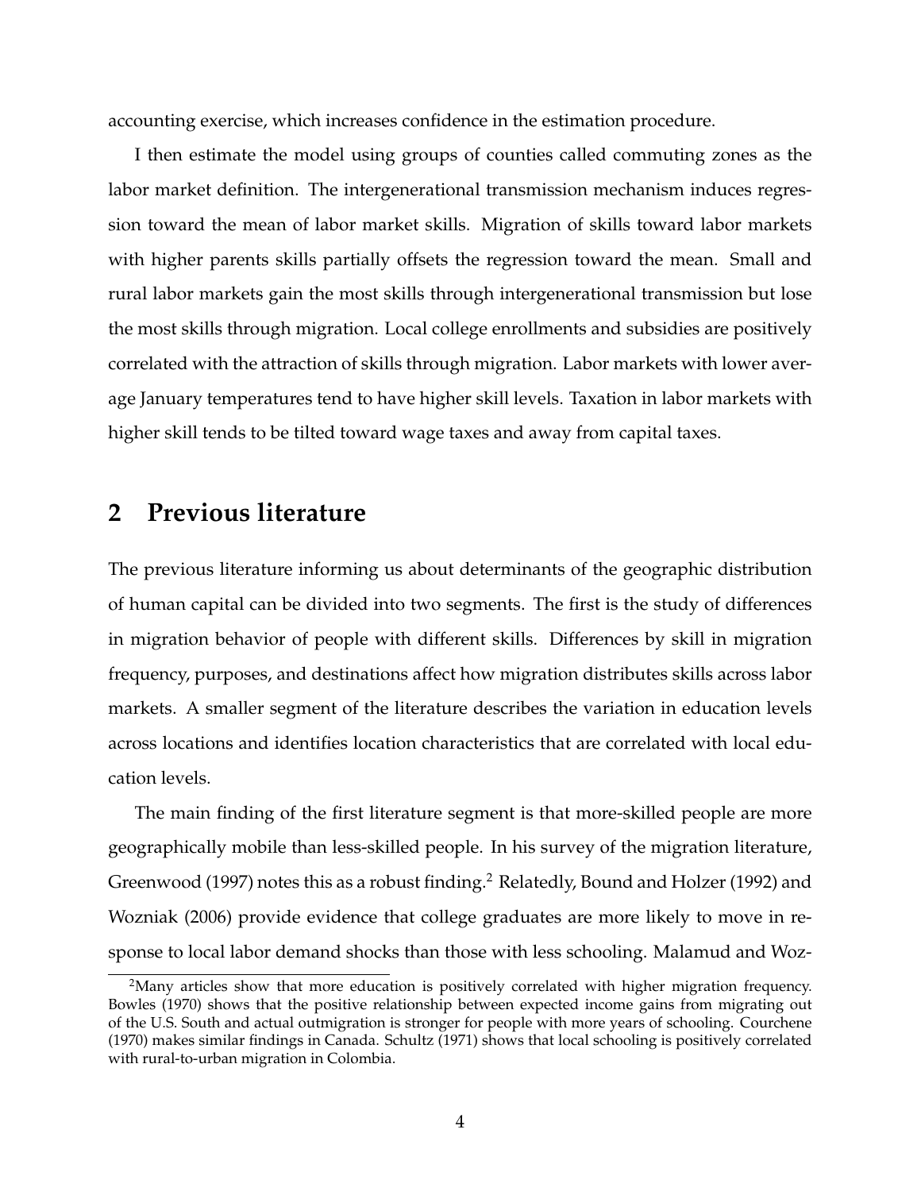accounting exercise, which increases confidence in the estimation procedure.

I then estimate the model using groups of counties called commuting zones as the labor market definition. The intergenerational transmission mechanism induces regression toward the mean of labor market skills. Migration of skills toward labor markets with higher parents skills partially offsets the regression toward the mean. Small and rural labor markets gain the most skills through intergenerational transmission but lose the most skills through migration. Local college enrollments and subsidies are positively correlated with the attraction of skills through migration. Labor markets with lower average January temperatures tend to have higher skill levels. Taxation in labor markets with higher skill tends to be tilted toward wage taxes and away from capital taxes.

## 2 Previous literature

The previous literature informing us about determinants of the geographic distribution of human capital can be divided into two segments. The first is the study of differences in migration behavior of people with different skills. Differences by skill in migration frequency, purposes, and destinations affect how migration distributes skills across labor markets. A smaller segment of the literature describes the variation in education levels across locations and identifies location characteristics that are correlated with local education levels.

The main finding of the first literature segment is that more-skilled people are more geographically mobile than less-skilled people. In his survey of the migration literature, Greenwood (1997) notes this as a robust finding.[2] Relatedly, Bound and Holzer (1992) and Wozniak (2006) provide evidence that college graduates are more likely to move in response to local labor demand shocks than those with less schooling. Malamud and Woz-

[2] Many articles show that more education is positively correlated with higher migration frequency. Bowles (1970) shows that the positive relationship between expected income gains from migrating out of the U.S. South and actual outmigration is stronger for people with more years of schooling. Courchene (1970) makes similar findings in Canada. Schultz (1971) shows that local schooling is positively correlated with rural-to-urban migration in Colombia.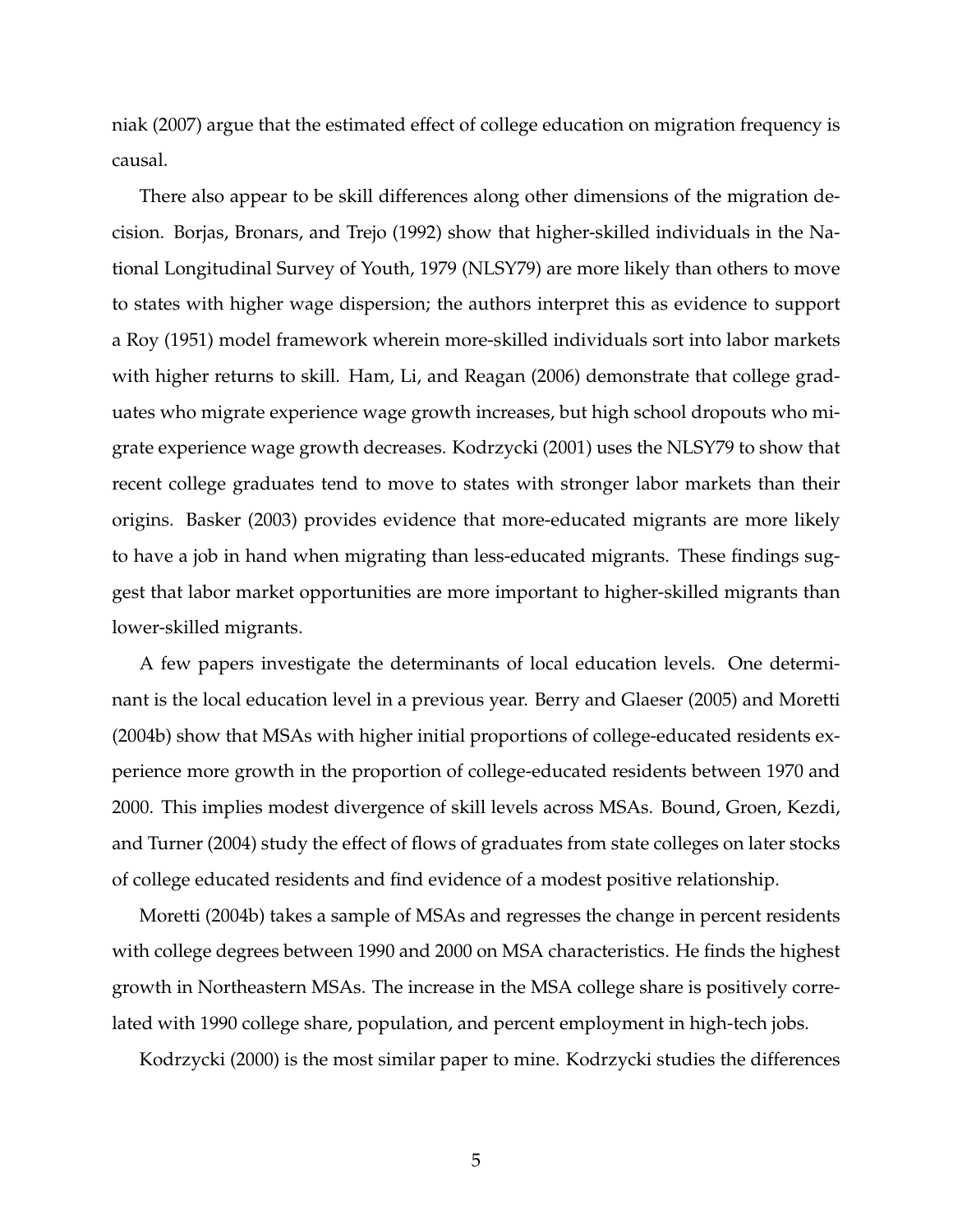niak (2007) argue that the estimated effect of college education on migration frequency is causal.

There also appear to be skill differences along other dimensions of the migration decision. Borjas, Bronars, and Trejo (1992) show that higher-skilled individuals in the National Longitudinal Survey of Youth, 1979 (NLSY79) are more likely than others to move to states with higher wage dispersion; the authors interpret this as evidence to support a Roy (1951) model framework wherein more-skilled individuals sort into labor markets with higher returns to skill. Ham, Li, and Reagan (2006) demonstrate that college graduates who migrate experience wage growth increases, but high school dropouts who migrate experience wage growth decreases. Kodrzycki (2001) uses the NLSY79 to show that recent college graduates tend to move to states with stronger labor markets than their origins. Basker (2003) provides evidence that more-educated migrants are more likely to have a job in hand when migrating than less-educated migrants. These findings suggest that labor market opportunities are more important to higher-skilled migrants than lower-skilled migrants.

A few papers investigate the determinants of local education levels. One determinant is the local education level in a previous year. Berry and Glaeser (2005) and Moretti (2004b) show that MSAs with higher initial proportions of college-educated residents experience more growth in the proportion of college-educated residents between 1970 and 2000. This implies modest divergence of skill levels across MSAs. Bound, Groen, Kezdi, and Turner (2004) study the effect of flows of graduates from state colleges on later stocks of college educated residents and find evidence of a modest positive relationship.

Moretti (2004b) takes a sample of MSAs and regresses the change in percent residents with college degrees between 1990 and 2000 on MSA characteristics. He finds the highest growth in Northeastern MSAs. The increase in the MSA college share is positively correlated with 1990 college share, population, and percent employment in high-tech jobs.

Kodrzycki (2000) is the most similar paper to mine. Kodrzycki studies the differences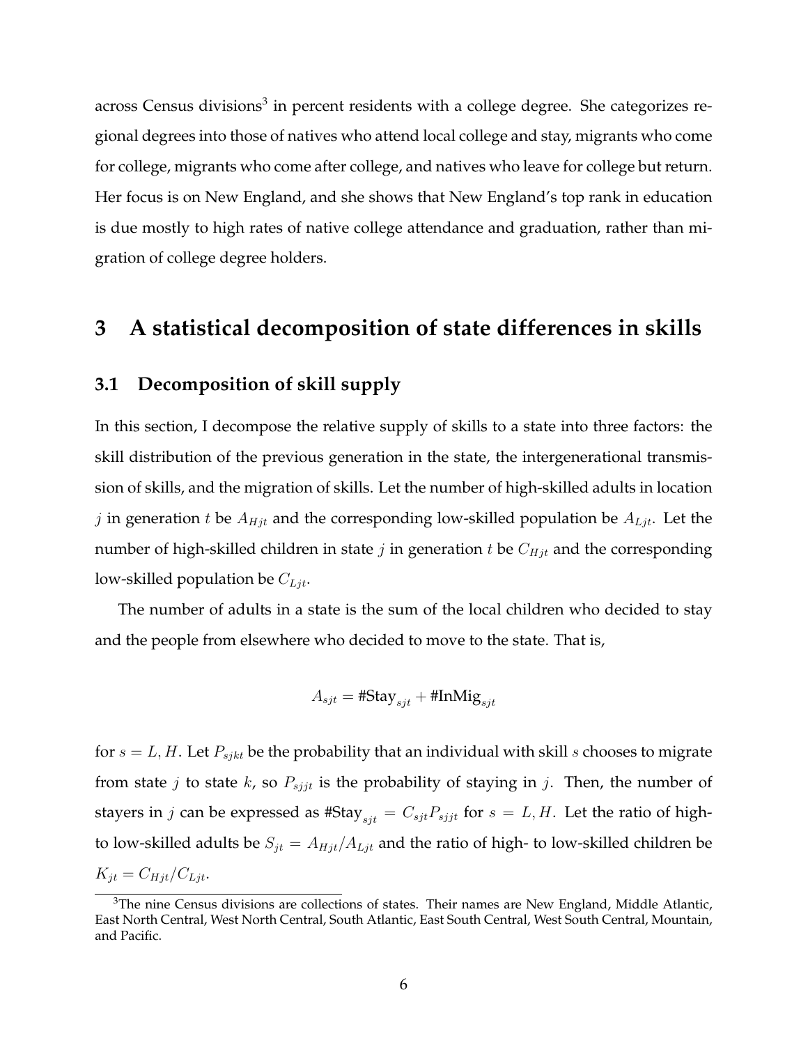across Census divisions[3] in percent residents with a college degree. She categorizes regional degrees into those of natives who attend local college and stay, migrants who come for college, migrants who come after college, and natives who leave for college but return. Her focus is on New England, and she shows that New England's top rank in education is due mostly to high rates of native college attendance and graduation, rather than migration of college degree holders.

# 3 A statistical decomposition of state differences in skills

## 3.1 Decomposition of skill supply

In this section, I decompose the relative supply of skills to a state into three factors: the skill distribution of the previous generation in the state, the intergenerational transmission of skills, and the migration of skills. Let the number of high-skilled adults in location $j$ in generation $t$ be $A_{Hjt}$ and the corresponding low-skilled population be $A_{Ljt}$. Let the number of high-skilled children in state $j$ in generation $t$ be $C_{Hjt}$ and the corresponding low-skilled population be $C_{Ljt}$.

The number of adults in a state is the sum of the local children who decided to stay and the people from elsewhere who decided to move to the state. That is,

$$A_{sjt} = \#\text{Stay}_{sjt} + \#\text{InMig}_{sjt}$$

for $s = L, H$. Let $P_{sjkt}$ be the probability that an individual with skill $s$ chooses to migrate from state $j$ to state $k$, so $P_{sjjt}$ is the probability of staying in $j$. Then, the number of stayers in $j$ can be expressed as $\#\text{Stay}_{sjt} = C_{sjt}P_{sjjt}$ for $s = L, H$. Let the ratio of high- to low-skilled adults be $S_{jt} = A_{Hjt}/A_{Ljt}$ and the ratio of high- to low-skilled children be $K_{jt} = C_{Hjt}/C_{Ljt}$.

[3] The nine Census divisions are collections of states. Their names are New England, Middle Atlantic, East North Central, West North Central, South Atlantic, East South Central, West South Central, Mountain, and Pacific.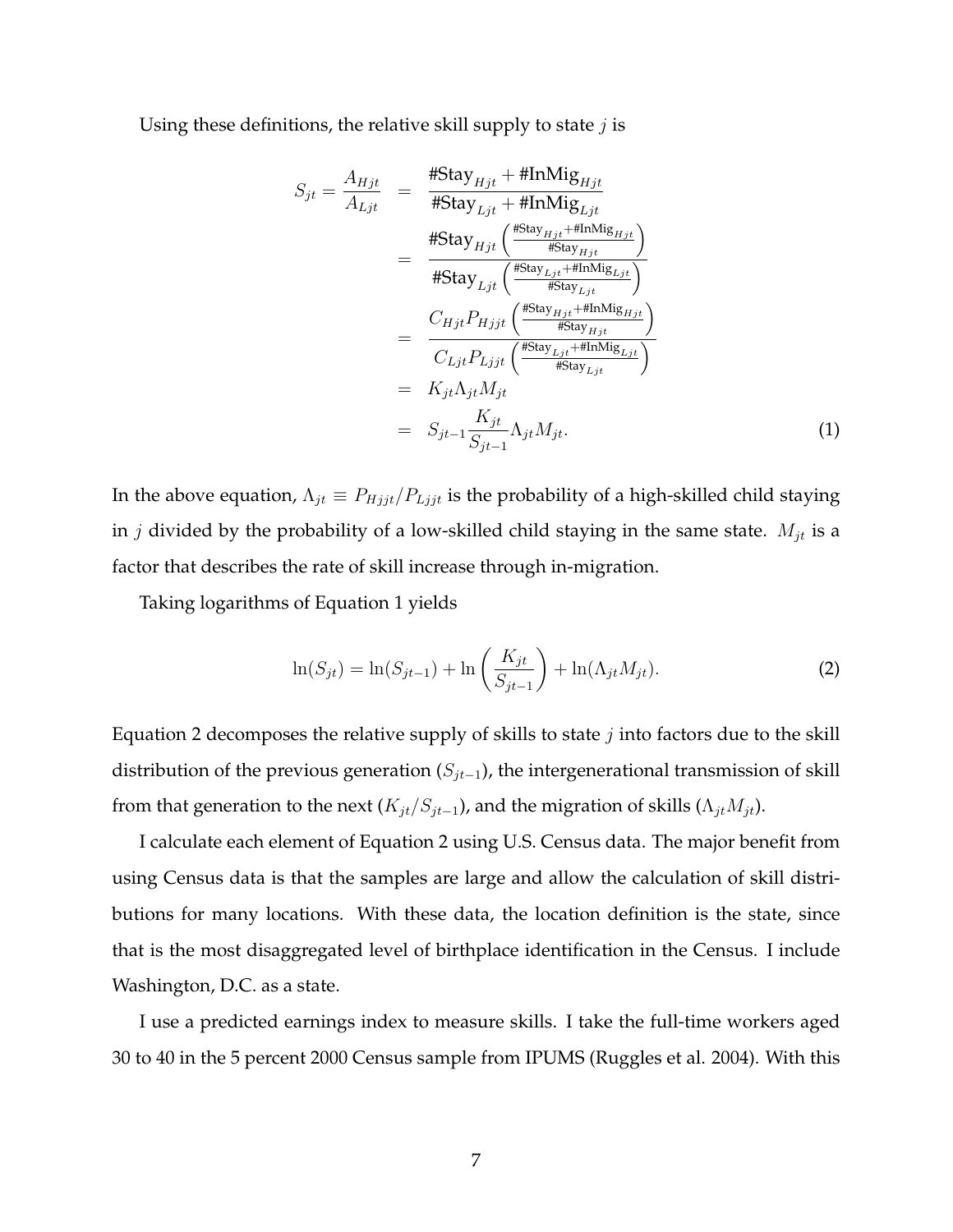Using these definitions, the relative skill supply to state $j$ is

$$
\begin{aligned}
S_{jt} = \frac{A_{Hjt}}{A_{Ljt}} &= \frac{\#\text{Stay}_{Hjt} + \#\text{InMig}_{Hjt}}{\#\text{Stay}_{Ljt} + \#\text{InMig}_{Ljt}} \\
&= \frac{\#\text{Stay}_{Hjt}\left(\frac{\#\text{Stay}_{Hjt} + \#\text{InMig}_{Hjt}}{\#\text{Stay}_{Hjt}}\right)}{\#\text{Stay}_{Ljt}\left(\frac{\#\text{Stay}_{Ljt} + \#\text{InMig}_{Ljt}}{\#\text{Stay}_{Ljt}}\right)} \\
&= \frac{C_{Hjt} P_{Hjjt}\left(\frac{\#\text{Stay}_{Hjt} + \#\text{InMig}_{Hjt}}{\#\text{Stay}_{Hjt}}\right)}{C_{Ljt} P_{Ljjt}\left(\frac{\#\text{Stay}_{Ljt} + \#\text{InMig}_{Ljt}}{\#\text{Stay}_{Ljt}}\right)} \\
&= K_{jt} \Lambda_{jt} M_{jt} \\
&= S_{jt-1} \frac{K_{jt}}{S_{jt-1}} \Lambda_{jt} M_{jt}.
\end{aligned}
\tag{1}
$$

In the above equation, $\Lambda_{jt} \equiv P_{Hjjt}/P_{Ljjt}$ is the probability of a high-skilled child staying in $j$ divided by the probability of a low-skilled child staying in the same state. $M_{jt}$ is a factor that describes the rate of skill increase through in-migration.

Taking logarithms of Equation 1 yields

$$
\ln(S_{jt}) = \ln(S_{jt-1}) + \ln\left(\frac{K_{jt}}{S_{jt-1}}\right) + \ln(\Lambda_{jt} M_{jt}). \tag{2}
$$

Equation 2 decomposes the relative supply of skills to state $j$ into factors due to the skill distribution of the previous generation ($S_{jt-1}$), the intergenerational transmission of skill from that generation to the next ($K_{jt}/S_{jt-1}$), and the migration of skills ($\Lambda_{jt} M_{jt}$).

I calculate each element of Equation 2 using U.S. Census data. The major benefit from using Census data is that the samples are large and allow the calculation of skill distributions for many locations. With these data, the location definition is the state, since that is the most disaggregated level of birthplace identification in the Census. I include Washington, D.C. as a state.

I use a predicted earnings index to measure skills. I take the full-time workers aged 30 to 40 in the 5 percent 2000 Census sample from IPUMS (Ruggles et al. 2004). With this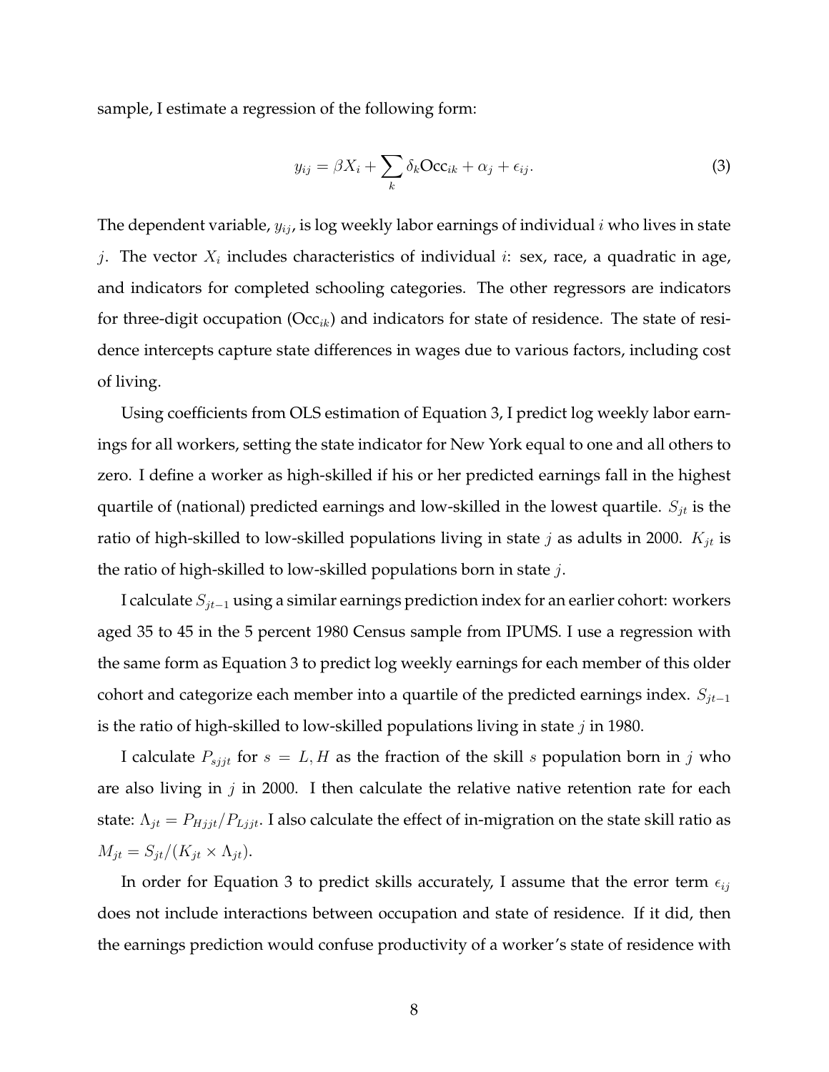sample, I estimate a regression of the following form:

$$y_{ij} = \beta X_i + \sum_k \delta_k \text{Occ}_{ik} + \alpha_j + \epsilon_{ij}. \tag{3}$$

The dependent variable, $y_{ij}$, is log weekly labor earnings of individual $i$ who lives in state $j$. The vector $X_i$ includes characteristics of individual $i$: sex, race, a quadratic in age, and indicators for completed schooling categories. The other regressors are indicators for three-digit occupation ($\text{Occ}_{ik}$) and indicators for state of residence. The state of residence intercepts capture state differences in wages due to various factors, including cost of living.

Using coefficients from OLS estimation of Equation 3, I predict log weekly labor earnings for all workers, setting the state indicator for New York equal to one and all others to zero. I define a worker as high-skilled if his or her predicted earnings fall in the highest quartile of (national) predicted earnings and low-skilled in the lowest quartile. $S_{jt}$ is the ratio of high-skilled to low-skilled populations living in state $j$ as adults in 2000. $K_{jt}$ is the ratio of high-skilled to low-skilled populations born in state $j$.

I calculate $S_{jt-1}$ using a similar earnings prediction index for an earlier cohort: workers aged 35 to 45 in the 5 percent 1980 Census sample from IPUMS. I use a regression with the same form as Equation 3 to predict log weekly earnings for each member of this older cohort and categorize each member into a quartile of the predicted earnings index. $S_{jt-1}$ is the ratio of high-skilled to low-skilled populations living in state $j$ in 1980.

I calculate $P_{sjjt}$ for $s = L, H$ as the fraction of the skill $s$ population born in $j$ who are also living in $j$ in 2000. I then calculate the relative native retention rate for each state: $\Lambda_{jt} = P_{Hjjt}/P_{Ljjt}$. I also calculate the effect of in-migration on the state skill ratio as $M_{jt} = S_{jt}/(K_{jt} \times \Lambda_{jt})$.

In order for Equation 3 to predict skills accurately, I assume that the error term $\epsilon_{ij}$ does not include interactions between occupation and state of residence. If it did, then the earnings prediction would confuse productivity of a worker's state of residence with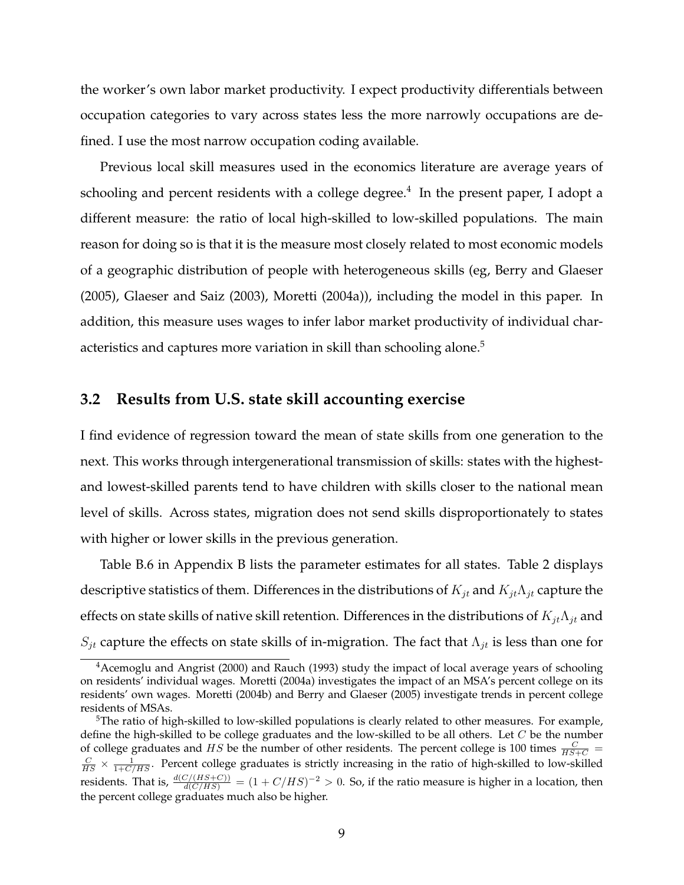the worker's own labor market productivity. I expect productivity differentials between occupation categories to vary across states less the more narrowly occupations are defined. I use the most narrow occupation coding available.

Previous local skill measures used in the economics literature are average years of schooling and percent residents with a college degree.[4] In the present paper, I adopt a different measure: the ratio of local high-skilled to low-skilled populations. The main reason for doing so is that it is the measure most closely related to most economic models of a geographic distribution of people with heterogeneous skills (eg, Berry and Glaeser (2005), Glaeser and Saiz (2003), Moretti (2004a)), including the model in this paper. In addition, this measure uses wages to infer labor market productivity of individual characteristics and captures more variation in skill than schooling alone.[5]

## 3.2 Results from U.S. state skill accounting exercise

I find evidence of regression toward the mean of state skills from one generation to the next. This works through intergenerational transmission of skills: states with the highest- and lowest-skilled parents tend to have children with skills closer to the national mean level of skills. Across states, migration does not send skills disproportionately to states with higher or lower skills in the previous generation.

Table B.6 in Appendix B lists the parameter estimates for all states. Table 2 displays descriptive statistics of them. Differences in the distributions of $K_{jt}$ and $K_{jt}\Lambda_{jt}$ capture the effects on state skills of native skill retention. Differences in the distributions of $K_{jt}\Lambda_{jt}$ and $S_{jt}$ capture the effects on state skills of in-migration. The fact that $\Lambda_{jt}$ is less than one for

---

[4] Acemoglu and Angrist (2000) and Rauch (1993) study the impact of local average years of schooling on residents' individual wages. Moretti (2004a) investigates the impact of an MSA's percent college on its residents' own wages. Moretti (2004b) and Berry and Glaeser (2005) investigate trends in percent college residents of MSAs.

[5] The ratio of high-skilled to low-skilled populations is clearly related to other measures. For example, define the high-skilled to be college graduates and the low-skilled to be all others. Let $C$ be the number of college graduates and $HS$ be the number of other residents. The percent college is 100 times $\frac{C}{HS+C} = \frac{C}{HS} \times \frac{1}{1+C/HS}$. Percent college graduates is strictly increasing in the ratio of high-skilled to low-skilled residents. That is, $\frac{d(C/(HS+C))}{d(C/HS)} = (1+C/HS)^{-2} > 0$. So, if the ratio measure is higher in a location, then the percent college graduates much also be higher.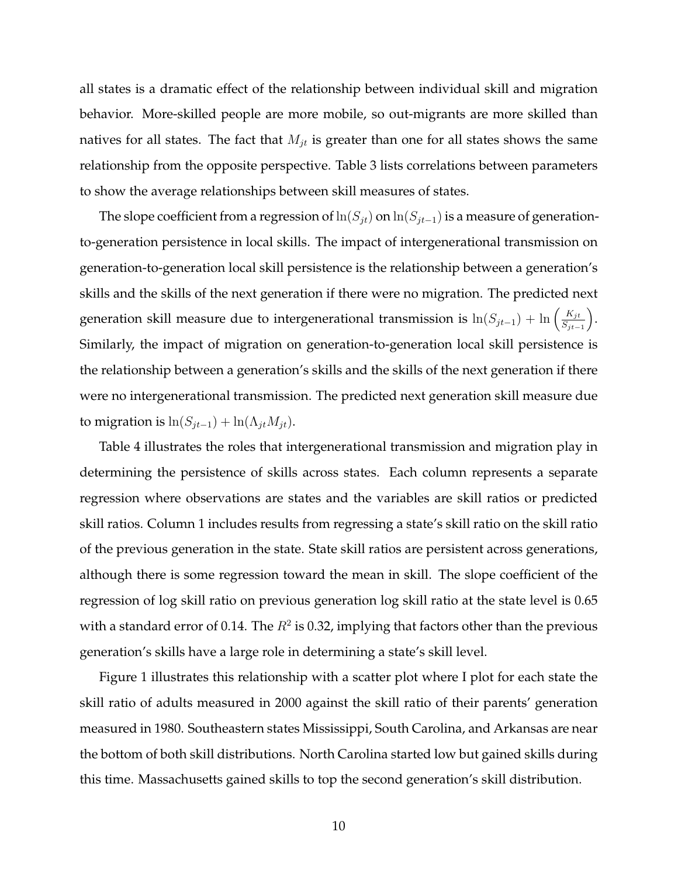all states is a dramatic effect of the relationship between individual skill and migration behavior. More-skilled people are more mobile, so out-migrants are more skilled than natives for all states. The fact that $M_{jt}$ is greater than one for all states shows the same relationship from the opposite perspective. Table 3 lists correlations between parameters to show the average relationships between skill measures of states.

The slope coefficient from a regression of $\ln(S_{jt})$ on $\ln(S_{jt-1})$ is a measure of generation-to-generation persistence in local skills. The impact of intergenerational transmission on generation-to-generation local skill persistence is the relationship between a generation's skills and the skills of the next generation if there were no migration. The predicted next generation skill measure due to intergenerational transmission is $\ln(S_{jt-1}) + \ln\left(\frac{K_{jt}}{S_{jt-1}}\right)$. Similarly, the impact of migration on generation-to-generation local skill persistence is the relationship between a generation's skills and the skills of the next generation if there were no intergenerational transmission. The predicted next generation skill measure due to migration is $\ln(S_{jt-1}) + \ln(\Lambda_{jt} M_{jt})$.

Table 4 illustrates the roles that intergenerational transmission and migration play in determining the persistence of skills across states. Each column represents a separate regression where observations are states and the variables are skill ratios or predicted skill ratios. Column 1 includes results from regressing a state's skill ratio on the skill ratio of the previous generation in the state. State skill ratios are persistent across generations, although there is some regression toward the mean in skill. The slope coefficient of the regression of log skill ratio on previous generation log skill ratio at the state level is 0.65 with a standard error of 0.14. The $R^2$ is 0.32, implying that factors other than the previous generation's skills have a large role in determining a state's skill level.

Figure 1 illustrates this relationship with a scatter plot where I plot for each state the skill ratio of adults measured in 2000 against the skill ratio of their parents' generation measured in 1980. Southeastern states Mississippi, South Carolina, and Arkansas are near the bottom of both skill distributions. North Carolina started low but gained skills during this time. Massachusetts gained skills to top the second generation's skill distribution.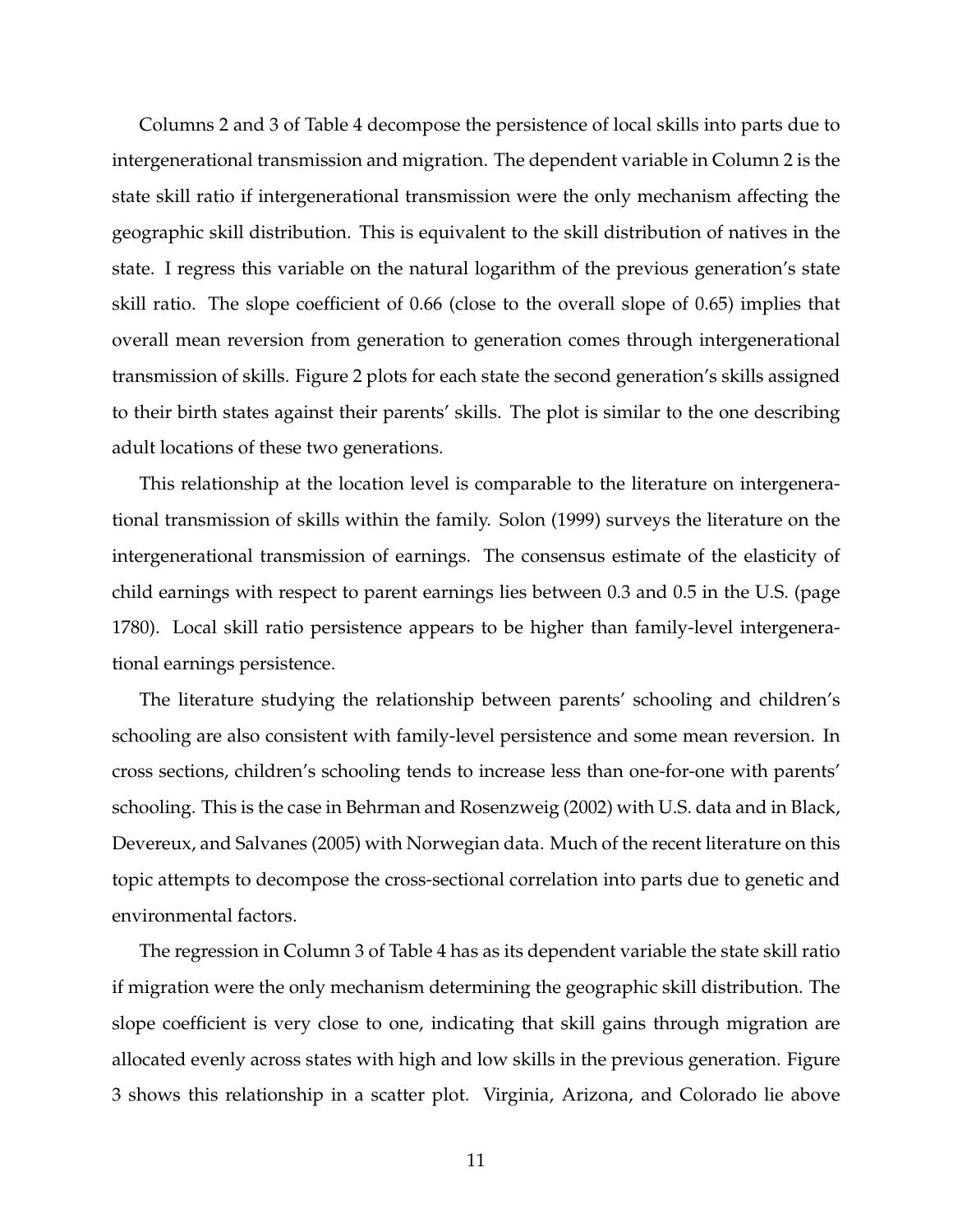Columns 2 and 3 of Table 4 decompose the persistence of local skills into parts due to intergenerational transmission and migration. The dependent variable in Column 2 is the state skill ratio if intergenerational transmission were the only mechanism affecting the geographic skill distribution. This is equivalent to the skill distribution of natives in the state. I regress this variable on the natural logarithm of the previous generation's state skill ratio. The slope coefficient of 0.66 (close to the overall slope of 0.65) implies that overall mean reversion from generation to generation comes through intergenerational transmission of skills. Figure 2 plots for each state the second generation's skills assigned to their birth states against their parents' skills. The plot is similar to the one describing adult locations of these two generations.

This relationship at the location level is comparable to the literature on intergenerational transmission of skills within the family. Solon (1999) surveys the literature on the intergenerational transmission of earnings. The consensus estimate of the elasticity of child earnings with respect to parent earnings lies between 0.3 and 0.5 in the U.S. (page 1780). Local skill ratio persistence appears to be higher than family-level intergenerational earnings persistence.

The literature studying the relationship between parents' schooling and children's schooling are also consistent with family-level persistence and some mean reversion. In cross sections, children's schooling tends to increase less than one-for-one with parents' schooling. This is the case in Behrman and Rosenzweig (2002) with U.S. data and in Black, Devereux, and Salvanes (2005) with Norwegian data. Much of the recent literature on this topic attempts to decompose the cross-sectional correlation into parts due to genetic and environmental factors.

The regression in Column 3 of Table 4 has as its dependent variable the state skill ratio if migration were the only mechanism determining the geographic skill distribution. The slope coefficient is very close to one, indicating that skill gains through migration are allocated evenly across states with high and low skills in the previous generation. Figure 3 shows this relationship in a scatter plot. Virginia, Arizona, and Colorado lie above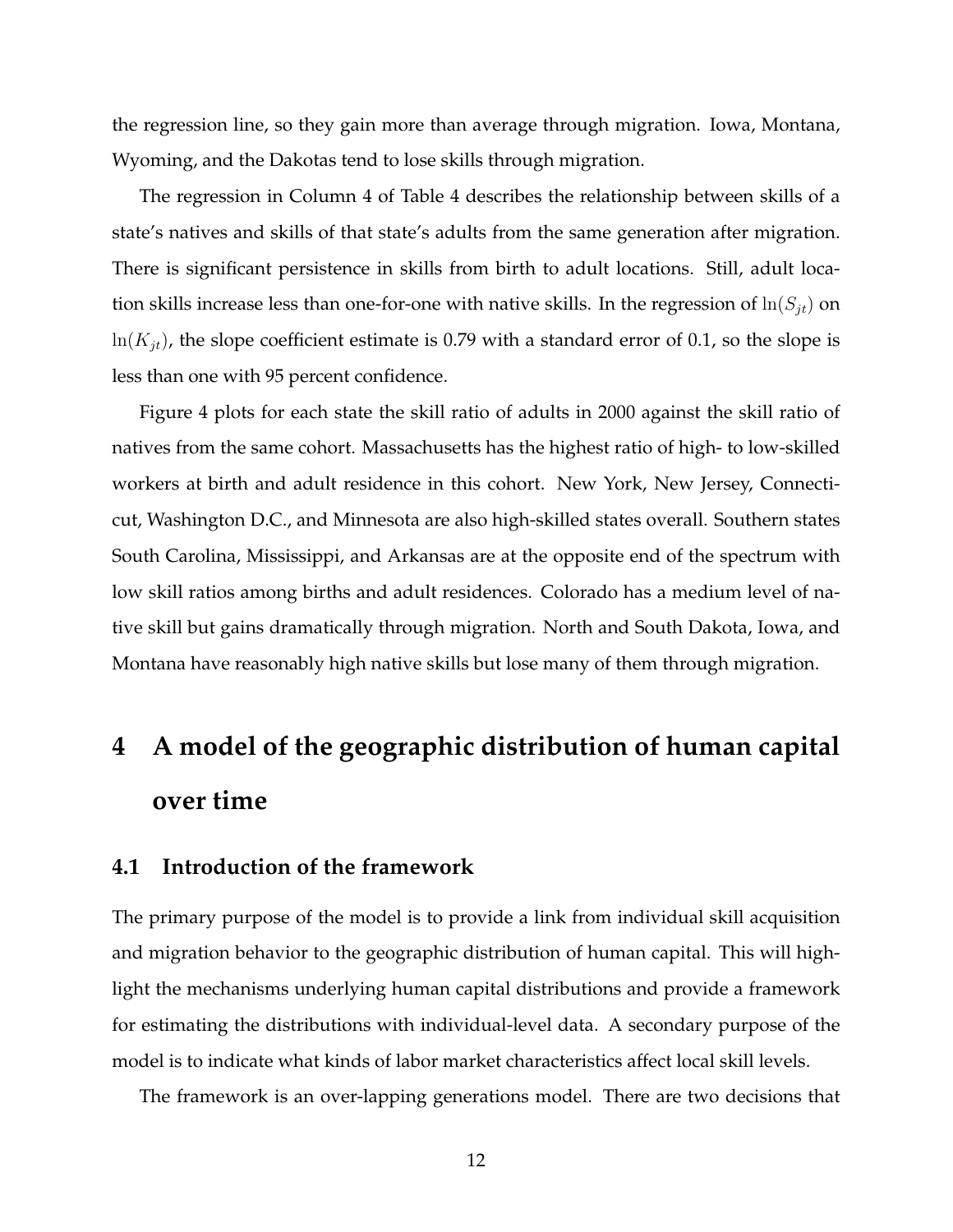the regression line, so they gain more than average through migration. Iowa, Montana, Wyoming, and the Dakotas tend to lose skills through migration.

The regression in Column 4 of Table 4 describes the relationship between skills of a state's natives and skills of that state's adults from the same generation after migration. There is significant persistence in skills from birth to adult locations. Still, adult location skills increase less than one-for-one with native skills. In the regression of $\ln(S_{jt})$ on $\ln(K_{jt})$, the slope coefficient estimate is 0.79 with a standard error of 0.1, so the slope is less than one with 95 percent confidence.

Figure 4 plots for each state the skill ratio of adults in 2000 against the skill ratio of natives from the same cohort. Massachusetts has the highest ratio of high- to low-skilled workers at birth and adult residence in this cohort. New York, New Jersey, Connecticut, Washington D.C., and Minnesota are also high-skilled states overall. Southern states South Carolina, Mississippi, and Arkansas are at the opposite end of the spectrum with low skill ratios among births and adult residences. Colorado has a medium level of native skill but gains dramatically through migration. North and South Dakota, Iowa, and Montana have reasonably high native skills but lose many of them through migration.

# 4 A model of the geographic distribution of human capital over time

## 4.1 Introduction of the framework

The primary purpose of the model is to provide a link from individual skill acquisition and migration behavior to the geographic distribution of human capital. This will highlight the mechanisms underlying human capital distributions and provide a framework for estimating the distributions with individual-level data. A secondary purpose of the model is to indicate what kinds of labor market characteristics affect local skill levels.

The framework is an over-lapping generations model. There are two decisions that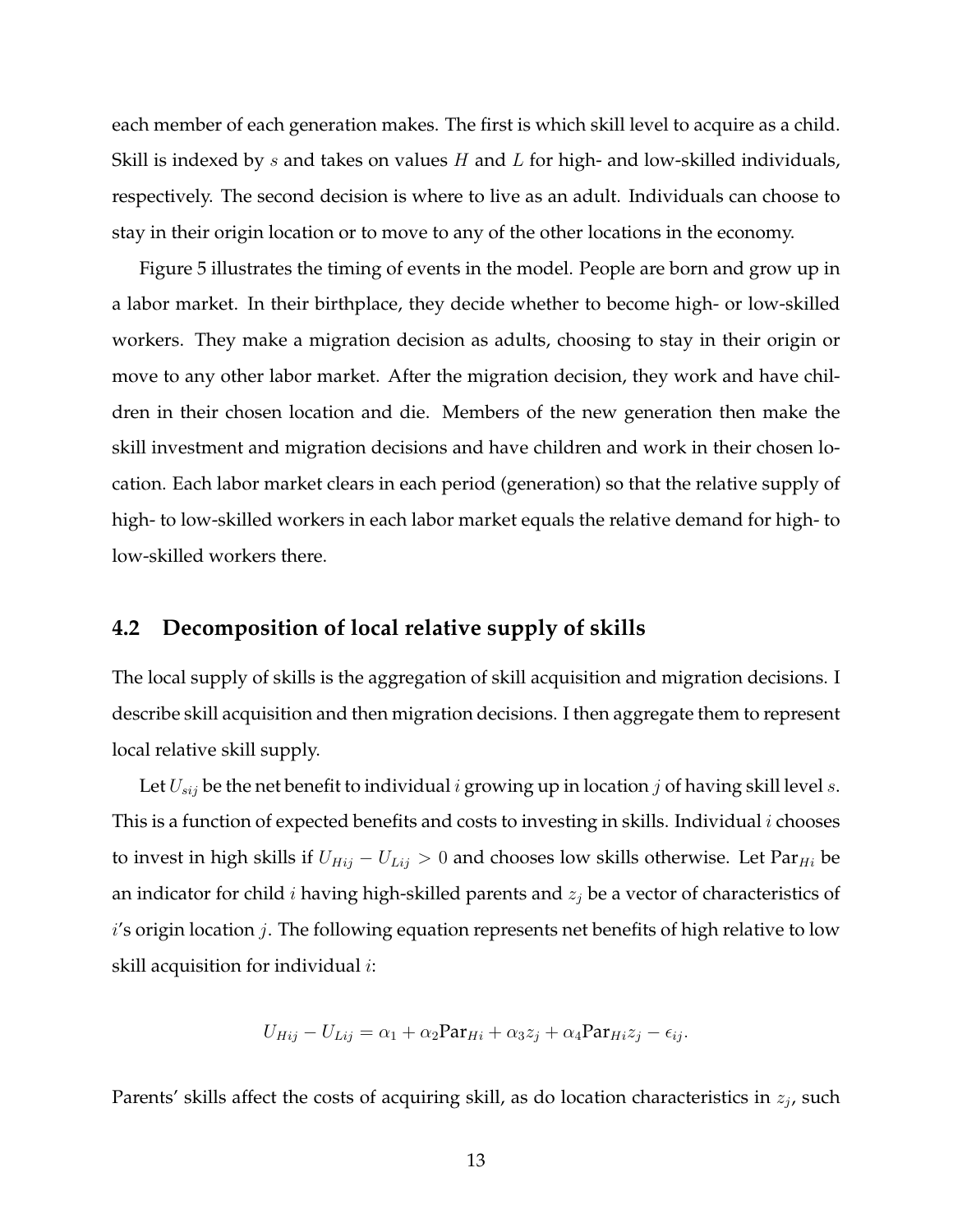each member of each generation makes. The first is which skill level to acquire as a child. Skill is indexed by $s$ and takes on values $H$ and $L$ for high- and low-skilled individuals, respectively. The second decision is where to live as an adult. Individuals can choose to stay in their origin location or to move to any of the other locations in the economy.

Figure 5 illustrates the timing of events in the model. People are born and grow up in a labor market. In their birthplace, they decide whether to become high- or low-skilled workers. They make a migration decision as adults, choosing to stay in their origin or move to any other labor market. After the migration decision, they work and have children in their chosen location and die. Members of the new generation then make the skill investment and migration decisions and have children and work in their chosen location. Each labor market clears in each period (generation) so that the relative supply of high- to low-skilled workers in each labor market equals the relative demand for high- to low-skilled workers there.

## 4.2 Decomposition of local relative supply of skills

The local supply of skills is the aggregation of skill acquisition and migration decisions. I describe skill acquisition and then migration decisions. I then aggregate them to represent local relative skill supply.

Let $U_{sij}$ be the net benefit to individual $i$ growing up in location $j$ of having skill level $s$. This is a function of expected benefits and costs to investing in skills. Individual $i$ chooses to invest in high skills if $U_{Hij} - U_{Lij} > 0$ and chooses low skills otherwise. Let $\text{Par}_{Hi}$ be an indicator for child $i$ having high-skilled parents and $z_j$ be a vector of characteristics of $i$'s origin location $j$. The following equation represents net benefits of high relative to low skill acquisition for individual $i$:

$$U_{Hij} - U_{Lij} = \alpha_1 + \alpha_2 \text{Par}_{Hi} + \alpha_3 z_j + \alpha_4 \text{Par}_{Hi} z_j - \epsilon_{ij}.$$

Parents' skills affect the costs of acquiring skill, as do location characteristics in $z_j$, such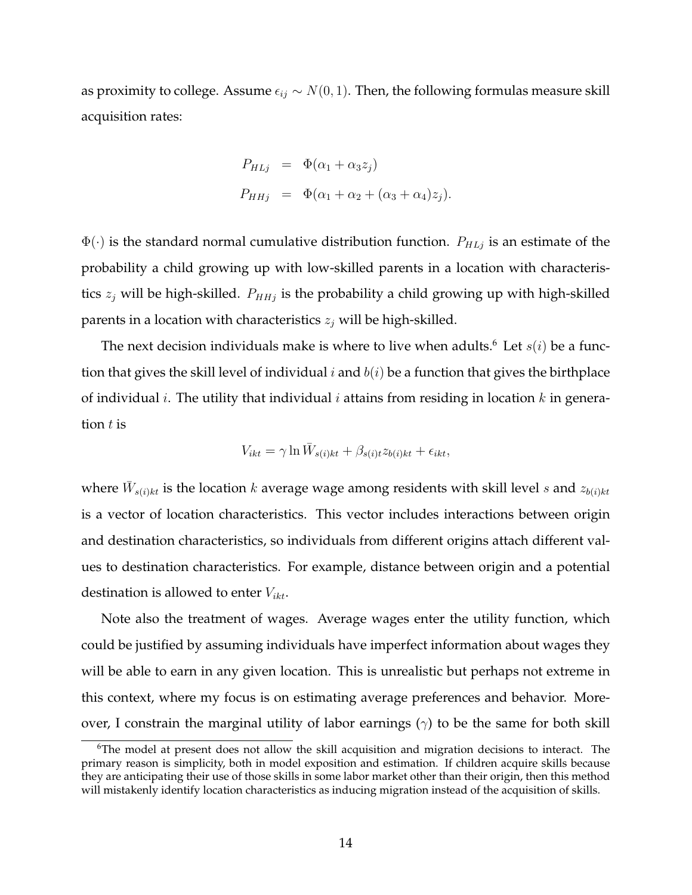as proximity to college. Assume $\epsilon_{ij} \sim N(0,1)$. Then, the following formulas measure skill acquisition rates:

$$
\begin{aligned}
P_{HLj} &= \Phi(\alpha_1 + \alpha_3 z_j) \\
P_{HHj} &= \Phi(\alpha_1 + \alpha_2 + (\alpha_3 + \alpha_4) z_j).
\end{aligned}
$$

$\Phi(\cdot)$ is the standard normal cumulative distribution function. $P_{HLj}$ is an estimate of the probability a child growing up with low-skilled parents in a location with characteristics $z_j$ will be high-skilled. $P_{HHj}$ is the probability a child growing up with high-skilled parents in a location with characteristics $z_j$ will be high-skilled.

The next decision individuals make is where to live when adults.[6] Let $s(i)$ be a function that gives the skill level of individual $i$ and $b(i)$ be a function that gives the birthplace of individual $i$. The utility that individual $i$ attains from residing in location $k$ in generation $t$ is

$$
V_{ikt} = \gamma \ln \bar{W}_{s(i)kt} + \beta_{s(i)t} z_{b(i)kt} + \epsilon_{ikt},
$$

where $\bar{W}_{s(i)kt}$ is the location $k$ average wage among residents with skill level $s$ and $z_{b(i)kt}$ is a vector of location characteristics. This vector includes interactions between origin and destination characteristics, so individuals from different origins attach different values to destination characteristics. For example, distance between origin and a potential destination is allowed to enter $V_{ikt}$.

Note also the treatment of wages. Average wages enter the utility function, which could be justified by assuming individuals have imperfect information about wages they will be able to earn in any given location. This is unrealistic but perhaps not extreme in this context, where my focus is on estimating average preferences and behavior. Moreover, I constrain the marginal utility of labor earnings ($\gamma$) to be the same for both skill

[6] The model at present does not allow the skill acquisition and migration decisions to interact. The primary reason is simplicity, both in model exposition and estimation. If children acquire skills because they are anticipating their use of those skills in some labor market other than their origin, then this method will mistakenly identify location characteristics as inducing migration instead of the acquisition of skills.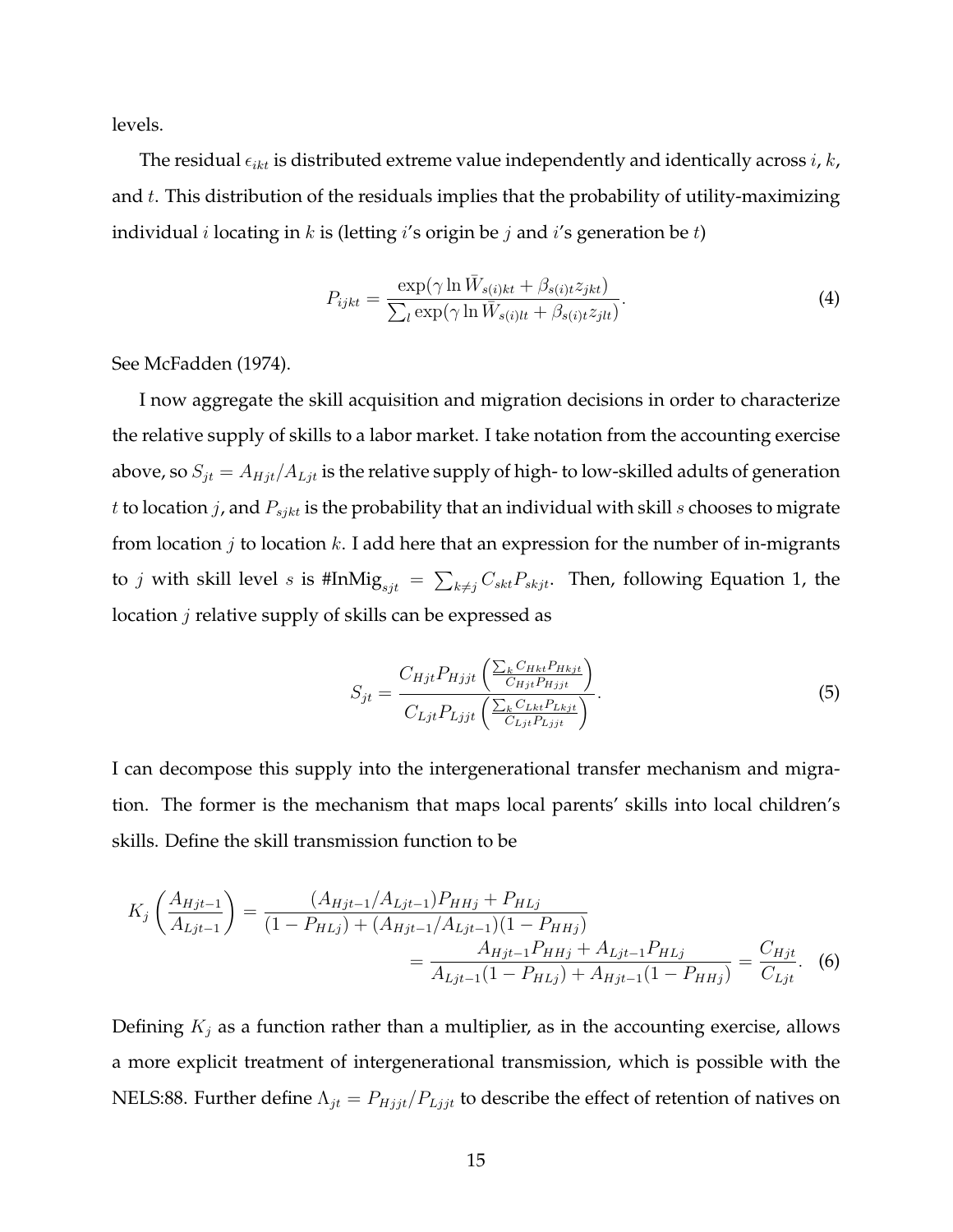levels.

The residual $\epsilon_{ikt}$ is distributed extreme value independently and identically across $i$, $k$, and $t$. This distribution of the residuals implies that the probability of utility-maximizing individual $i$ locating in $k$ is (letting $i$'s origin be $j$ and $i$'s generation be $t$)

$$P_{ijkt} = \frac{\exp(\gamma \ln \bar{W}_{s(i)kt} + \beta_{s(i)t} z_{jkt})}{\sum_l \exp(\gamma \ln \bar{W}_{s(i)lt} + \beta_{s(i)t} z_{jlt})}. \tag{4}$$

See McFadden (1974).

I now aggregate the skill acquisition and migration decisions in order to characterize the relative supply of skills to a labor market. I take notation from the accounting exercise above, so $S_{jt} = A_{Hjt}/A_{Ljt}$ is the relative supply of high- to low-skilled adults of generation $t$ to location $j$, and $P_{sjkt}$ is the probability that an individual with skill $s$ chooses to migrate from location $j$ to location $k$. I add here that an expression for the number of in-migrants to $j$ with skill level $s$ is $\#\text{InMig}_{sjt} = \sum_{k \neq j} C_{skt} P_{skjt}$. Then, following Equation 1, the location $j$ relative supply of skills can be expressed as

$$S_{jt} = \frac{C_{Hjt} P_{Hjjt} \left( \frac{\sum_k C_{Hkt} P_{Hkjt}}{C_{Hjt} P_{Hjjt}} \right)}{C_{Ljt} P_{Ljjt} \left( \frac{\sum_k C_{Lkt} P_{Lkjt}}{C_{Ljt} P_{Ljjt}} \right)}. \tag{5}$$

I can decompose this supply into the intergenerational transfer mechanism and migration. The former is the mechanism that maps local parents' skills into local children's skills. Define the skill transmission function to be

$$\begin{aligned} K_j \left( \frac{A_{Hjt-1}}{A_{Ljt-1}} \right) &= \frac{(A_{Hjt-1}/A_{Ljt-1}) P_{HHj} + P_{HLj}}{(1 - P_{HLj}) + (A_{Hjt-1}/A_{Ljt-1})(1 - P_{HHj})} \\ &= \frac{A_{Hjt-1} P_{HHj} + A_{Ljt-1} P_{HLj}}{A_{Ljt-1}(1 - P_{HLj}) + A_{Hjt-1}(1 - P_{HHj})} = \frac{C_{Hjt}}{C_{Ljt}}. \end{aligned} \tag{6}$$

Defining $K_j$ as a function rather than a multiplier, as in the accounting exercise, allows a more explicit treatment of intergenerational transmission, which is possible with the NELS:88. Further define $\Lambda_{jt} = P_{Hjjt}/P_{Ljjt}$ to describe the effect of retention of natives on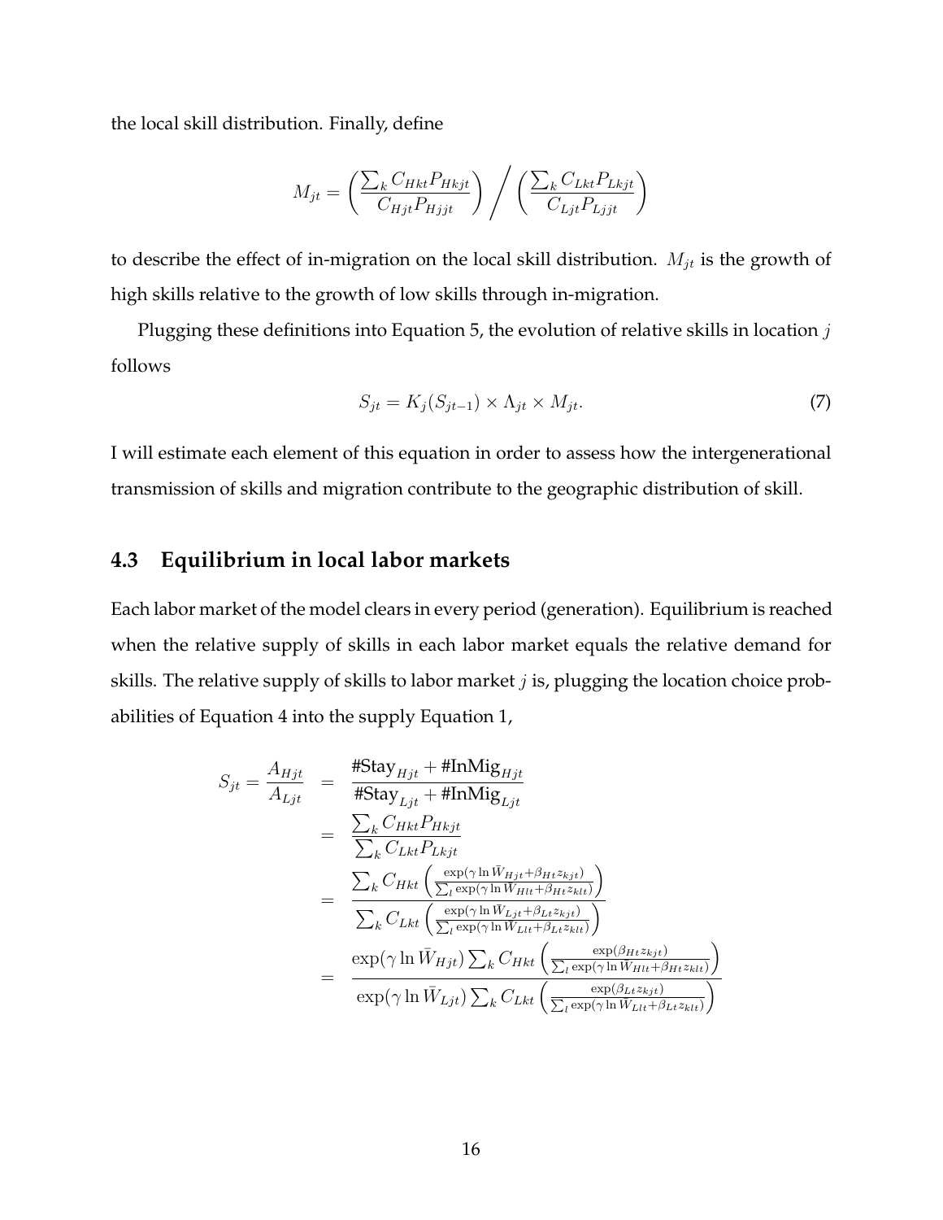the local skill distribution. Finally, define

$$M_{jt} = \left( \frac{\sum_k C_{Hkt} P_{Hkjt}}{C_{Hjt} P_{Hjjt}} \right) \bigg/ \left( \frac{\sum_k C_{Lkt} P_{Lkjt}}{C_{Ljt} P_{Ljjt}} \right)$$

to describe the effect of in-migration on the local skill distribution. $M_{jt}$ is the growth of high skills relative to the growth of low skills through in-migration.

Plugging these definitions into Equation 5, the evolution of relative skills in location $j$ follows

$$S_{jt} = K_j(S_{jt-1}) \times \Lambda_{jt} \times M_{jt}. \tag{7}$$

I will estimate each element of this equation in order to assess how the intergenerational transmission of skills and migration contribute to the geographic distribution of skill.

### 4.3 Equilibrium in local labor markets

Each labor market of the model clears in every period (generation). Equilibrium is reached when the relative supply of skills in each labor market equals the relative demand for skills. The relative supply of skills to labor market $j$ is, plugging the location choice probabilities of Equation 4 into the supply Equation 1,

$$\begin{aligned}
S_{jt} = \frac{A_{Hjt}}{A_{Ljt}} &= \frac{\#\text{Stay}_{Hjt} + \#\text{InMig}_{Hjt}}{\#\text{Stay}_{Ljt} + \#\text{InMig}_{Ljt}} \\
&= \frac{\sum_k C_{Hkt} P_{Hkjt}}{\sum_k C_{Lkt} P_{Lkjt}} \\
&= \frac{\sum_k C_{Hkt} \left( \frac{\exp(\gamma \ln \bar{W}_{Hjt} + \beta_{Ht} z_{kjt})}{\sum_l \exp(\gamma \ln \bar{W}_{Hlt} + \beta_{Ht} z_{klt})} \right)}{\sum_k C_{Lkt} \left( \frac{\exp(\gamma \ln \bar{W}_{Ljt} + \beta_{Lt} z_{kjt})}{\sum_l \exp(\gamma \ln \bar{W}_{Llt} + \beta_{Lt} z_{klt})} \right)} \\
&= \frac{\exp(\gamma \ln \bar{W}_{Hjt}) \sum_k C_{Hkt} \left( \frac{\exp(\beta_{Ht} z_{kjt})}{\sum_l \exp(\gamma \ln \bar{W}_{Hlt} + \beta_{Ht} z_{klt})} \right)}{\exp(\gamma \ln \bar{W}_{Ljt}) \sum_k C_{Lkt} \left( \frac{\exp(\beta_{Lt} z_{kjt})}{\sum_l \exp(\gamma \ln \bar{W}_{Llt} + \beta_{Lt} z_{klt})} \right)}
\end{aligned}$$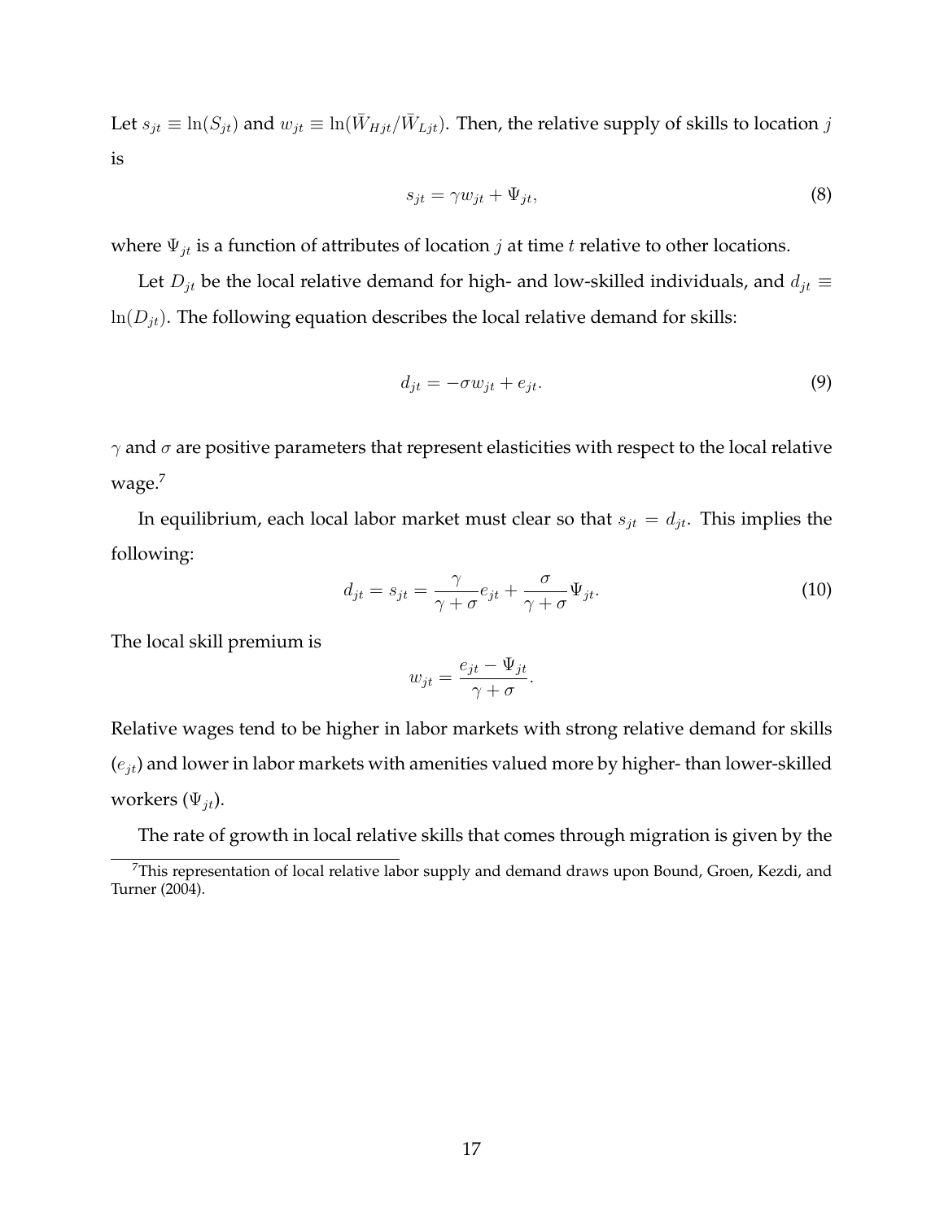Let $s_{jt} \equiv \ln(S_{jt})$ and $w_{jt} \equiv \ln(\bar{W}_{Hjt}/\bar{W}_{Ljt})$. Then, the relative supply of skills to location $j$ is

$$s_{jt} = \gamma w_{jt} + \Psi_{jt}, \tag{8}$$

where $\Psi_{jt}$ is a function of attributes of location $j$ at time $t$ relative to other locations.

Let $D_{jt}$ be the local relative demand for high- and low-skilled individuals, and $d_{jt} \equiv \ln(D_{jt})$. The following equation describes the local relative demand for skills:

$$d_{jt} = -\sigma w_{jt} + e_{jt}. \tag{9}$$

$\gamma$ and $\sigma$ are positive parameters that represent elasticities with respect to the local relative wage.[7]

In equilibrium, each local labor market must clear so that $s_{jt} = d_{jt}$. This implies the following:

$$d_{jt} = s_{jt} = \frac{\gamma}{\gamma + \sigma} e_{jt} + \frac{\sigma}{\gamma + \sigma} \Psi_{jt}. \tag{10}$$

The local skill premium is

$$w_{jt} = \frac{e_{jt} - \Psi_{jt}}{\gamma + \sigma}.$$

Relative wages tend to be higher in labor markets with strong relative demand for skills ($e_{jt}$) and lower in labor markets with amenities valued more by higher- than lower-skilled workers ($\Psi_{jt}$).

The rate of growth in local relative skills that comes through migration is given by the

[7] This representation of local relative labor supply and demand draws upon Bound, Groen, Kezdi, and Turner (2004).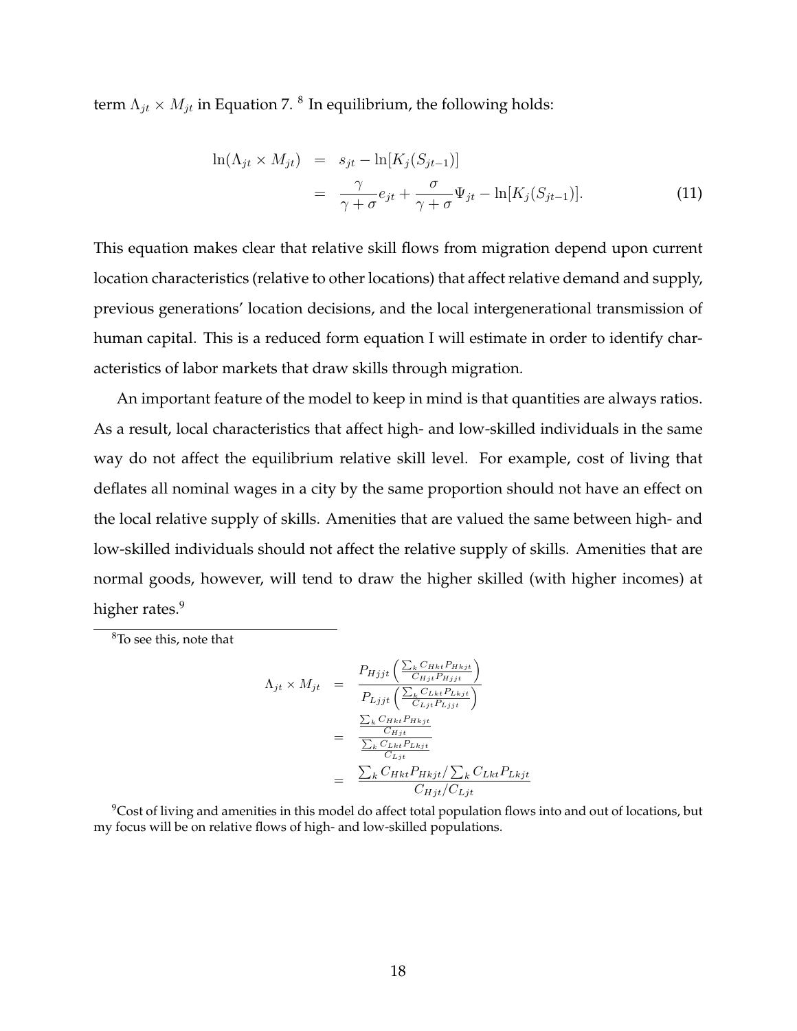term $\Lambda_{jt} \times M_{jt}$ in Equation 7. [8] In equilibrium, the following holds:

$$
\begin{aligned}
\ln(\Lambda_{jt} \times M_{jt}) &= s_{jt} - \ln[K_j(S_{jt-1})] \\
&= \frac{\gamma}{\gamma + \sigma} e_{jt} + \frac{\sigma}{\gamma + \sigma} \Psi_{jt} - \ln[K_j(S_{jt-1})]. \qquad (11)
\end{aligned}
$$

This equation makes clear that relative skill flows from migration depend upon current location characteristics (relative to other locations) that affect relative demand and supply, previous generations' location decisions, and the local intergenerational transmission of human capital. This is a reduced form equation I will estimate in order to identify characteristics of labor markets that draw skills through migration.

An important feature of the model to keep in mind is that quantities are always ratios. As a result, local characteristics that affect high- and low-skilled individuals in the same way do not affect the equilibrium relative skill level. For example, cost of living that deflates all nominal wages in a city by the same proportion should not have an effect on the local relative supply of skills. Amenities that are valued the same between high- and low-skilled individuals should not affect the relative supply of skills. Amenities that are normal goods, however, will tend to draw the higher skilled (with higher incomes) at higher rates.[9]

---

[8] To see this, note that

$$
\begin{aligned}
\Lambda_{jt} \times M_{jt} &= \frac{P_{Hjjt}\left(\frac{\sum_k C_{Hkt} P_{Hkjt}}{C_{Hjt} P_{Hjjt}}\right)}{P_{Ljjt}\left(\frac{\sum_k C_{Lkt} P_{Lkjt}}{C_{Ljt} P_{Ljjt}}\right)} \\
&= \frac{\frac{\sum_k C_{Hkt} P_{Hkjt}}{C_{Hjt}}}{\frac{\sum_k C_{Lkt} P_{Lkjt}}{C_{Ljt}}} \\
&= \frac{\sum_k C_{Hkt} P_{Hkjt} / \sum_k C_{Lkt} P_{Lkjt}}{C_{Hjt}/C_{Ljt}}
\end{aligned}
$$

[9] Cost of living and amenities in this model do affect total population flows into and out of locations, but my focus will be on relative flows of high- and low-skilled populations.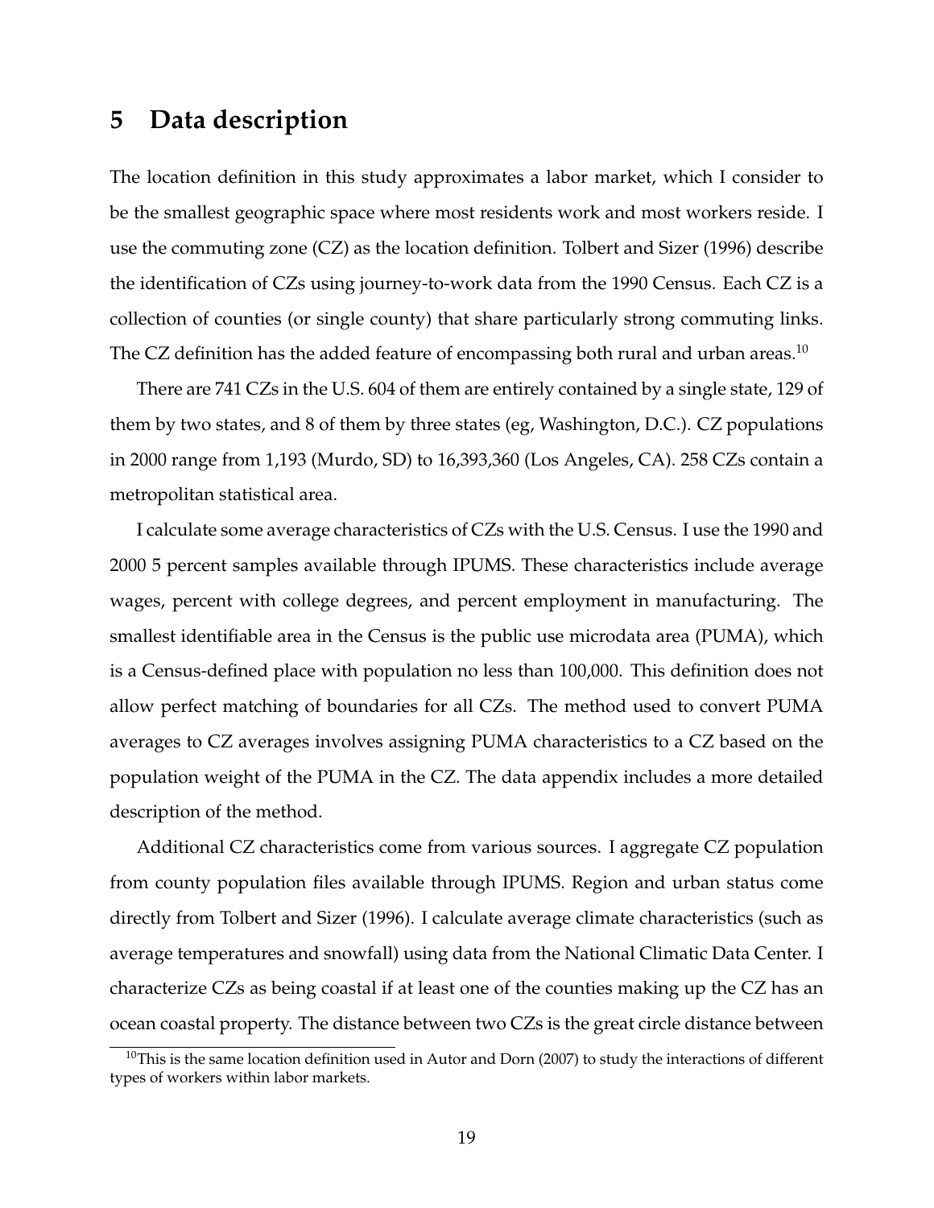# 5 Data description

The location definition in this study approximates a labor market, which I consider to be the smallest geographic space where most residents work and most workers reside. I use the commuting zone (CZ) as the location definition. Tolbert and Sizer (1996) describe the identification of CZs using journey-to-work data from the 1990 Census. Each CZ is a collection of counties (or single county) that share particularly strong commuting links. The CZ definition has the added feature of encompassing both rural and urban areas.[10]

There are 741 CZs in the U.S. 604 of them are entirely contained by a single state, 129 of them by two states, and 8 of them by three states (eg, Washington, D.C.). CZ populations in 2000 range from 1,193 (Murdo, SD) to 16,393,360 (Los Angeles, CA). 258 CZs contain a metropolitan statistical area.

I calculate some average characteristics of CZs with the U.S. Census. I use the 1990 and 2000 5 percent samples available through IPUMS. These characteristics include average wages, percent with college degrees, and percent employment in manufacturing. The smallest identifiable area in the Census is the public use microdata area (PUMA), which is a Census-defined place with population no less than 100,000. This definition does not allow perfect matching of boundaries for all CZs. The method used to convert PUMA averages to CZ averages involves assigning PUMA characteristics to a CZ based on the population weight of the PUMA in the CZ. The data appendix includes a more detailed description of the method.

Additional CZ characteristics come from various sources. I aggregate CZ population from county population files available through IPUMS. Region and urban status come directly from Tolbert and Sizer (1996). I calculate average climate characteristics (such as average temperatures and snowfall) using data from the National Climatic Data Center. I characterize CZs as being coastal if at least one of the counties making up the CZ has an ocean coastal property. The distance between two CZs is the great circle distance between

[10] This is the same location definition used in Autor and Dorn (2007) to study the interactions of different types of workers within labor markets.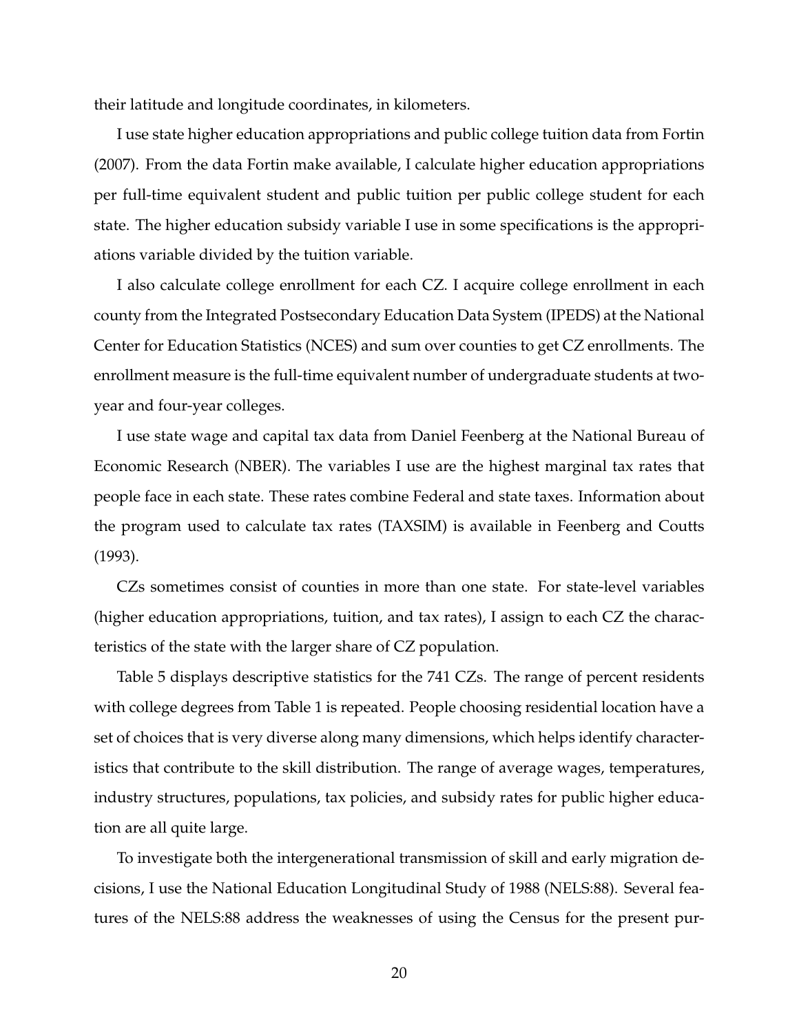their latitude and longitude coordinates, in kilometers.

I use state higher education appropriations and public college tuition data from Fortin (2007). From the data Fortin make available, I calculate higher education appropriations per full-time equivalent student and public tuition per public college student for each state. The higher education subsidy variable I use in some specifications is the appropriations variable divided by the tuition variable.

I also calculate college enrollment for each CZ. I acquire college enrollment in each county from the Integrated Postsecondary Education Data System (IPEDS) at the National Center for Education Statistics (NCES) and sum over counties to get CZ enrollments. The enrollment measure is the full-time equivalent number of undergraduate students at two-year and four-year colleges.

I use state wage and capital tax data from Daniel Feenberg at the National Bureau of Economic Research (NBER). The variables I use are the highest marginal tax rates that people face in each state. These rates combine Federal and state taxes. Information about the program used to calculate tax rates (TAXSIM) is available in Feenberg and Coutts (1993).

CZs sometimes consist of counties in more than one state. For state-level variables (higher education appropriations, tuition, and tax rates), I assign to each CZ the characteristics of the state with the larger share of CZ population.

Table 5 displays descriptive statistics for the 741 CZs. The range of percent residents with college degrees from Table 1 is repeated. People choosing residential location have a set of choices that is very diverse along many dimensions, which helps identify characteristics that contribute to the skill distribution. The range of average wages, temperatures, industry structures, populations, tax policies, and subsidy rates for public higher education are all quite large.

To investigate both the intergenerational transmission of skill and early migration decisions, I use the National Education Longitudinal Study of 1988 (NELS:88). Several features of the NELS:88 address the weaknesses of using the Census for the present pur-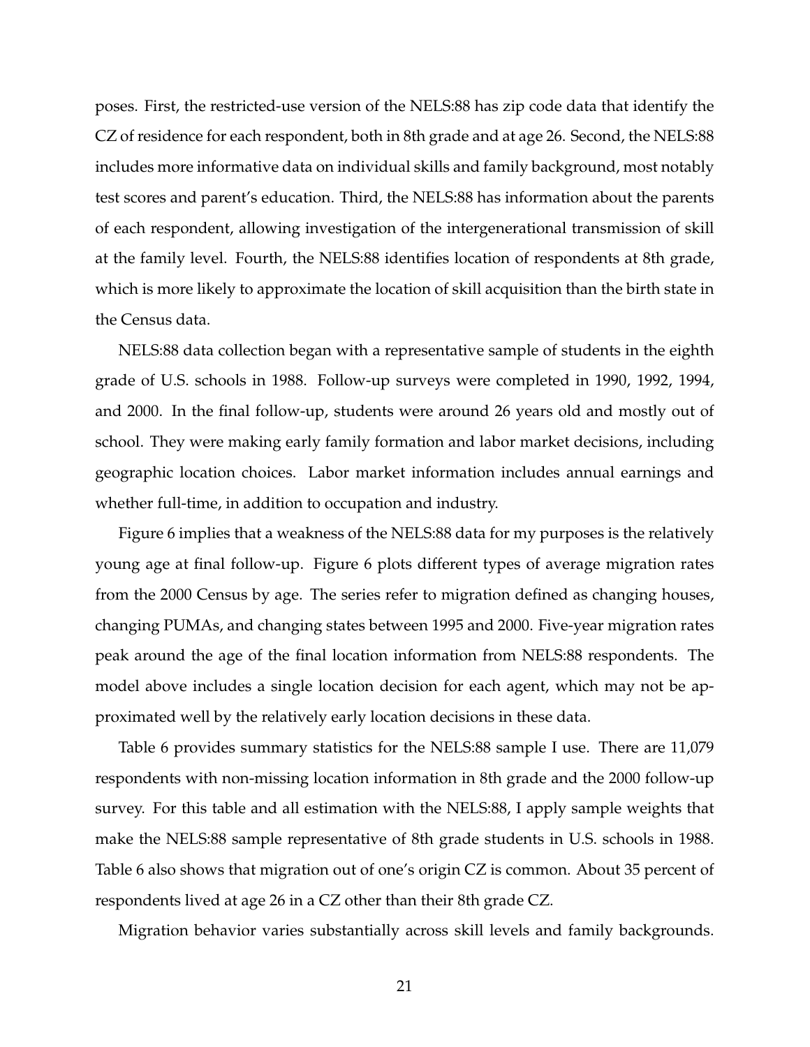poses. First, the restricted-use version of the NELS:88 has zip code data that identify the CZ of residence for each respondent, both in 8th grade and at age 26. Second, the NELS:88 includes more informative data on individual skills and family background, most notably test scores and parent's education. Third, the NELS:88 has information about the parents of each respondent, allowing investigation of the intergenerational transmission of skill at the family level. Fourth, the NELS:88 identifies location of respondents at 8th grade, which is more likely to approximate the location of skill acquisition than the birth state in the Census data.

NELS:88 data collection began with a representative sample of students in the eighth grade of U.S. schools in 1988. Follow-up surveys were completed in 1990, 1992, 1994, and 2000. In the final follow-up, students were around 26 years old and mostly out of school. They were making early family formation and labor market decisions, including geographic location choices. Labor market information includes annual earnings and whether full-time, in addition to occupation and industry.

Figure 6 implies that a weakness of the NELS:88 data for my purposes is the relatively young age at final follow-up. Figure 6 plots different types of average migration rates from the 2000 Census by age. The series refer to migration defined as changing houses, changing PUMAs, and changing states between 1995 and 2000. Five-year migration rates peak around the age of the final location information from NELS:88 respondents. The model above includes a single location decision for each agent, which may not be approximated well by the relatively early location decisions in these data.

Table 6 provides summary statistics for the NELS:88 sample I use. There are 11,079 respondents with non-missing location information in 8th grade and the 2000 follow-up survey. For this table and all estimation with the NELS:88, I apply sample weights that make the NELS:88 sample representative of 8th grade students in U.S. schools in 1988. Table 6 also shows that migration out of one's origin CZ is common. About 35 percent of respondents lived at age 26 in a CZ other than their 8th grade CZ.

Migration behavior varies substantially across skill levels and family backgrounds.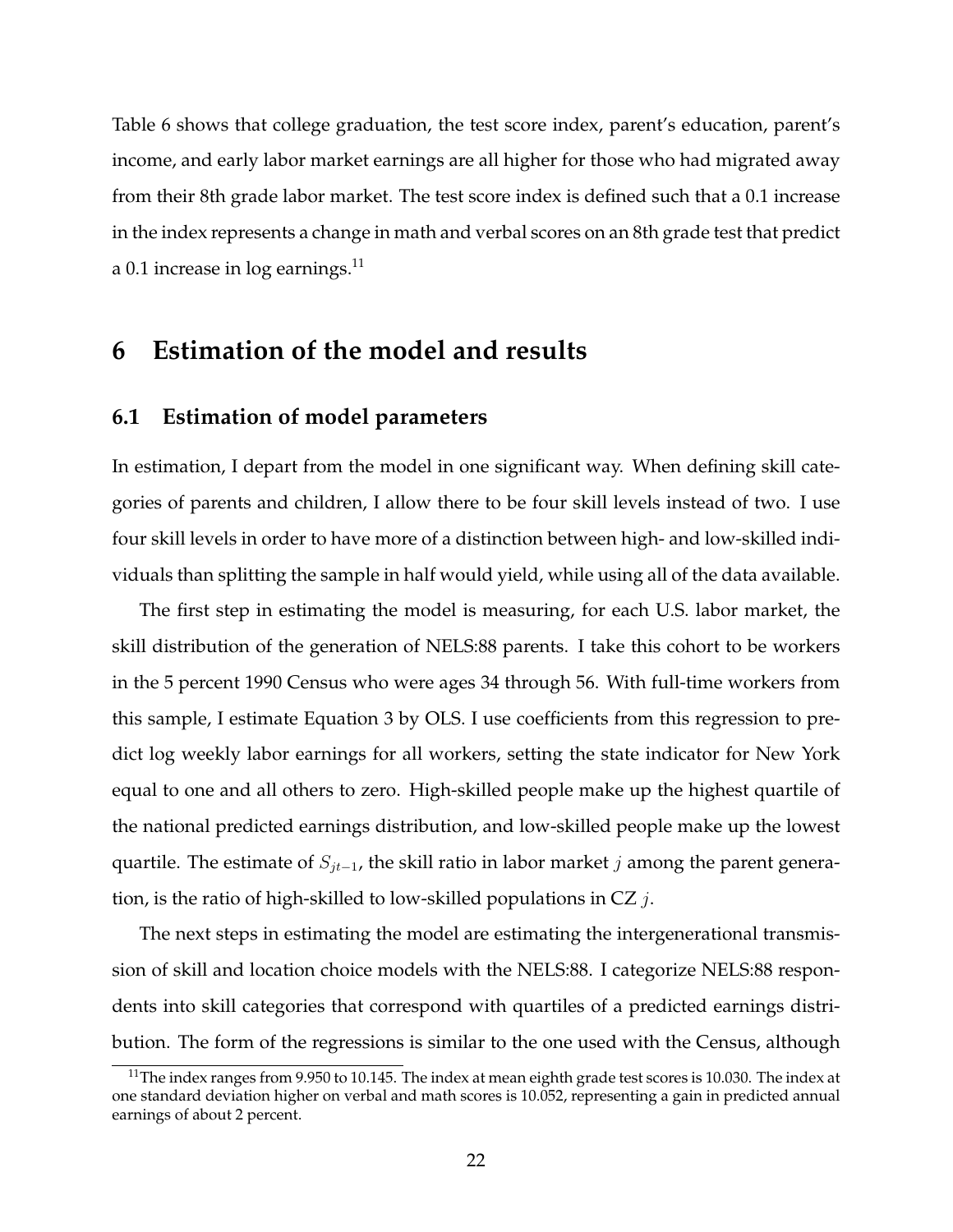Table 6 shows that college graduation, the test score index, parent's education, parent's income, and early labor market earnings are all higher for those who had migrated away from their 8th grade labor market. The test score index is defined such that a 0.1 increase in the index represents a change in math and verbal scores on an 8th grade test that predict a 0.1 increase in log earnings.[11]

# 6 Estimation of the model and results

## 6.1 Estimation of model parameters

In estimation, I depart from the model in one significant way. When defining skill categories of parents and children, I allow there to be four skill levels instead of two. I use four skill levels in order to have more of a distinction between high- and low-skilled individuals than splitting the sample in half would yield, while using all of the data available.

The first step in estimating the model is measuring, for each U.S. labor market, the skill distribution of the generation of NELS:88 parents. I take this cohort to be workers in the 5 percent 1990 Census who were ages 34 through 56. With full-time workers from this sample, I estimate Equation 3 by OLS. I use coefficients from this regression to predict log weekly labor earnings for all workers, setting the state indicator for New York equal to one and all others to zero. High-skilled people make up the highest quartile of the national predicted earnings distribution, and low-skilled people make up the lowest quartile. The estimate of $S_{jt-1}$, the skill ratio in labor market $j$ among the parent generation, is the ratio of high-skilled to low-skilled populations in CZ $j$.

The next steps in estimating the model are estimating the intergenerational transmission of skill and location choice models with the NELS:88. I categorize NELS:88 respondents into skill categories that correspond with quartiles of a predicted earnings distribution. The form of the regressions is similar to the one used with the Census, although

[11] The index ranges from 9.950 to 10.145. The index at mean eighth grade test scores is 10.030. The index at one standard deviation higher on verbal and math scores is 10.052, representing a gain in predicted annual earnings of about 2 percent.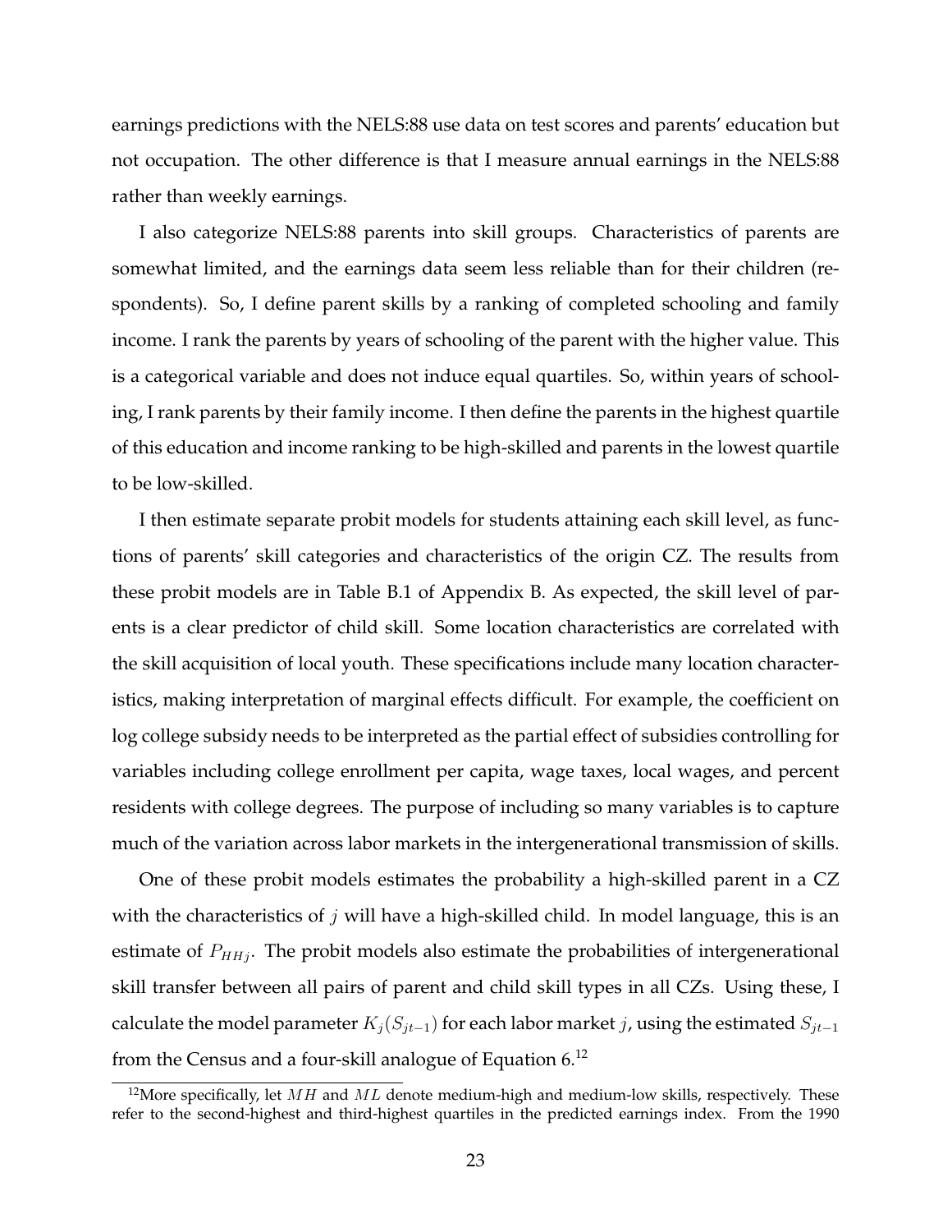earnings predictions with the NELS:88 use data on test scores and parents' education but not occupation. The other difference is that I measure annual earnings in the NELS:88 rather than weekly earnings.

I also categorize NELS:88 parents into skill groups. Characteristics of parents are somewhat limited, and the earnings data seem less reliable than for their children (respondents). So, I define parent skills by a ranking of completed schooling and family income. I rank the parents by years of schooling of the parent with the higher value. This is a categorical variable and does not induce equal quartiles. So, within years of schooling, I rank parents by their family income. I then define the parents in the highest quartile of this education and income ranking to be high-skilled and parents in the lowest quartile to be low-skilled.

I then estimate separate probit models for students attaining each skill level, as functions of parents' skill categories and characteristics of the origin CZ. The results from these probit models are in Table B.1 of Appendix B. As expected, the skill level of parents is a clear predictor of child skill. Some location characteristics are correlated with the skill acquisition of local youth. These specifications include many location characteristics, making interpretation of marginal effects difficult. For example, the coefficient on log college subsidy needs to be interpreted as the partial effect of subsidies controlling for variables including college enrollment per capita, wage taxes, local wages, and percent residents with college degrees. The purpose of including so many variables is to capture much of the variation across labor markets in the intergenerational transmission of skills.

One of these probit models estimates the probability a high-skilled parent in a CZ with the characteristics of $j$ will have a high-skilled child. In model language, this is an estimate of $P_{HHj}$. The probit models also estimate the probabilities of intergenerational skill transfer between all pairs of parent and child skill types in all CZs. Using these, I calculate the model parameter $K_j(S_{jt-1})$ for each labor market $j$, using the estimated $S_{jt-1}$ from the Census and a four-skill analogue of Equation 6.[12]

[12]More specifically, let $MH$ and $ML$ denote medium-high and medium-low skills, respectively. These refer to the second-highest and third-highest quartiles in the predicted earnings index. From the 1990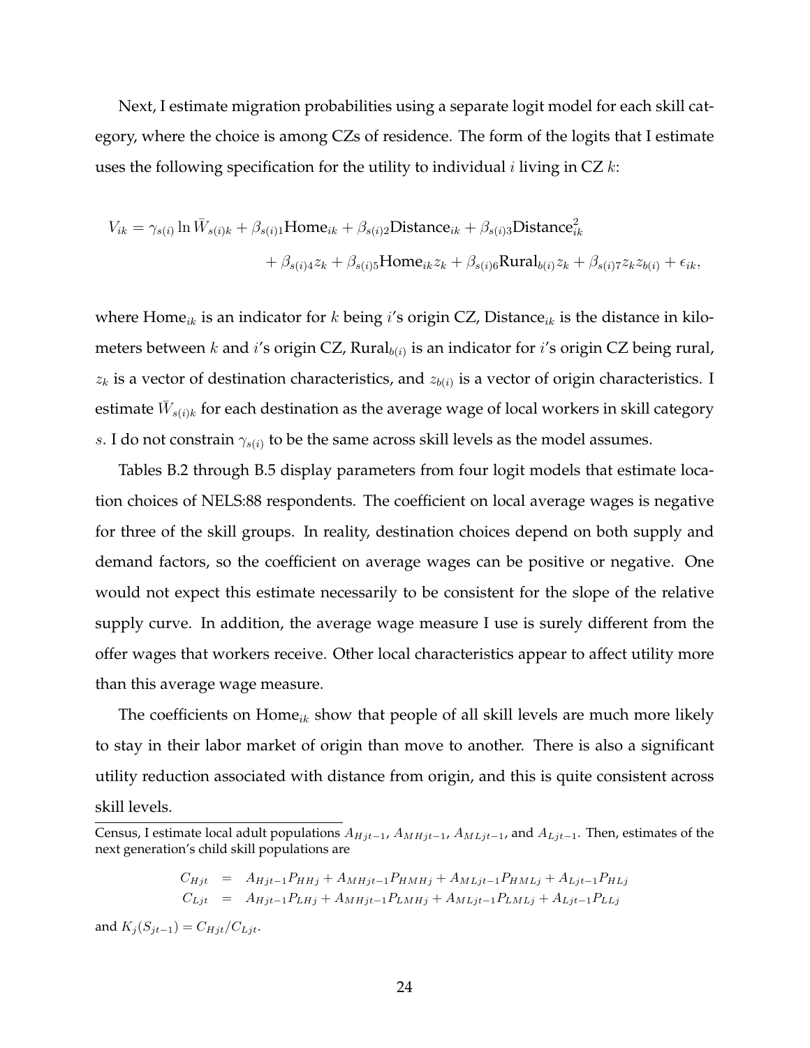Next, I estimate migration probabilities using a separate logit model for each skill category, where the choice is among CZs of residence. The form of the logits that I estimate uses the following specification for the utility to individual $i$ living in CZ $k$:

$$
\begin{aligned}
V_{ik} = \gamma_{s(i)} \ln \bar{W}_{s(i)k} + \beta_{s(i)1}\text{Home}_{ik} + \beta_{s(i)2}\text{Distance}_{ik} + \beta_{s(i)3}\text{Distance}^2_{ik} \\
+ \beta_{s(i)4} z_k + \beta_{s(i)5}\text{Home}_{ik} z_k + \beta_{s(i)6}\text{Rural}_{b(i)} z_k + \beta_{s(i)7} z_k z_{b(i)} + \epsilon_{ik},
\end{aligned}
$$

where $\text{Home}_{ik}$ is an indicator for $k$ being $i$'s origin CZ, $\text{Distance}_{ik}$ is the distance in kilometers between $k$ and $i$'s origin CZ, $\text{Rural}_{b(i)}$ is an indicator for $i$'s origin CZ being rural, $z_k$ is a vector of destination characteristics, and $z_{b(i)}$ is a vector of origin characteristics. I estimate $\bar{W}_{s(i)k}$ for each destination as the average wage of local workers in skill category $s$. I do not constrain $\gamma_{s(i)}$ to be the same across skill levels as the model assumes.

Tables B.2 through B.5 display parameters from four logit models that estimate location choices of NELS:88 respondents. The coefficient on local average wages is negative for three of the skill groups. In reality, destination choices depend on both supply and demand factors, so the coefficient on average wages can be positive or negative. One would not expect this estimate necessarily to be consistent for the slope of the relative supply curve. In addition, the average wage measure I use is surely different from the offer wages that workers receive. Other local characteristics appear to affect utility more than this average wage measure.

The coefficients on $\text{Home}_{ik}$ show that people of all skill levels are much more likely to stay in their labor market of origin than move to another. There is also a significant utility reduction associated with distance from origin, and this is quite consistent across skill levels.

Census, I estimate local adult populations $A_{Hjt-1}$, $A_{MHjt-1}$, $A_{MLjt-1}$, and $A_{Ljt-1}$. Then, estimates of the next generation's child skill populations are

$$
\begin{aligned}
C_{Hjt} &= A_{Hjt-1}P_{HHj} + A_{MHjt-1}P_{HMHj} + A_{MLjt-1}P_{HMLj} + A_{Ljt-1}P_{HLj} \\
C_{Ljt} &= A_{Hjt-1}P_{LHj} + A_{MHjt-1}P_{LMHj} + A_{MLjt-1}P_{LMLj} + A_{Ljt-1}P_{LLj}
\end{aligned}
$$

and $K_j(S_{jt-1}) = C_{Hjt}/C_{Ljt}$.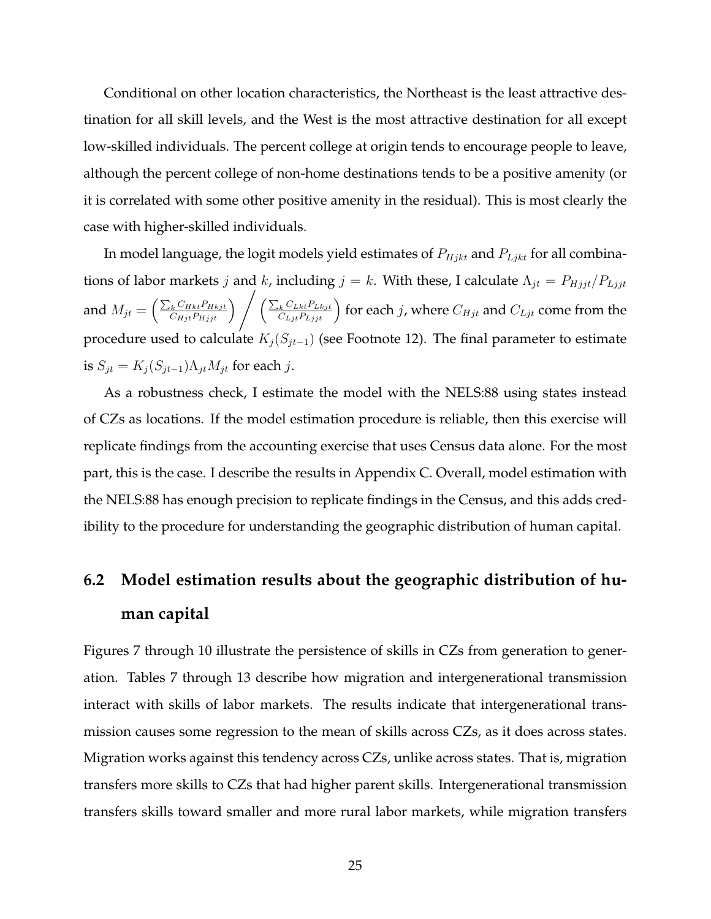Conditional on other location characteristics, the Northeast is the least attractive destination for all skill levels, and the West is the most attractive destination for all except low-skilled individuals. The percent college at origin tends to encourage people to leave, although the percent college of non-home destinations tends to be a positive amenity (or it is correlated with some other positive amenity in the residual). This is most clearly the case with higher-skilled individuals.

In model language, the logit models yield estimates of $P_{Hjkt}$ and $P_{Ljkt}$ for all combinations of labor markets $j$ and $k$, including $j = k$. With these, I calculate $\Lambda_{jt} = P_{Hjjt}/P_{Ljjt}$ and $M_{jt} = \left(\frac{\sum_k C_{Hkt} P_{Hkjt}}{C_{Hjt} P_{Hjjt}}\right) \bigg/ \left(\frac{\sum_k C_{Lkt} P_{Lkjt}}{C_{Ljt} P_{Ljjt}}\right)$ for each $j$, where $C_{Hjt}$ and $C_{Ljt}$ come from the procedure used to calculate $K_j(S_{jt-1})$ (see Footnote 12). The final parameter to estimate is $S_{jt} = K_j(S_{jt-1})\Lambda_{jt} M_{jt}$ for each $j$.

As a robustness check, I estimate the model with the NELS:88 using states instead of CZs as locations. If the model estimation procedure is reliable, then this exercise will replicate findings from the accounting exercise that uses Census data alone. For the most part, this is the case. I describe the results in Appendix C. Overall, model estimation with the NELS:88 has enough precision to replicate findings in the Census, and this adds credibility to the procedure for understanding the geographic distribution of human capital.

## 6.2 Model estimation results about the geographic distribution of human capital

Figures 7 through 10 illustrate the persistence of skills in CZs from generation to generation. Tables 7 through 13 describe how migration and intergenerational transmission interact with skills of labor markets. The results indicate that intergenerational transmission causes some regression to the mean of skills across CZs, as it does across states. Migration works against this tendency across CZs, unlike across states. That is, migration transfers more skills to CZs that had higher parent skills. Intergenerational transmission transfers skills toward smaller and more rural labor markets, while migration transfers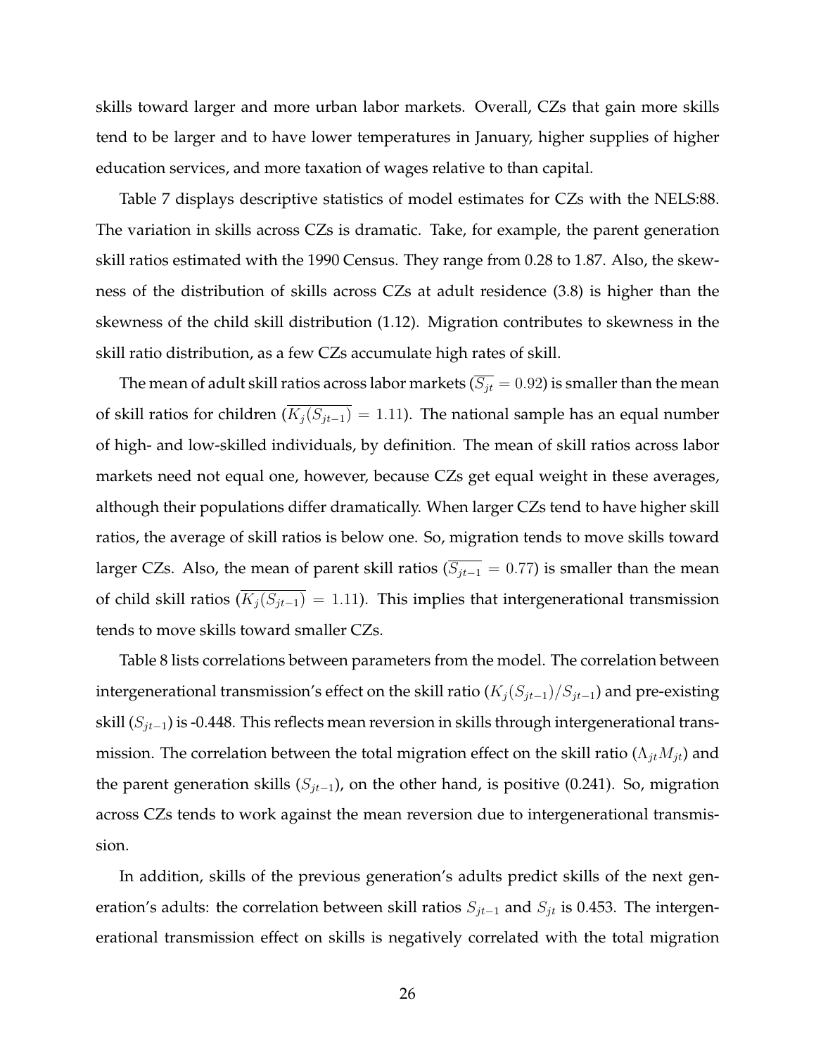skills toward larger and more urban labor markets. Overall, CZs that gain more skills tend to be larger and to have lower temperatures in January, higher supplies of higher education services, and more taxation of wages relative to than capital.

Table 7 displays descriptive statistics of model estimates for CZs with the NELS:88. The variation in skills across CZs is dramatic. Take, for example, the parent generation skill ratios estimated with the 1990 Census. They range from 0.28 to 1.87. Also, the skewness of the distribution of skills across CZs at adult residence (3.8) is higher than the skewness of the child skill distribution (1.12). Migration contributes to skewness in the skill ratio distribution, as a few CZs accumulate high rates of skill.

The mean of adult skill ratios across labor markets ($\overline{S_{jt}} = 0.92$) is smaller than the mean of skill ratios for children ($\overline{K_j(S_{jt-1})} = 1.11$). The national sample has an equal number of high- and low-skilled individuals, by definition. The mean of skill ratios across labor markets need not equal one, however, because CZs get equal weight in these averages, although their populations differ dramatically. When larger CZs tend to have higher skill ratios, the average of skill ratios is below one. So, migration tends to move skills toward larger CZs. Also, the mean of parent skill ratios ($\overline{S_{jt-1}} = 0.77$) is smaller than the mean of child skill ratios ($\overline{K_j(S_{jt-1})} = 1.11$). This implies that intergenerational transmission tends to move skills toward smaller CZs.

Table 8 lists correlations between parameters from the model. The correlation between intergenerational transmission's effect on the skill ratio ($K_j(S_{jt-1})/S_{jt-1}$) and pre-existing skill ($S_{jt-1}$) is -0.448. This reflects mean reversion in skills through intergenerational transmission. The correlation between the total migration effect on the skill ratio ($\Lambda_{jt}M_{jt}$) and the parent generation skills ($S_{jt-1}$), on the other hand, is positive (0.241). So, migration across CZs tends to work against the mean reversion due to intergenerational transmission.

In addition, skills of the previous generation's adults predict skills of the next generation's adults: the correlation between skill ratios $S_{jt-1}$ and $S_{jt}$ is 0.453. The intergenerational transmission effect on skills is negatively correlated with the total migration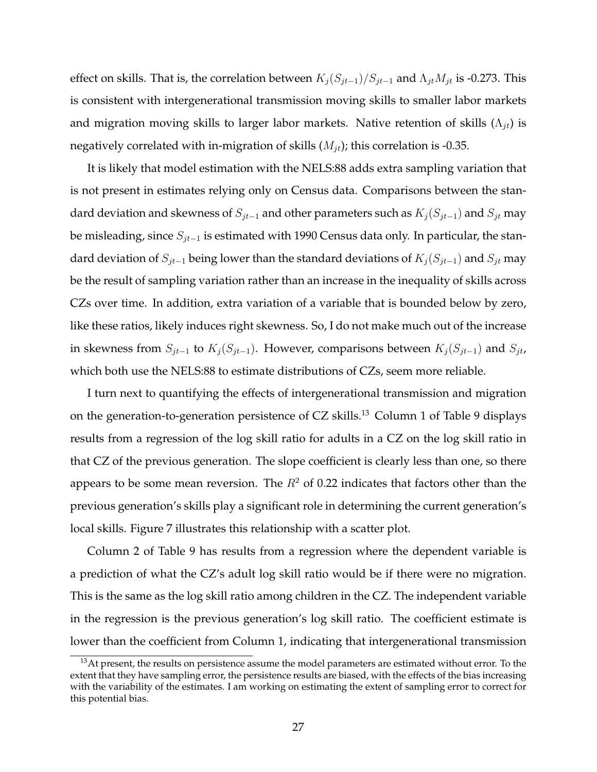effect on skills. That is, the correlation between $K_j(S_{jt-1})/S_{jt-1}$ and $\Lambda_{jt}M_{jt}$ is -0.273. This is consistent with intergenerational transmission moving skills to smaller labor markets and migration moving skills to larger labor markets. Native retention of skills ($\Lambda_{jt}$) is negatively correlated with in-migration of skills ($M_{jt}$); this correlation is -0.35.

It is likely that model estimation with the NELS:88 adds extra sampling variation that is not present in estimates relying only on Census data. Comparisons between the standard deviation and skewness of $S_{jt-1}$ and other parameters such as $K_j(S_{jt-1})$ and $S_{jt}$ may be misleading, since $S_{jt-1}$ is estimated with 1990 Census data only. In particular, the standard deviation of $S_{jt-1}$ being lower than the standard deviations of $K_j(S_{jt-1})$ and $S_{jt}$ may be the result of sampling variation rather than an increase in the inequality of skills across CZs over time. In addition, extra variation of a variable that is bounded below by zero, like these ratios, likely induces right skewness. So, I do not make much out of the increase in skewness from $S_{jt-1}$ to $K_j(S_{jt-1})$. However, comparisons between $K_j(S_{jt-1})$ and $S_{jt}$, which both use the NELS:88 to estimate distributions of CZs, seem more reliable.

I turn next to quantifying the effects of intergenerational transmission and migration on the generation-to-generation persistence of CZ skills.[13] Column 1 of Table 9 displays results from a regression of the log skill ratio for adults in a CZ on the log skill ratio in that CZ of the previous generation. The slope coefficient is clearly less than one, so there appears to be some mean reversion. The $R^2$ of 0.22 indicates that factors other than the previous generation's skills play a significant role in determining the current generation's local skills. Figure 7 illustrates this relationship with a scatter plot.

Column 2 of Table 9 has results from a regression where the dependent variable is a prediction of what the CZ's adult log skill ratio would be if there were no migration. This is the same as the log skill ratio among children in the CZ. The independent variable in the regression is the previous generation's log skill ratio. The coefficient estimate is lower than the coefficient from Column 1, indicating that intergenerational transmission

[13] At present, the results on persistence assume the model parameters are estimated without error. To the extent that they have sampling error, the persistence results are biased, with the effects of the bias increasing with the variability of the estimates. I am working on estimating the extent of sampling error to correct for this potential bias.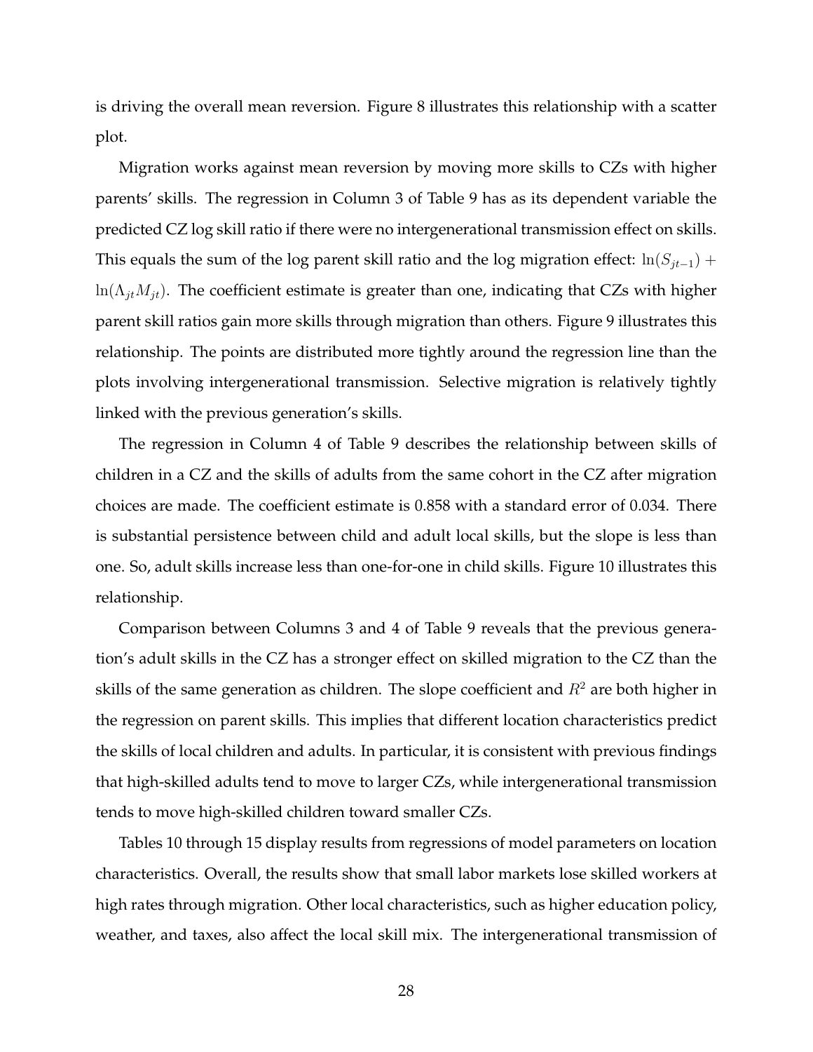is driving the overall mean reversion. Figure 8 illustrates this relationship with a scatter plot.

Migration works against mean reversion by moving more skills to CZs with higher parents' skills. The regression in Column 3 of Table 9 has as its dependent variable the predicted CZ log skill ratio if there were no intergenerational transmission effect on skills. This equals the sum of the log parent skill ratio and the log migration effect: $\ln(S_{jt-1}) + \ln(\Lambda_{jt} M_{jt})$. The coefficient estimate is greater than one, indicating that CZs with higher parent skill ratios gain more skills through migration than others. Figure 9 illustrates this relationship. The points are distributed more tightly around the regression line than the plots involving intergenerational transmission. Selective migration is relatively tightly linked with the previous generation's skills.

The regression in Column 4 of Table 9 describes the relationship between skills of children in a CZ and the skills of adults from the same cohort in the CZ after migration choices are made. The coefficient estimate is 0.858 with a standard error of 0.034. There is substantial persistence between child and adult local skills, but the slope is less than one. So, adult skills increase less than one-for-one in child skills. Figure 10 illustrates this relationship.

Comparison between Columns 3 and 4 of Table 9 reveals that the previous generation's adult skills in the CZ has a stronger effect on skilled migration to the CZ than the skills of the same generation as children. The slope coefficient and $R^2$ are both higher in the regression on parent skills. This implies that different location characteristics predict the skills of local children and adults. In particular, it is consistent with previous findings that high-skilled adults tend to move to larger CZs, while intergenerational transmission tends to move high-skilled children toward smaller CZs.

Tables 10 through 15 display results from regressions of model parameters on location characteristics. Overall, the results show that small labor markets lose skilled workers at high rates through migration. Other local characteristics, such as higher education policy, weather, and taxes, also affect the local skill mix. The intergenerational transmission of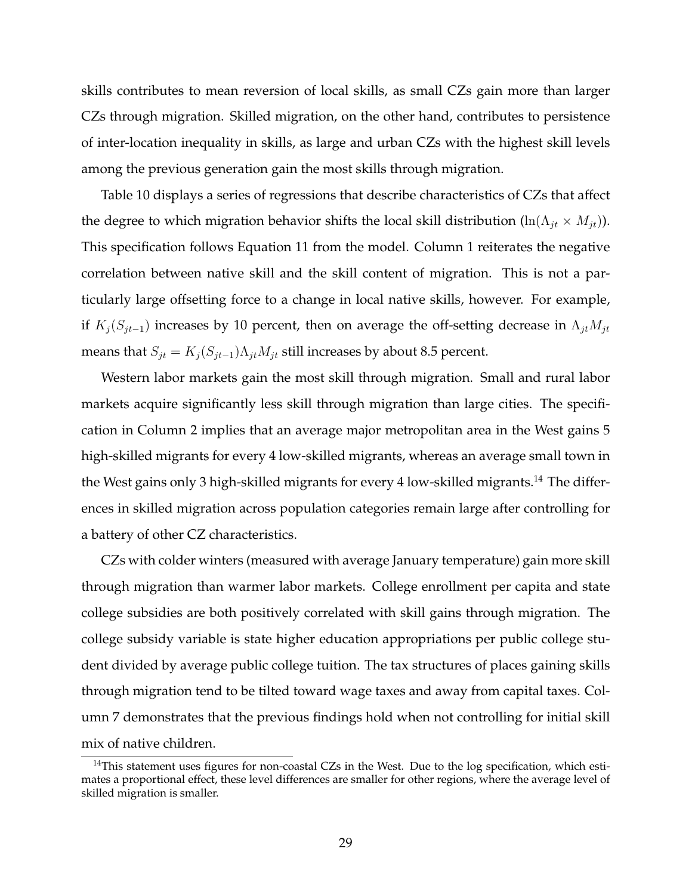skills contributes to mean reversion of local skills, as small CZs gain more than larger CZs through migration. Skilled migration, on the other hand, contributes to persistence of inter-location inequality in skills, as large and urban CZs with the highest skill levels among the previous generation gain the most skills through migration.

Table 10 displays a series of regressions that describe characteristics of CZs that affect the degree to which migration behavior shifts the local skill distribution ($\ln(\Lambda_{jt} \times M_{jt})$). This specification follows Equation 11 from the model. Column 1 reiterates the negative correlation between native skill and the skill content of migration. This is not a particularly large offsetting force to a change in local native skills, however. For example, if $K_j(S_{jt-1})$ increases by 10 percent, then on average the off-setting decrease in $\Lambda_{jt}M_{jt}$ means that $S_{jt} = K_j(S_{jt-1})\Lambda_{jt}M_{jt}$ still increases by about 8.5 percent.

Western labor markets gain the most skill through migration. Small and rural labor markets acquire significantly less skill through migration than large cities. The specification in Column 2 implies that an average major metropolitan area in the West gains 5 high-skilled migrants for every 4 low-skilled migrants, whereas an average small town in the West gains only 3 high-skilled migrants for every 4 low-skilled migrants.[14] The differences in skilled migration across population categories remain large after controlling for a battery of other CZ characteristics.

CZs with colder winters (measured with average January temperature) gain more skill through migration than warmer labor markets. College enrollment per capita and state college subsidies are both positively correlated with skill gains through migration. The college subsidy variable is state higher education appropriations per public college student divided by average public college tuition. The tax structures of places gaining skills through migration tend to be tilted toward wage taxes and away from capital taxes. Column 7 demonstrates that the previous findings hold when not controlling for initial skill mix of native children.

[14] This statement uses figures for non-coastal CZs in the West. Due to the log specification, which estimates a proportional effect, these level differences are smaller for other regions, where the average level of skilled migration is smaller.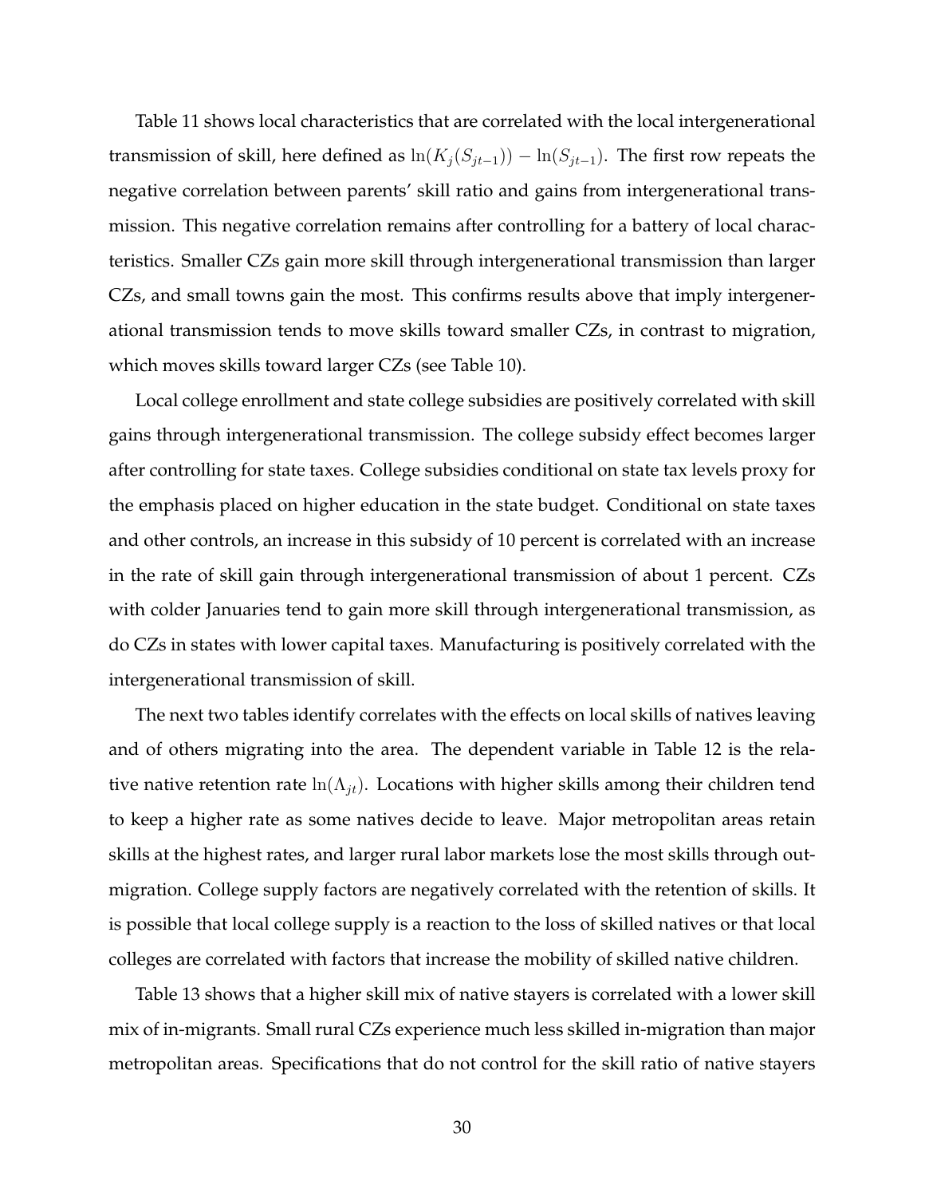Table 11 shows local characteristics that are correlated with the local intergenerational transmission of skill, here defined as $\ln(K_j(S_{jt-1})) - \ln(S_{jt-1})$. The first row repeats the negative correlation between parents' skill ratio and gains from intergenerational transmission. This negative correlation remains after controlling for a battery of local characteristics. Smaller CZs gain more skill through intergenerational transmission than larger CZs, and small towns gain the most. This confirms results above that imply intergenerational transmission tends to move skills toward smaller CZs, in contrast to migration, which moves skills toward larger CZs (see Table 10).

Local college enrollment and state college subsidies are positively correlated with skill gains through intergenerational transmission. The college subsidy effect becomes larger after controlling for state taxes. College subsidies conditional on state tax levels proxy for the emphasis placed on higher education in the state budget. Conditional on state taxes and other controls, an increase in this subsidy of 10 percent is correlated with an increase in the rate of skill gain through intergenerational transmission of about 1 percent. CZs with colder Januaries tend to gain more skill through intergenerational transmission, as do CZs in states with lower capital taxes. Manufacturing is positively correlated with the intergenerational transmission of skill.

The next two tables identify correlates with the effects on local skills of natives leaving and of others migrating into the area. The dependent variable in Table 12 is the relative native retention rate $\ln(\Lambda_{jt})$. Locations with higher skills among their children tend to keep a higher rate as some natives decide to leave. Major metropolitan areas retain skills at the highest rates, and larger rural labor markets lose the most skills through out-migration. College supply factors are negatively correlated with the retention of skills. It is possible that local college supply is a reaction to the loss of skilled natives or that local colleges are correlated with factors that increase the mobility of skilled native children.

Table 13 shows that a higher skill mix of native stayers is correlated with a lower skill mix of in-migrants. Small rural CZs experience much less skilled in-migration than major metropolitan areas. Specifications that do not control for the skill ratio of native stayers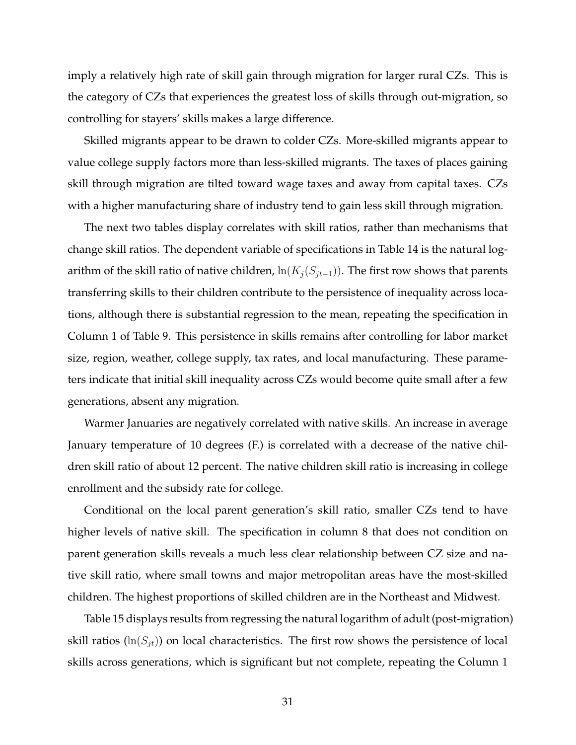imply a relatively high rate of skill gain through migration for larger rural CZs. This is the category of CZs that experiences the greatest loss of skills through out-migration, so controlling for stayers' skills makes a large difference.

Skilled migrants appear to be drawn to colder CZs. More-skilled migrants appear to value college supply factors more than less-skilled migrants. The taxes of places gaining skill through migration are tilted toward wage taxes and away from capital taxes. CZs with a higher manufacturing share of industry tend to gain less skill through migration.

The next two tables display correlates with skill ratios, rather than mechanisms that change skill ratios. The dependent variable of specifications in Table 14 is the natural logarithm of the skill ratio of native children, $\ln(K_j(S_{jt-1}))$. The first row shows that parents transferring skills to their children contribute to the persistence of inequality across locations, although there is substantial regression to the mean, repeating the specification in Column 1 of Table 9. This persistence in skills remains after controlling for labor market size, region, weather, college supply, tax rates, and local manufacturing. These parameters indicate that initial skill inequality across CZs would become quite small after a few generations, absent any migration.

Warmer Januaries are negatively correlated with native skills. An increase in average January temperature of 10 degrees (F.) is correlated with a decrease of the native children skill ratio of about 12 percent. The native children skill ratio is increasing in college enrollment and the subsidy rate for college.

Conditional on the local parent generation's skill ratio, smaller CZs tend to have higher levels of native skill. The specification in column 8 that does not condition on parent generation skills reveals a much less clear relationship between CZ size and native skill ratio, where small towns and major metropolitan areas have the most-skilled children. The highest proportions of skilled children are in the Northeast and Midwest.

Table 15 displays results from regressing the natural logarithm of adult (post-migration) skill ratios ($\ln(S_{jt})$) on local characteristics. The first row shows the persistence of local skills across generations, which is significant but not complete, repeating the Column 1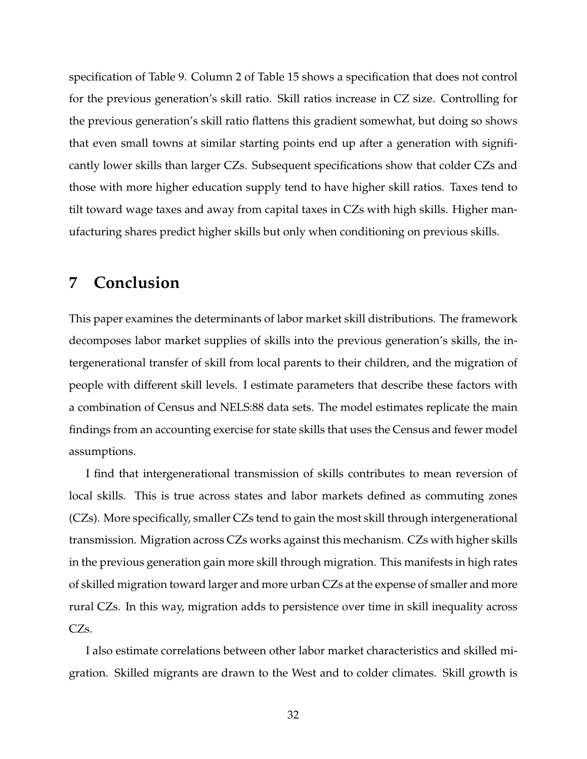specification of Table 9. Column 2 of Table 15 shows a specification that does not control for the previous generation's skill ratio. Skill ratios increase in CZ size. Controlling for the previous generation's skill ratio flattens this gradient somewhat, but doing so shows that even small towns at similar starting points end up after a generation with significantly lower skills than larger CZs. Subsequent specifications show that colder CZs and those with more higher education supply tend to have higher skill ratios. Taxes tend to tilt toward wage taxes and away from capital taxes in CZs with high skills. Higher manufacturing shares predict higher skills but only when conditioning on previous skills.

# 7 Conclusion

This paper examines the determinants of labor market skill distributions. The framework decomposes labor market supplies of skills into the previous generation's skills, the intergenerational transfer of skill from local parents to their children, and the migration of people with different skill levels. I estimate parameters that describe these factors with a combination of Census and NELS:88 data sets. The model estimates replicate the main findings from an accounting exercise for state skills that uses the Census and fewer model assumptions.

I find that intergenerational transmission of skills contributes to mean reversion of local skills. This is true across states and labor markets defined as commuting zones (CZs). More specifically, smaller CZs tend to gain the most skill through intergenerational transmission. Migration across CZs works against this mechanism. CZs with higher skills in the previous generation gain more skill through migration. This manifests in high rates of skilled migration toward larger and more urban CZs at the expense of smaller and more rural CZs. In this way, migration adds to persistence over time in skill inequality across CZs.

I also estimate correlations between other labor market characteristics and skilled migration. Skilled migrants are drawn to the West and to colder climates. Skill growth is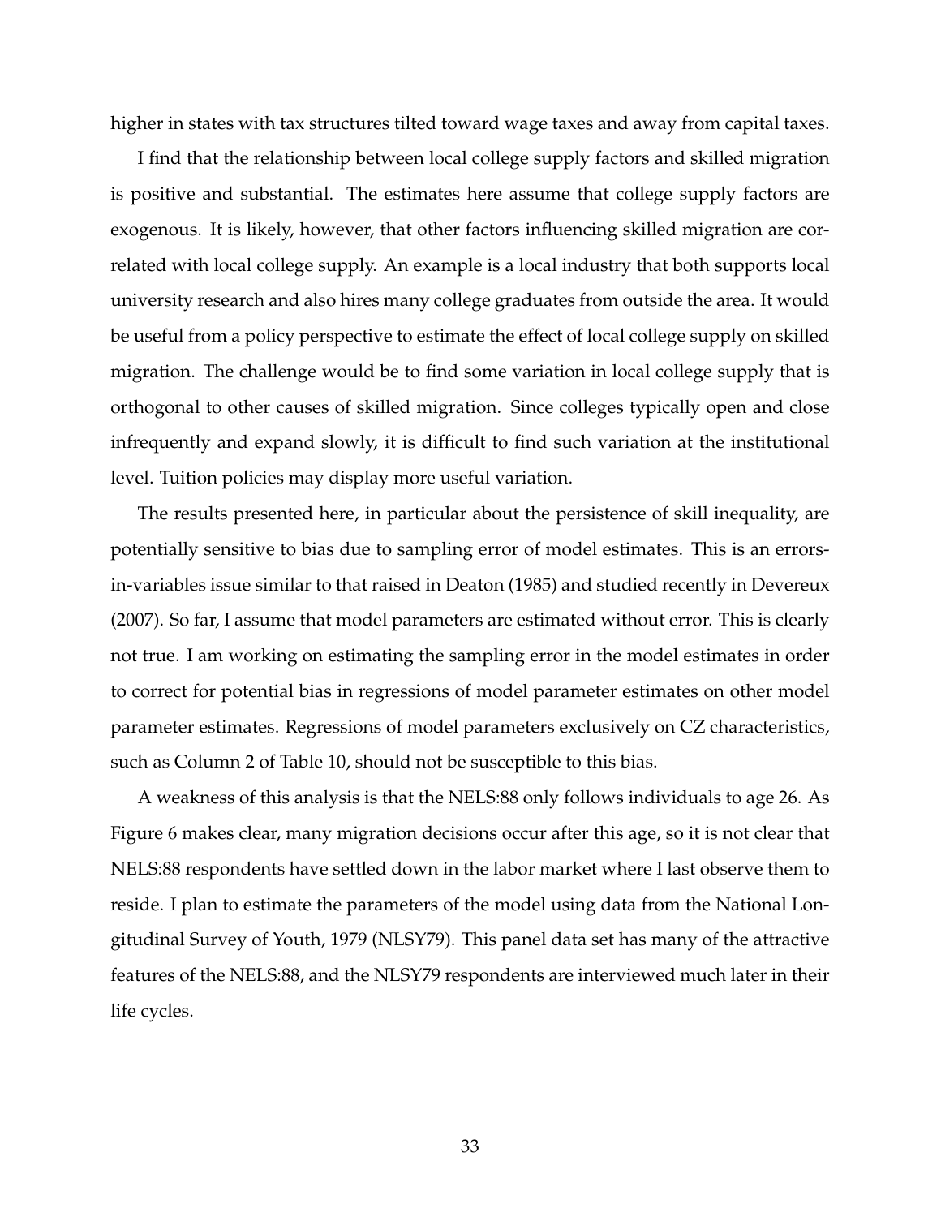higher in states with tax structures tilted toward wage taxes and away from capital taxes.

I find that the relationship between local college supply factors and skilled migration is positive and substantial. The estimates here assume that college supply factors are exogenous. It is likely, however, that other factors influencing skilled migration are correlated with local college supply. An example is a local industry that both supports local university research and also hires many college graduates from outside the area. It would be useful from a policy perspective to estimate the effect of local college supply on skilled migration. The challenge would be to find some variation in local college supply that is orthogonal to other causes of skilled migration. Since colleges typically open and close infrequently and expand slowly, it is difficult to find such variation at the institutional level. Tuition policies may display more useful variation.

The results presented here, in particular about the persistence of skill inequality, are potentially sensitive to bias due to sampling error of model estimates. This is an errors-in-variables issue similar to that raised in Deaton (1985) and studied recently in Devereux (2007). So far, I assume that model parameters are estimated without error. This is clearly not true. I am working on estimating the sampling error in the model estimates in order to correct for potential bias in regressions of model parameter estimates on other model parameter estimates. Regressions of model parameters exclusively on CZ characteristics, such as Column 2 of Table 10, should not be susceptible to this bias.

A weakness of this analysis is that the NELS:88 only follows individuals to age 26. As Figure 6 makes clear, many migration decisions occur after this age, so it is not clear that NELS:88 respondents have settled down in the labor market where I last observe them to reside. I plan to estimate the parameters of the model using data from the National Longitudinal Survey of Youth, 1979 (NLSY79). This panel data set has many of the attractive features of the NELS:88, and the NLSY79 respondents are interviewed much later in their life cycles.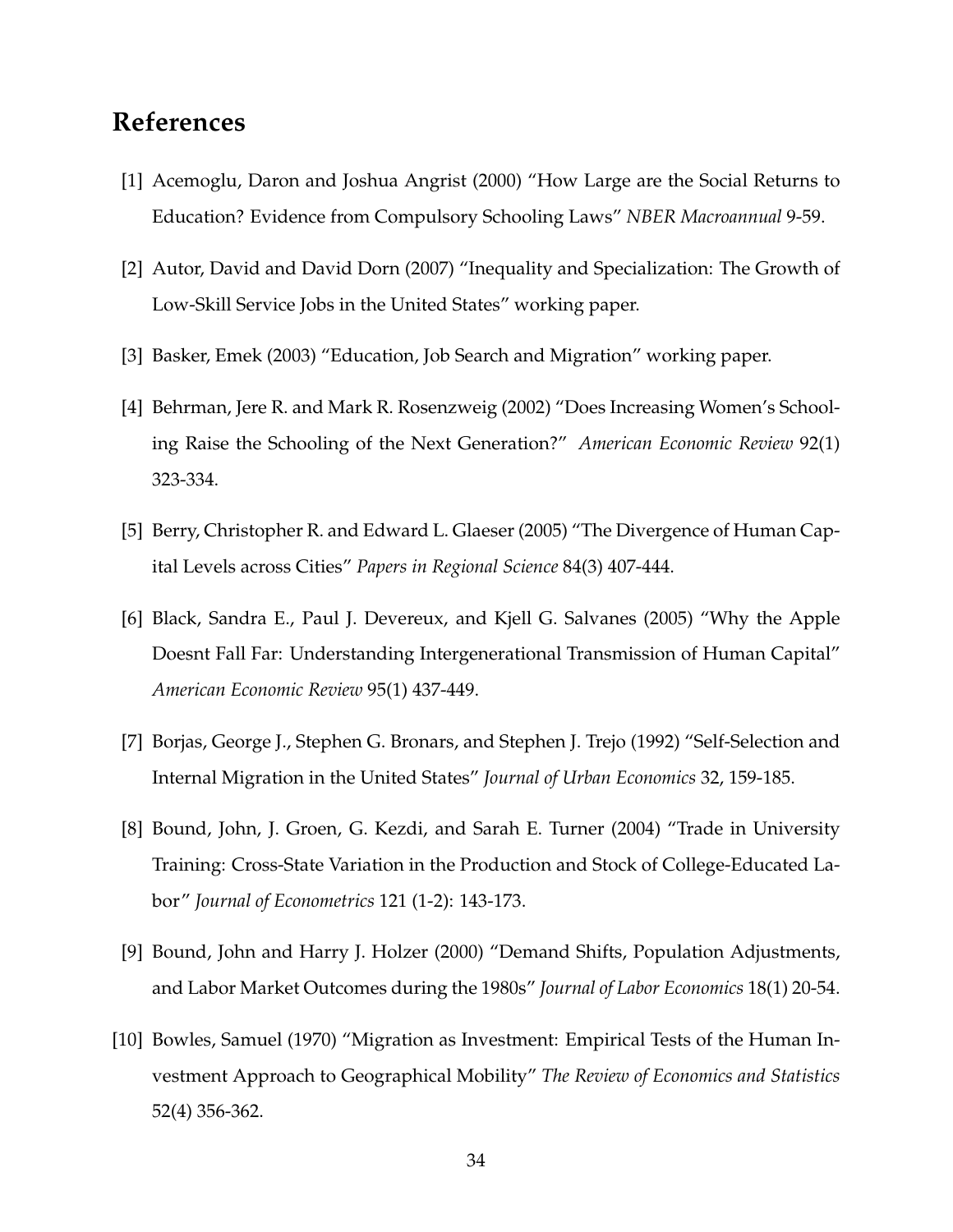## References

[1] Acemoglu, Daron and Joshua Angrist (2000) "How Large are the Social Returns to Education? Evidence from Compulsory Schooling Laws" *NBER Macroannual* 9-59.

[2] Autor, David and David Dorn (2007) "Inequality and Specialization: The Growth of Low-Skill Service Jobs in the United States" working paper.

[3] Basker, Emek (2003) "Education, Job Search and Migration" working paper.

[4] Behrman, Jere R. and Mark R. Rosenzweig (2002) "Does Increasing Women's Schooling Raise the Schooling of the Next Generation?" *American Economic Review* 92(1) 323-334.

[5] Berry, Christopher R. and Edward L. Glaeser (2005) "The Divergence of Human Capital Levels across Cities" *Papers in Regional Science* 84(3) 407-444.

[6] Black, Sandra E., Paul J. Devereux, and Kjell G. Salvanes (2005) "Why the Apple Doesnt Fall Far: Understanding Intergenerational Transmission of Human Capital" *American Economic Review* 95(1) 437-449.

[7] Borjas, George J., Stephen G. Bronars, and Stephen J. Trejo (1992) "Self-Selection and Internal Migration in the United States" *Journal of Urban Economics* 32, 159-185.

[8] Bound, John, J. Groen, G. Kezdi, and Sarah E. Turner (2004) "Trade in University Training: Cross-State Variation in the Production and Stock of College-Educated Labor" *Journal of Econometrics* 121 (1-2): 143-173.

[9] Bound, John and Harry J. Holzer (2000) "Demand Shifts, Population Adjustments, and Labor Market Outcomes during the 1980s" *Journal of Labor Economics* 18(1) 20-54.

[10] Bowles, Samuel (1970) "Migration as Investment: Empirical Tests of the Human Investment Approach to Geographical Mobility" *The Review of Economics and Statistics* 52(4) 356-362.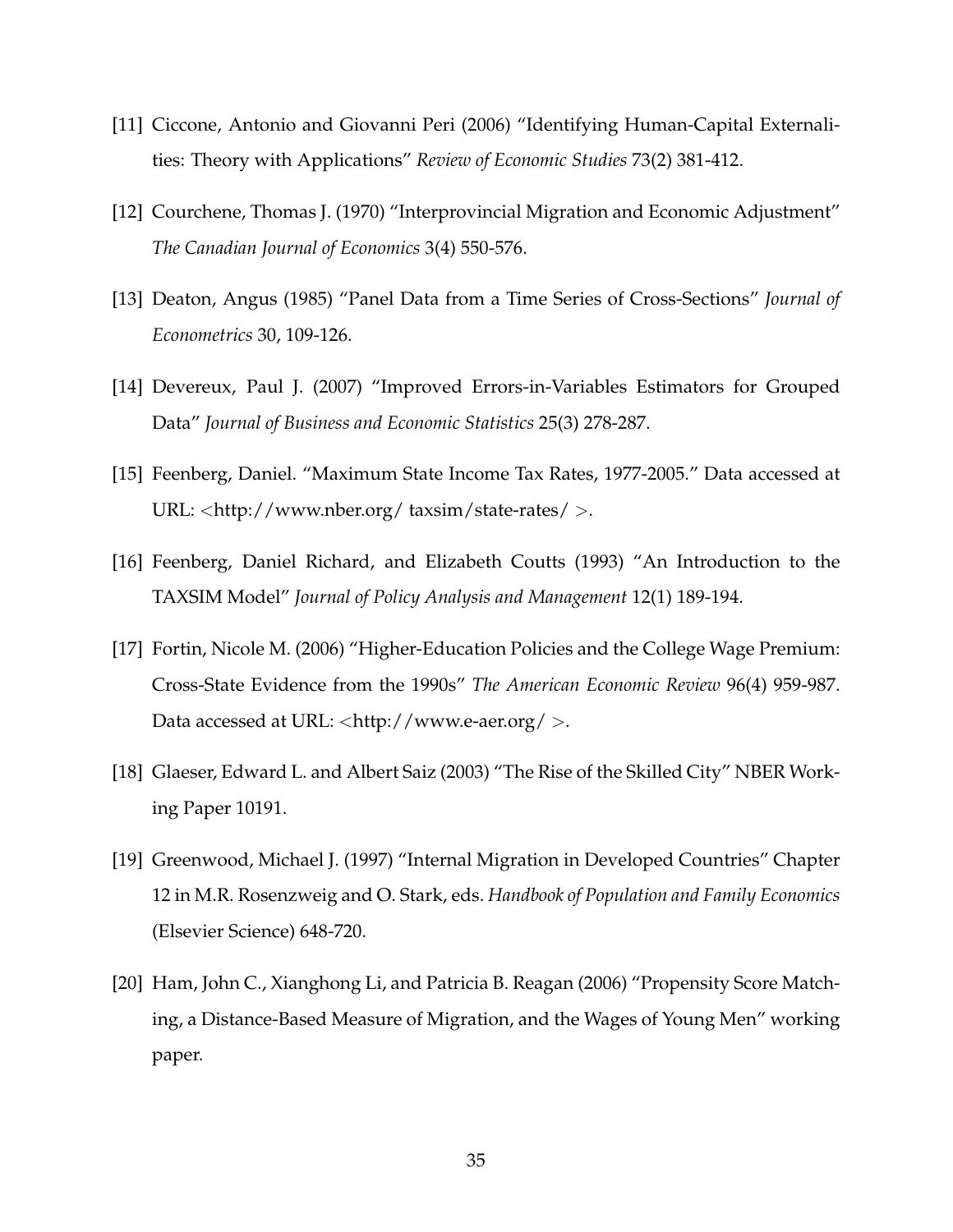[11] Ciccone, Antonio and Giovanni Peri (2006) "Identifying Human-Capital Externalities: Theory with Applications" *Review of Economic Studies* 73(2) 381-412.

[12] Courchene, Thomas J. (1970) "Interprovincial Migration and Economic Adjustment" *The Canadian Journal of Economics* 3(4) 550-576.

[13] Deaton, Angus (1985) "Panel Data from a Time Series of Cross-Sections" *Journal of Econometrics* 30, 109-126.

[14] Devereux, Paul J. (2007) "Improved Errors-in-Variables Estimators for Grouped Data" *Journal of Business and Economic Statistics* 25(3) 278-287.

[15] Feenberg, Daniel. "Maximum State Income Tax Rates, 1977-2005." Data accessed at URL: <http://www.nber.org/ taxsim/state-rates/ >.

[16] Feenberg, Daniel Richard, and Elizabeth Coutts (1993) "An Introduction to the TAXSIM Model" *Journal of Policy Analysis and Management* 12(1) 189-194.

[17] Fortin, Nicole M. (2006) "Higher-Education Policies and the College Wage Premium: Cross-State Evidence from the 1990s" *The American Economic Review* 96(4) 959-987. Data accessed at URL: <http://www.e-aer.org/ >.

[18] Glaeser, Edward L. and Albert Saiz (2003) "The Rise of the Skilled City" NBER Working Paper 10191.

[19] Greenwood, Michael J. (1997) "Internal Migration in Developed Countries" Chapter 12 in M.R. Rosenzweig and O. Stark, eds. *Handbook of Population and Family Economics* (Elsevier Science) 648-720.

[20] Ham, John C., Xianghong Li, and Patricia B. Reagan (2006) "Propensity Score Matching, a Distance-Based Measure of Migration, and the Wages of Young Men" working paper.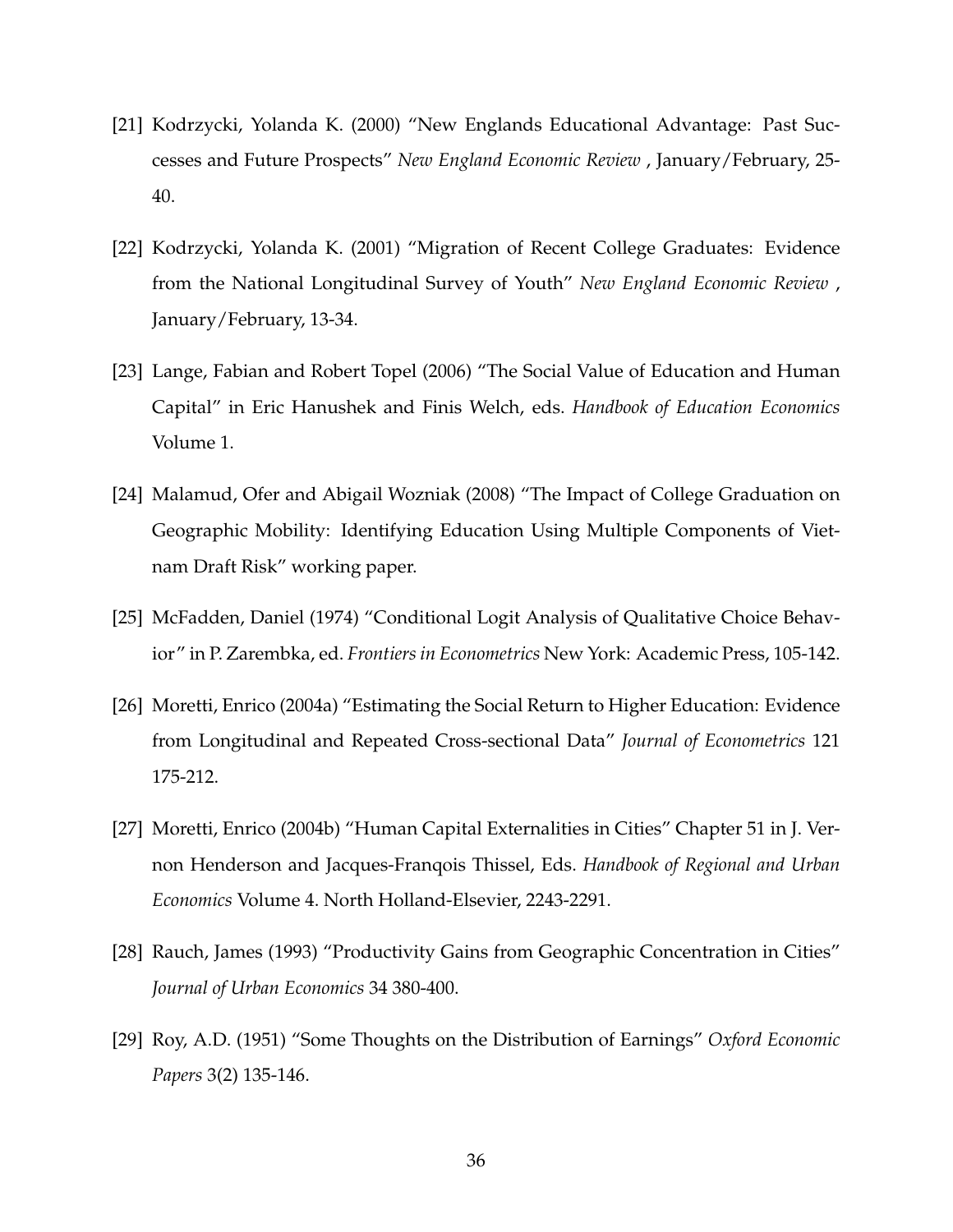[21] Kodrzycki, Yolanda K. (2000) "New Englands Educational Advantage: Past Successes and Future Prospects" *New England Economic Review* , January/February, 25-40.

[22] Kodrzycki, Yolanda K. (2001) "Migration of Recent College Graduates: Evidence from the National Longitudinal Survey of Youth" *New England Economic Review* , January/February, 13-34.

[23] Lange, Fabian and Robert Topel (2006) "The Social Value of Education and Human Capital" in Eric Hanushek and Finis Welch, eds. *Handbook of Education Economics* Volume 1.

[24] Malamud, Ofer and Abigail Wozniak (2008) "The Impact of College Graduation on Geographic Mobility: Identifying Education Using Multiple Components of Vietnam Draft Risk" working paper.

[25] McFadden, Daniel (1974) "Conditional Logit Analysis of Qualitative Choice Behavior" in P. Zarembka, ed. *Frontiers in Econometrics* New York: Academic Press, 105-142.

[26] Moretti, Enrico (2004a) "Estimating the Social Return to Higher Education: Evidence from Longitudinal and Repeated Cross-sectional Data" *Journal of Econometrics* 121 175-212.

[27] Moretti, Enrico (2004b) "Human Capital Externalities in Cities" Chapter 51 in J. Vernon Henderson and Jacques-Franqois Thissel, Eds. *Handbook of Regional and Urban Economics* Volume 4. North Holland-Elsevier, 2243-2291.

[28] Rauch, James (1993) "Productivity Gains from Geographic Concentration in Cities" *Journal of Urban Economics* 34 380-400.

[29] Roy, A.D. (1951) "Some Thoughts on the Distribution of Earnings" *Oxford Economic Papers* 3(2) 135-146.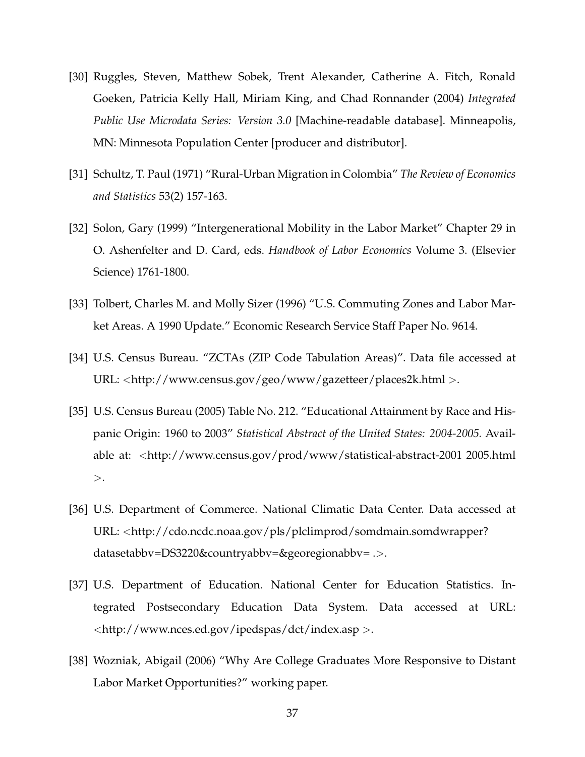[30] Ruggles, Steven, Matthew Sobek, Trent Alexander, Catherine A. Fitch, Ronald Goeken, Patricia Kelly Hall, Miriam King, and Chad Ronnander (2004) *Integrated Public Use Microdata Series: Version 3.0* [Machine-readable database]. Minneapolis, MN: Minnesota Population Center [producer and distributor].

[31] Schultz, T. Paul (1971) "Rural-Urban Migration in Colombia" *The Review of Economics and Statistics* 53(2) 157-163.

[32] Solon, Gary (1999) "Intergenerational Mobility in the Labor Market" Chapter 29 in O. Ashenfelter and D. Card, eds. *Handbook of Labor Economics* Volume 3. (Elsevier Science) 1761-1800.

[33] Tolbert, Charles M. and Molly Sizer (1996) "U.S. Commuting Zones and Labor Market Areas. A 1990 Update." Economic Research Service Staff Paper No. 9614.

[34] U.S. Census Bureau. "ZCTAs (ZIP Code Tabulation Areas)". Data file accessed at URL: <http://www.census.gov/geo/www/gazetteer/places2k.html >.

[35] U.S. Census Bureau (2005) Table No. 212. "Educational Attainment by Race and Hispanic Origin: 1960 to 2003" *Statistical Abstract of the United States: 2004-2005.* Available at: <http://www.census.gov/prod/www/statistical-abstract-2001_2005.html >.

[36] U.S. Department of Commerce. National Climatic Data Center. Data accessed at URL: <http://cdo.ncdc.noaa.gov/pls/plclimprod/somdmain.somdwrapper?datasetabbv=DS3220&countryabbv=&georegionabbv= .>.

[37] U.S. Department of Education. National Center for Education Statistics. Integrated Postsecondary Education Data System. Data accessed at URL: <http://www.nces.ed.gov/ipedspas/dct/index.asp >.

[38] Wozniak, Abigail (2006) "Why Are College Graduates More Responsive to Distant Labor Market Opportunities?" working paper.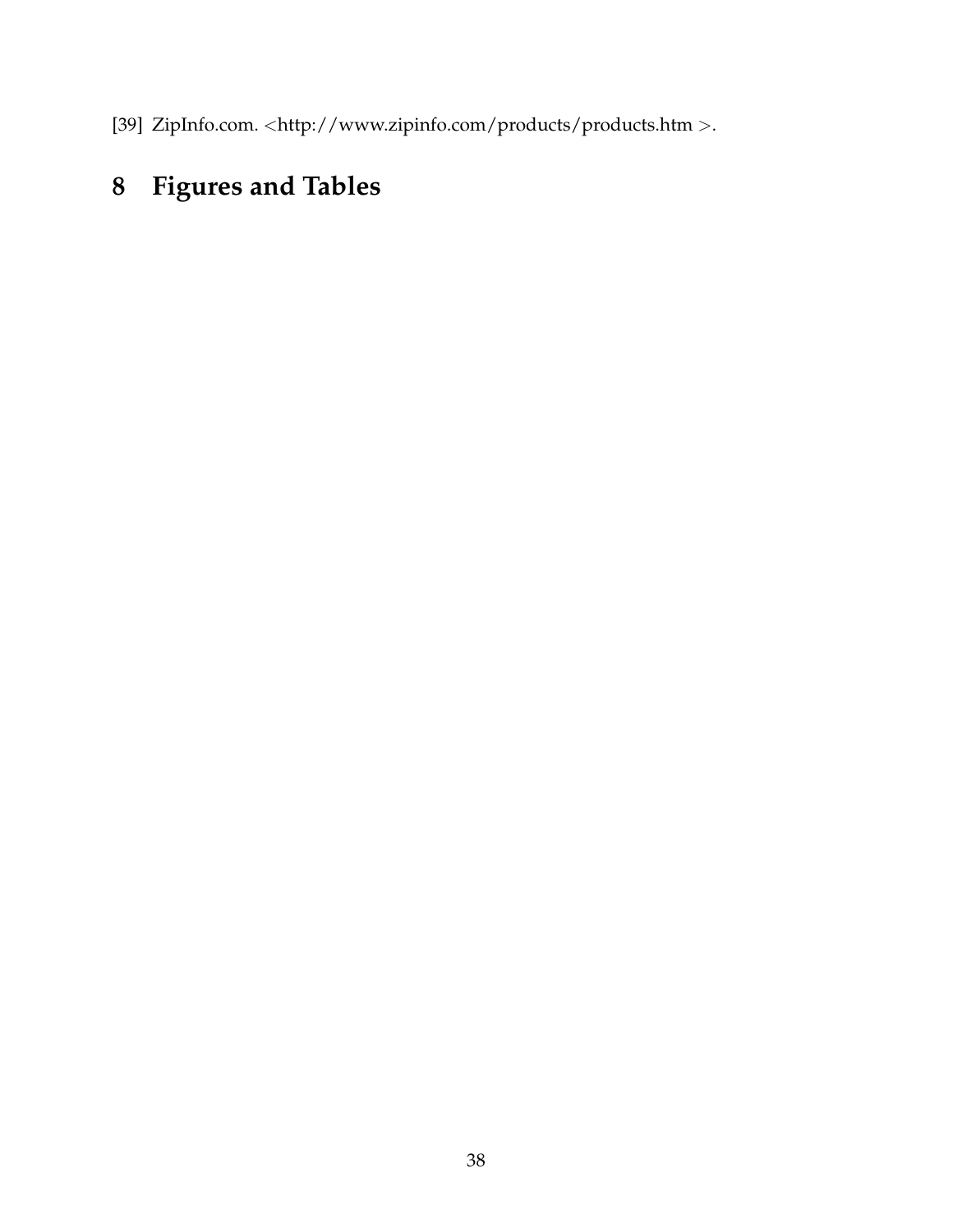[39] ZipInfo.com. <http://www.zipinfo.com/products/products.htm >.

# 8 Figures and Tables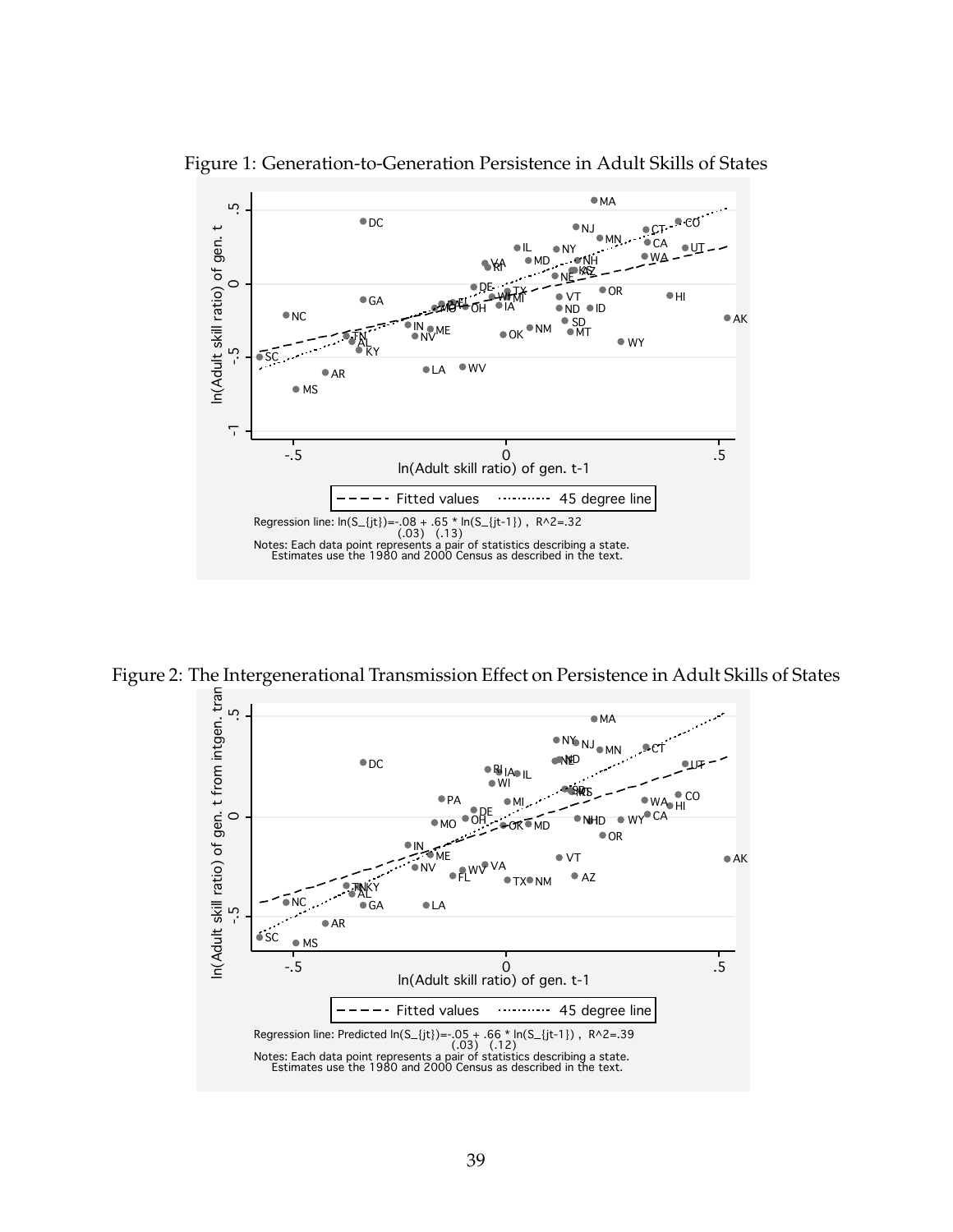Figure 1: Generation-to-Generation Persistence in Adult Skills of States

Regression line: $\ln(S_{jt}) = -.08 + .65 * \ln(S_{jt-1})$, $R^2 = .32$
(.03) (.13)

Notes: Each data point represents a pair of statistics describing a state. Estimates use the 1980 and 2000 Census as described in the text.

Figure 2: The Intergenerational Transmission Effect on Persistence in Adult Skills of States

Regression line: Predicted $\ln(S_{jt}) = -.05 + .66 * \ln(S_{jt-1})$, $R^2 = .39$
(.03) (.12)

Notes: Each data point represents a pair of statistics describing a state. Estimates use the 1980 and 2000 Census as described in the text.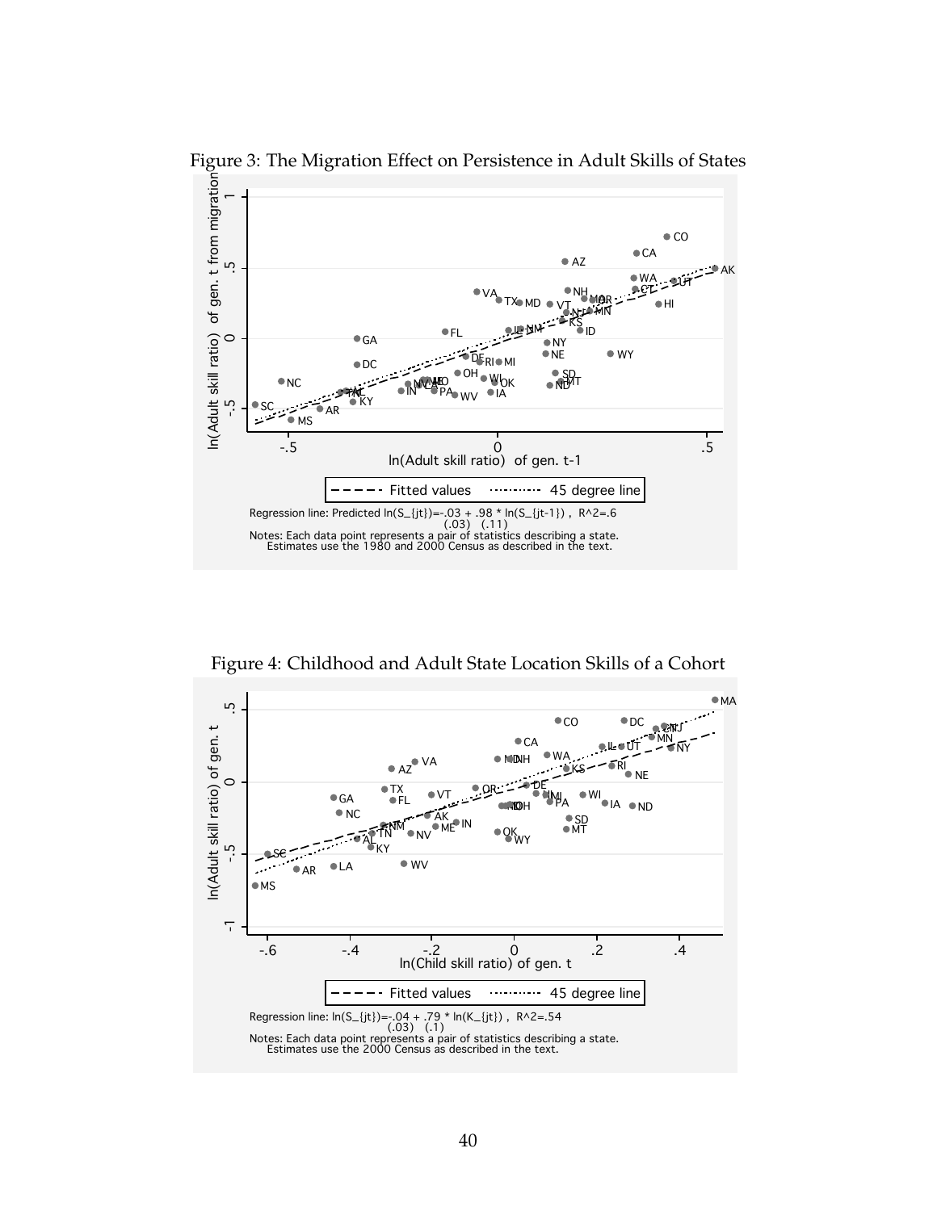Figure 3: The Migration Effect on Persistence in Adult Skills of States

Regression line: Predicted $\ln(S_{jt})=-.03 + .98 * \ln(S_{jt-1})$ , $R^2=.6$
(.03) (.11)

Notes: Each data point represents a pair of statistics describing a state.
Estimates use the 1980 and 2000 Census as described in the text.

Figure 4: Childhood and Adult State Location Skills of a Cohort

Regression line: $\ln(S_{jt})=-.04 + .79 * \ln(K_{jt})$ , $R^2=.54$
(.03) (.1)

Notes: Each data point represents a pair of statistics describing a state.
Estimates use the 2000 Census as described in the text.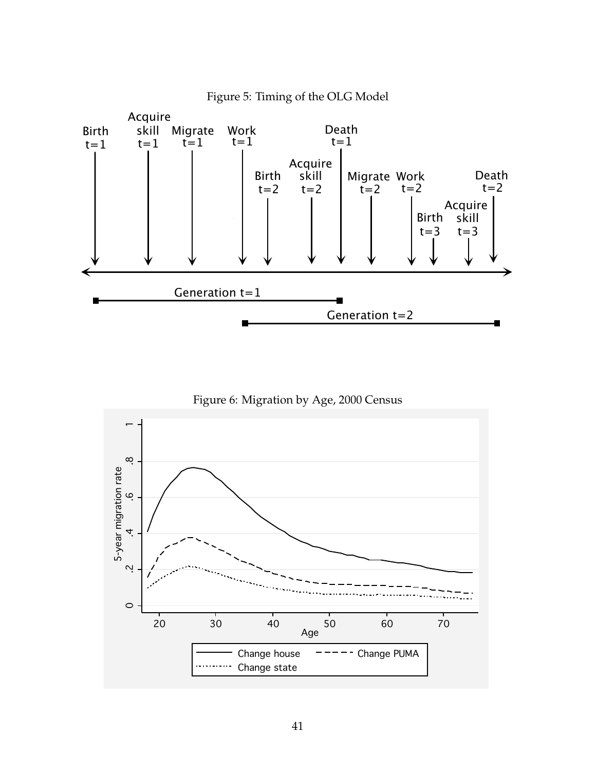Figure 5: Timing of the OLG Model

Figure 6: Migration by Age, 2000 Census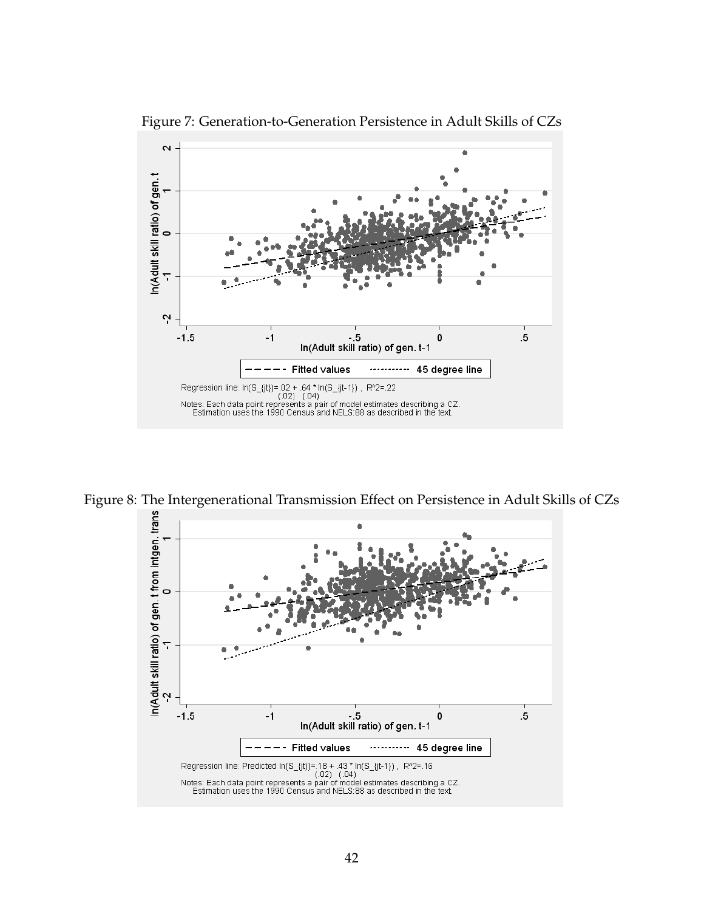Figure 7: Generation-to-Generation Persistence in Adult Skills of CZs

Regression line: $\ln(S_{jt}) = .02 + .64 * \ln(S_{jt-1})$, $R^2 = .22$
(.02) (.04)

Notes: Each data point represents a pair of model estimates describing a CZ. Estimation uses the 1990 Census and NELS:88 as described in the text.

Figure 8: The Intergenerational Transmission Effect on Persistence in Adult Skills of CZs

Regression line: Predicted $\ln(S_{jt}) = .18 + .43 * \ln(S_{jt-1})$, $R^2 = .16$
(.02) (.04)

Notes: Each data point represents a pair of model estimates describing a CZ. Estimation uses the 1990 Census and NELS:88 as described in the text.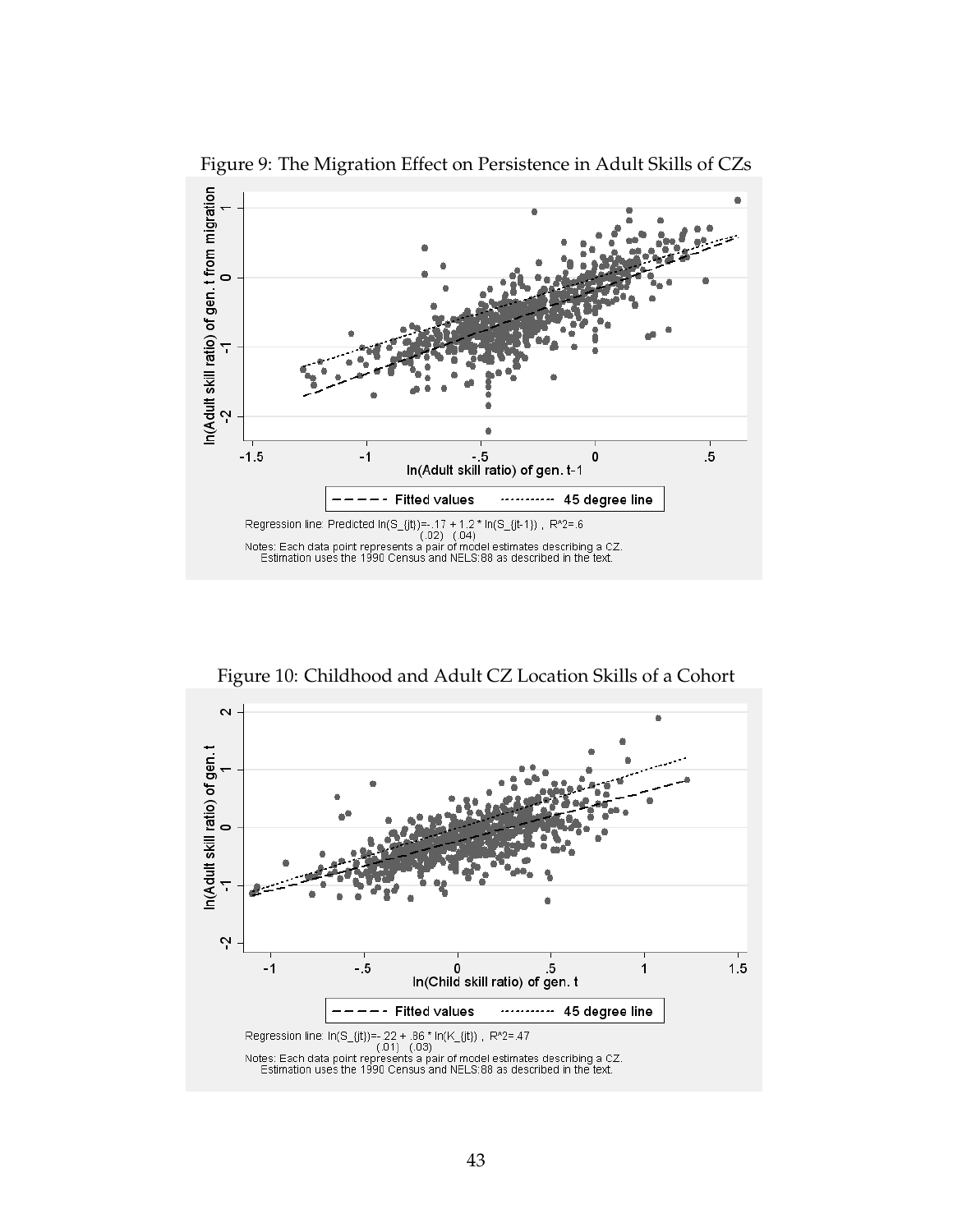Figure 9: The Migration Effect on Persistence in Adult Skills of CZs

Regression line: Predicted $\ln(S_{jt}) = -.17 + 1.2 * \ln(S_{jt-1})$, $R^2 = .6$
(.02) (.04)

Notes: Each data point represents a pair of model estimates describing a CZ. Estimation uses the 1990 Census and NELS:88 as described in the text.

Figure 10: Childhood and Adult CZ Location Skills of a Cohort

Regression line: $\ln(S_{jt}) = -.22 + .86 * \ln(K_{jt})$, $R^2 = .47$
(.01) (.03)

Notes: Each data point represents a pair of model estimates describing a CZ. Estimation uses the 1990 Census and NELS:88 as described in the text.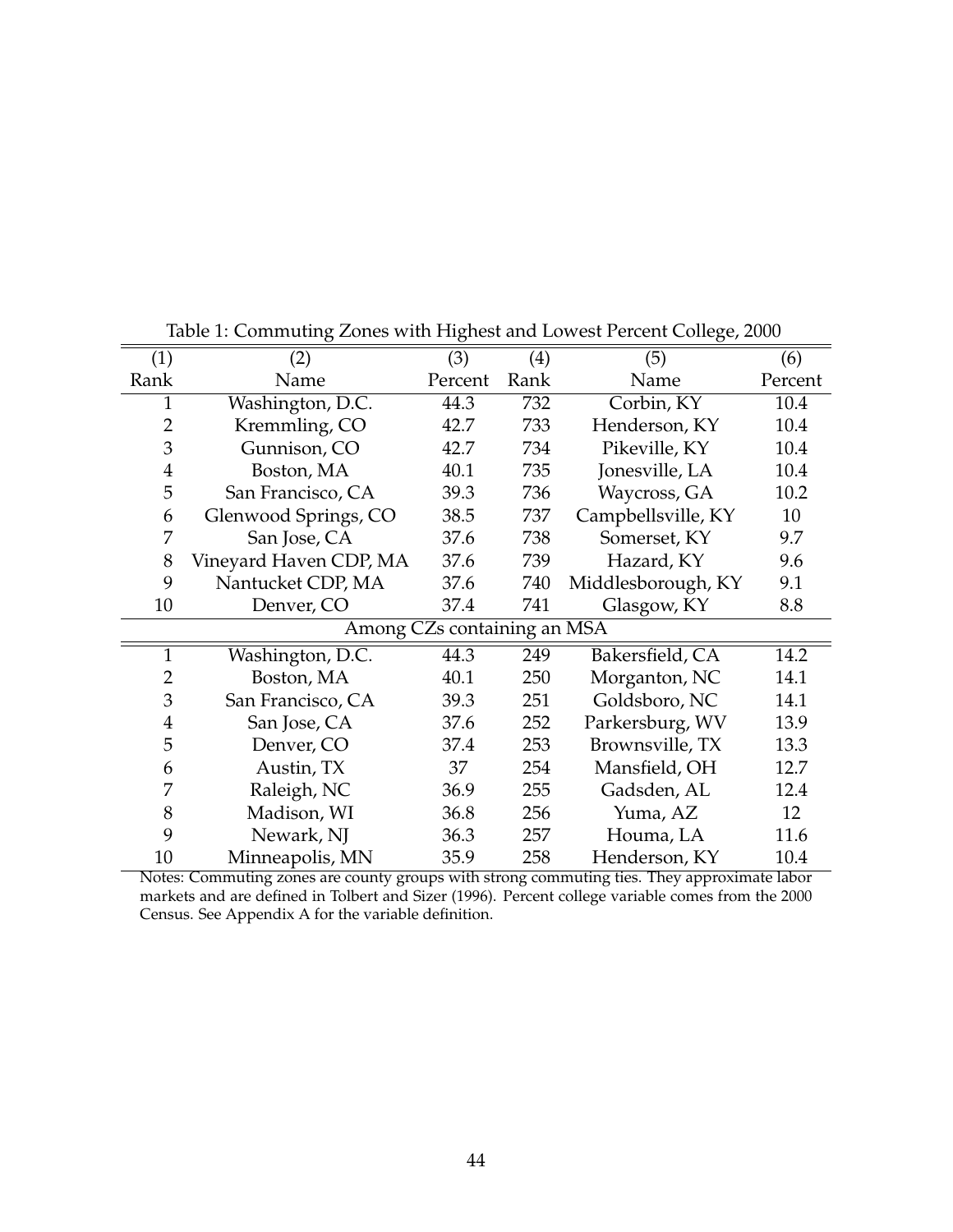Table 1: Commuting Zones with Highest and Lowest Percent College, 2000

| (1) | (2) | (3) | (4) | (5) | (6) |
|---|---|---|---|---|---|
| Rank | Name | Percent | Rank | Name | Percent |
| 1 | Washington, D.C. | 44.3 | 732 | Corbin, KY | 10.4 |
| 2 | Kremmling, CO | 42.7 | 733 | Henderson, KY | 10.4 |
| 3 | Gunnison, CO | 42.7 | 734 | Pikeville, KY | 10.4 |
| 4 | Boston, MA | 40.1 | 735 | Jonesville, LA | 10.4 |
| 5 | San Francisco, CA | 39.3 | 736 | Waycross, GA | 10.2 |
| 6 | Glenwood Springs, CO | 38.5 | 737 | Campbellsville, KY | 10 |
| 7 | San Jose, CA | 37.6 | 738 | Somerset, KY | 9.7 |
| 8 | Vineyard Haven CDP, MA | 37.6 | 739 | Hazard, KY | 9.6 |
| 9 | Nantucket CDP, MA | 37.6 | 740 | Middlesborough, KY | 9.1 |
| 10 | Denver, CO | 37.4 | 741 | Glasgow, KY | 8.8 |
| Among CZs containing an MSA | | | | | |
| 1 | Washington, D.C. | 44.3 | 249 | Bakersfield, CA | 14.2 |
| 2 | Boston, MA | 40.1 | 250 | Morganton, NC | 14.1 |
| 3 | San Francisco, CA | 39.3 | 251 | Goldsboro, NC | 14.1 |
| 4 | San Jose, CA | 37.6 | 252 | Parkersburg, WV | 13.9 |
| 5 | Denver, CO | 37.4 | 253 | Brownsville, TX | 13.3 |
| 6 | Austin, TX | 37 | 254 | Mansfield, OH | 12.7 |
| 7 | Raleigh, NC | 36.9 | 255 | Gadsden, AL | 12.4 |
| 8 | Madison, WI | 36.8 | 256 | Yuma, AZ | 12 |
| 9 | Newark, NJ | 36.3 | 257 | Houma, LA | 11.6 |
| 10 | Minneapolis, MN | 35.9 | 258 | Henderson, KY | 10.4 |

Notes: Commuting zones are county groups with strong commuting ties. They approximate labor markets and are defined in Tolbert and Sizer (1996). Percent college variable comes from the 2000 Census. See Appendix A for the variable definition.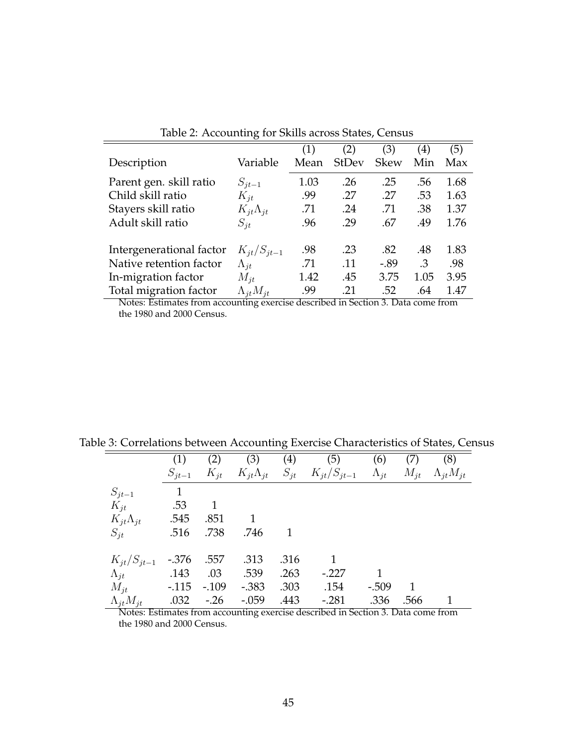Table 2: Accounting for Skills across States, Census

| Description | Variable | (1) Mean | (2) StDev | (3) Skew | (4) Min | (5) Max |
|---|---|---|---|---|---|---|
| Parent gen. skill ratio | $S_{jt-1}$ | 1.03 | .26 | .25 | .56 | 1.68 |
| Child skill ratio | $K_{jt}$ | .99 | .27 | .27 | .53 | 1.63 |
| Stayers skill ratio | $K_{jt}\Lambda_{jt}$ | .71 | .24 | .71 | .38 | 1.37 |
| Adult skill ratio | $S_{jt}$ | .96 | .29 | .67 | .49 | 1.76 |
| | | | | | | |
| Intergenerational factor | $K_{jt}/S_{jt-1}$ | .98 | .23 | .82 | .48 | 1.83 |
| Native retention factor | $\Lambda_{jt}$ | .71 | .11 | -.89 | .3 | .98 |
| In-migration factor | $M_{jt}$ | 1.42 | .45 | 3.75 | 1.05 | 3.95 |
| Total migration factor | $\Lambda_{jt}M_{jt}$ | .99 | .21 | .52 | .64 | 1.47 |

Notes: Estimates from accounting exercise described in Section 3. Data come from the 1980 and 2000 Census.

Table 3: Correlations between Accounting Exercise Characteristics of States, Census

| | (1) $S_{jt-1}$ | (2) $K_{jt}$ | (3) $K_{jt}\Lambda_{jt}$ | (4) $S_{jt}$ | (5) $K_{jt}/S_{jt-1}$ | (6) $\Lambda_{jt}$ | (7) $M_{jt}$ | (8) $\Lambda_{jt}M_{jt}$ |
|---|---|---|---|---|---|---|---|---|
| $S_{jt-1}$ | 1 | | | | | | | |
| $K_{jt}$ | .53 | 1 | | | | | | |
| $K_{jt}\Lambda_{jt}$ | .545 | .851 | 1 | | | | | |
| $S_{jt}$ | .516 | .738 | .746 | 1 | | | | |
| | | | | | | | | |
| $K_{jt}/S_{jt-1}$ | -.376 | .557 | .313 | .316 | 1 | | | |
| $\Lambda_{jt}$ | .143 | .03 | .539 | .263 | -.227 | 1 | | |
| $M_{jt}$ | -.115 | -.109 | -.383 | .303 | .154 | -.509 | 1 | |
| $\Lambda_{jt}M_{jt}$ | .032 | -.26 | -.059 | .443 | -.281 | .336 | .566 | 1 |

Notes: Estimates from accounting exercise described in Section 3. Data come from the 1980 and 2000 Census.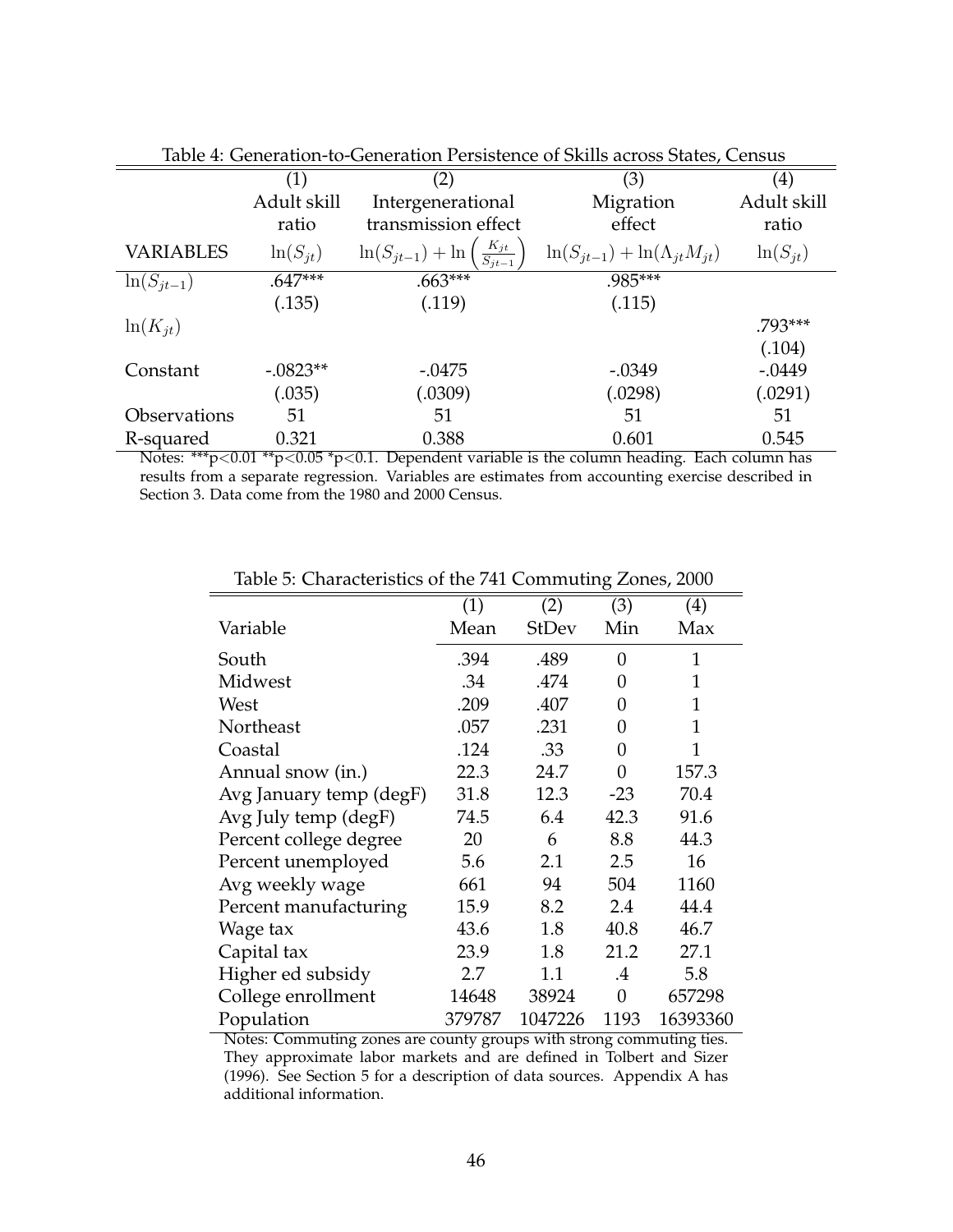Table 4: Generation-to-Generation Persistence of Skills across States, Census

| | (1) | (2) | (3) | (4) |
|---|---|---|---|---|
| | Adult skill ratio | Intergenerational transmission effect | Migration effect | Adult skill ratio |
| VARIABLES | $\ln(S_{jt})$ | $\ln(S_{jt-1}) + \ln\left(\frac{K_{jt}}{S_{jt-1}}\right)$ | $\ln(S_{jt-1}) + \ln(\Lambda_{jt} M_{jt})$ | $\ln(S_{jt})$ |
| $\ln(S_{jt-1})$ | .647*** | .663*** | .985*** | |
| | (.135) | (.119) | (.115) | |
| $\ln(K_{jt})$ | | | | .793*** |
| | | | | (.104) |
| Constant | -.0823** | -.0475 | -.0349 | -.0449 |
| | (.035) | (.0309) | (.0298) | (.0291) |
| Observations | 51 | 51 | 51 | 51 |
| R-squared | 0.321 | 0.388 | 0.601 | 0.545 |

Notes: ***p<0.01 **p<0.05 *p<0.1. Dependent variable is the column heading. Each column has results from a separate regression. Variables are estimates from accounting exercise described in Section 3. Data come from the 1980 and 2000 Census.

Table 5: Characteristics of the 741 Commuting Zones, 2000

| Variable | (1) Mean | (2) StDev | (3) Min | (4) Max |
|---|---|---|---|---|
| South | .394 | .489 | 0 | 1 |
| Midwest | .34 | .474 | 0 | 1 |
| West | .209 | .407 | 0 | 1 |
| Northeast | .057 | .231 | 0 | 1 |
| Coastal | .124 | .33 | 0 | 1 |
| Annual snow (in.) | 22.3 | 24.7 | 0 | 157.3 |
| Avg January temp (degF) | 31.8 | 12.3 | -23 | 70.4 |
| Avg July temp (degF) | 74.5 | 6.4 | 42.3 | 91.6 |
| Percent college degree | 20 | 6 | 8.8 | 44.3 |
| Percent unemployed | 5.6 | 2.1 | 2.5 | 16 |
| Avg weekly wage | 661 | 94 | 504 | 1160 |
| Percent manufacturing | 15.9 | 8.2 | 2.4 | 44.4 |
| Wage tax | 43.6 | 1.8 | 40.8 | 46.7 |
| Capital tax | 23.9 | 1.8 | 21.2 | 27.1 |
| Higher ed subsidy | 2.7 | 1.1 | .4 | 5.8 |
| College enrollment | 14648 | 38924 | 0 | 657298 |
| Population | 379787 | 1047226 | 1193 | 16393360 |

Notes: Commuting zones are county groups with strong commuting ties. They approximate labor markets and are defined in Tolbert and Sizer (1996). See Section 5 for a description of data sources. Appendix A has additional information.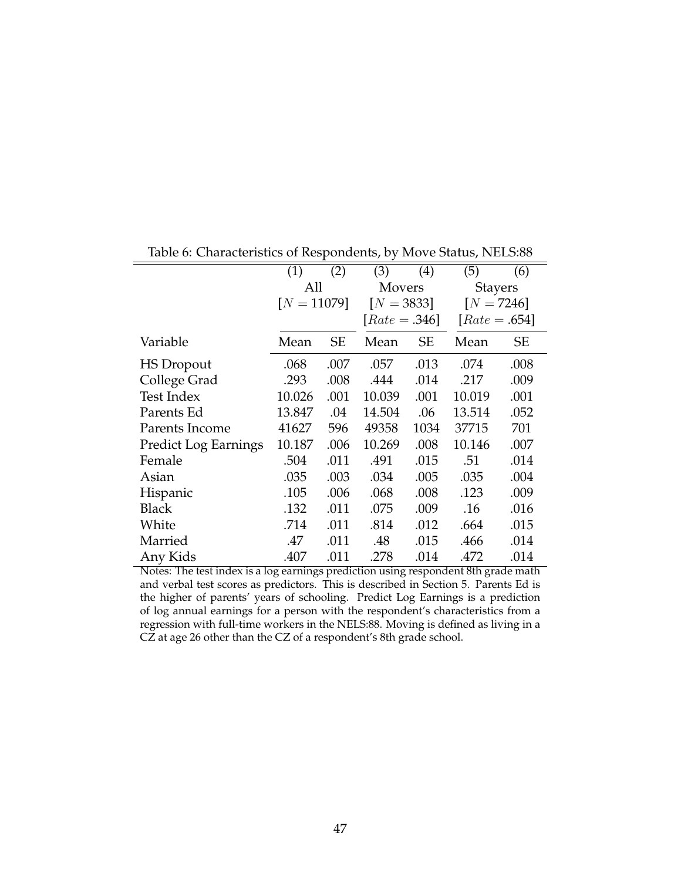Table 6: Characteristics of Respondents, by Move Status, NELS:88

| | (1) | (2) | (3) | (4) | (5) | (6) |
|---|---|---|---|---|---|---|
| | All | | Movers | | Stayers | |
| | $[N = 11079]$ | | $[N = 3833]$ | | $[N = 7246]$ | |
| | | | $[Rate = .346]$ | | $[Rate = .654]$ | |
| Variable | Mean | SE | Mean | SE | Mean | SE |
| HS Dropout | .068 | .007 | .057 | .013 | .074 | .008 |
| College Grad | .293 | .008 | .444 | .014 | .217 | .009 |
| Test Index | 10.026 | .001 | 10.039 | .001 | 10.019 | .001 |
| Parents Ed | 13.847 | .04 | 14.504 | .06 | 13.514 | .052 |
| Parents Income | 41627 | 596 | 49358 | 1034 | 37715 | 701 |
| Predict Log Earnings | 10.187 | .006 | 10.269 | .008 | 10.146 | .007 |
| Female | .504 | .011 | .491 | .015 | .51 | .014 |
| Asian | .035 | .003 | .034 | .005 | .035 | .004 |
| Hispanic | .105 | .006 | .068 | .008 | .123 | .009 |
| Black | .132 | .011 | .075 | .009 | .16 | .016 |
| White | .714 | .011 | .814 | .012 | .664 | .015 |
| Married | .47 | .011 | .48 | .015 | .466 | .014 |
| Any Kids | .407 | .011 | .278 | .014 | .472 | .014 |

Notes: The test index is a log earnings prediction using respondent 8th grade math and verbal test scores as predictors. This is described in Section 5. Parents Ed is the higher of parents' years of schooling. Predict Log Earnings is a prediction of log annual earnings for a person with the respondent's characteristics from a regression with full-time workers in the NELS:88. Moving is defined as living in a CZ at age 26 other than the CZ of a respondent's 8th grade school.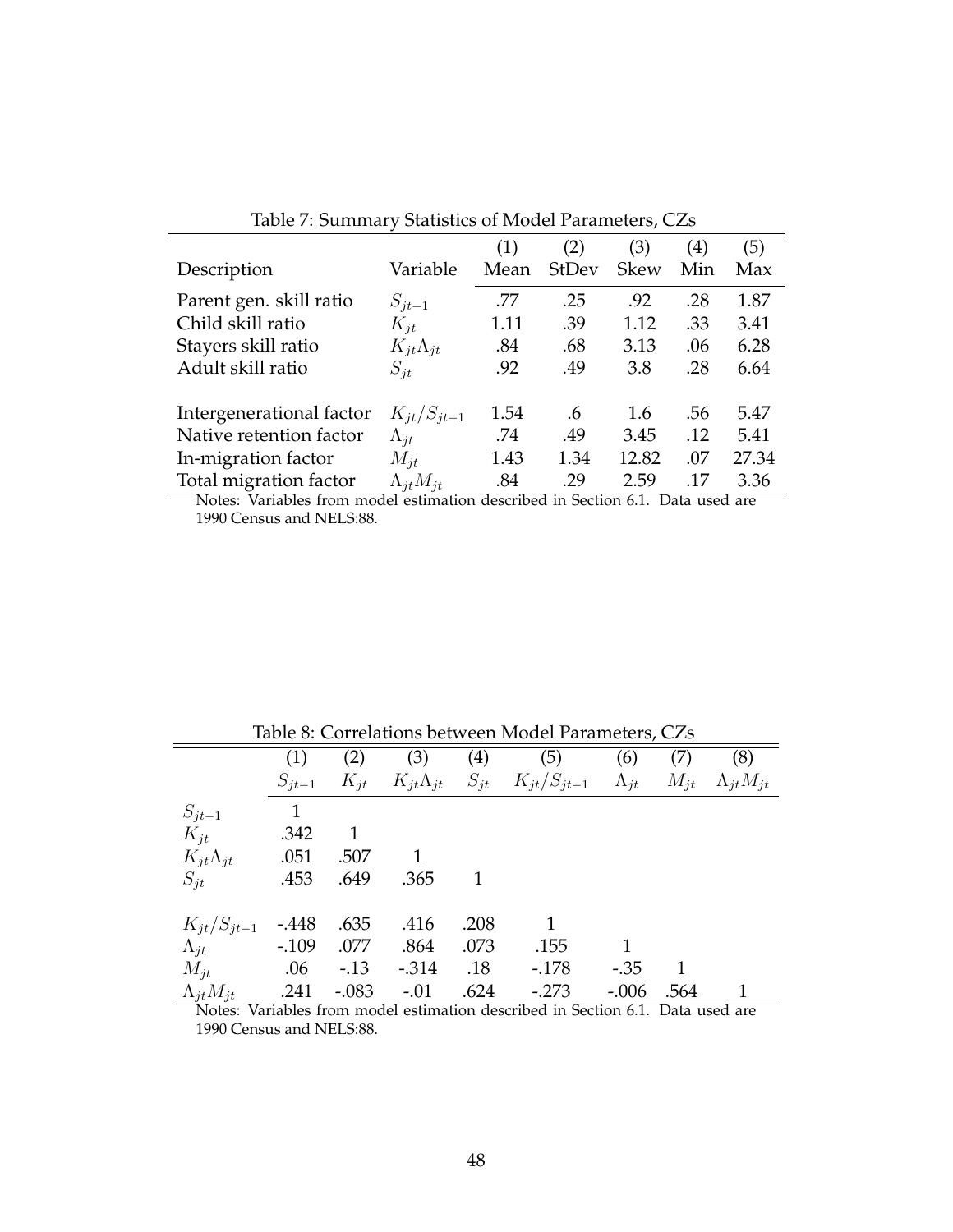Table 7: Summary Statistics of Model Parameters, CZs

| Description | Variable | (1) Mean | (2) StDev | (3) Skew | (4) Min | (5) Max |
|---|---|---|---|---|---|---|
| Parent gen. skill ratio | $S_{jt-1}$ | .77 | .25 | .92 | .28 | 1.87 |
| Child skill ratio | $K_{jt}$ | 1.11 | .39 | 1.12 | .33 | 3.41 |
| Stayers skill ratio | $K_{jt}\Lambda_{jt}$ | .84 | .68 | 3.13 | .06 | 6.28 |
| Adult skill ratio | $S_{jt}$ | .92 | .49 | 3.8 | .28 | 6.64 |
| Intergenerational factor | $K_{jt}/S_{jt-1}$ | 1.54 | .6 | 1.6 | .56 | 5.47 |
| Native retention factor | $\Lambda_{jt}$ | .74 | .49 | 3.45 | .12 | 5.41 |
| In-migration factor | $M_{jt}$ | 1.43 | 1.34 | 12.82 | .07 | 27.34 |
| Total migration factor | $\Lambda_{jt}M_{jt}$ | .84 | .29 | 2.59 | .17 | 3.36 |

Notes: Variables from model estimation described in Section 6.1. Data used are 1990 Census and NELS:88.

Table 8: Correlations between Model Parameters, CZs

| | (1) $S_{jt-1}$ | (2) $K_{jt}$ | (3) $K_{jt}\Lambda_{jt}$ | (4) $S_{jt}$ | (5) $K_{jt}/S_{jt-1}$ | (6) $\Lambda_{jt}$ | (7) $M_{jt}$ | (8) $\Lambda_{jt}M_{jt}$ |
|---|---|---|---|---|---|---|---|---|
| $S_{jt-1}$ | 1 | | | | | | | |
| $K_{jt}$ | .342 | 1 | | | | | | |
| $K_{jt}\Lambda_{jt}$ | .051 | .507 | 1 | | | | | |
| $S_{jt}$ | .453 | .649 | .365 | 1 | | | | |
| $K_{jt}/S_{jt-1}$ | -.448 | .635 | .416 | .208 | 1 | | | |
| $\Lambda_{jt}$ | -.109 | .077 | .864 | .073 | .155 | 1 | | |
| $M_{jt}$ | .06 | -.13 | -.314 | .18 | -.178 | -.35 | 1 | |
| $\Lambda_{jt}M_{jt}$ | .241 | -.083 | -.01 | .624 | -.273 | -.006 | .564 | 1 |

Notes: Variables from model estimation described in Section 6.1. Data used are 1990 Census and NELS:88.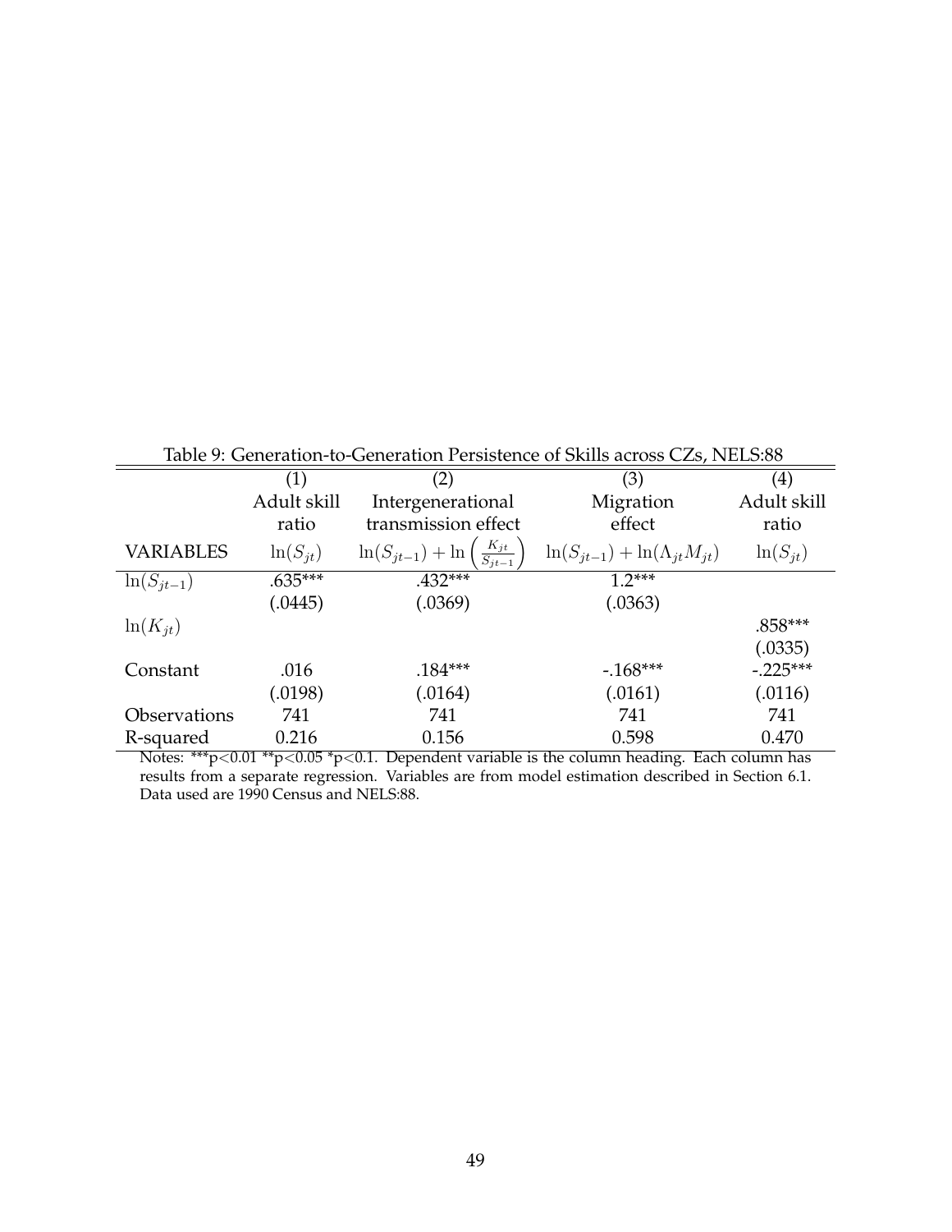Table 9: Generation-to-Generation Persistence of Skills across CZs, NELS:88

| | (1) | (2) | (3) | (4) |
|---|---|---|---|---|
| | Adult skill ratio | Intergenerational transmission effect | Migration effect | Adult skill ratio |
| VARIABLES | $\ln(S_{jt})$ | $\ln(S_{jt-1}) + \ln\left(\frac{K_{jt}}{S_{jt-1}}\right)$ | $\ln(S_{jt-1}) + \ln(\Lambda_{jt} M_{jt})$ | $\ln(S_{jt})$ |
| $\ln(S_{jt-1})$ | .635*** | .432*** | 1.2*** | |
| | (.0445) | (.0369) | (.0363) | |
| $\ln(K_{jt})$ | | | | .858*** |
| | | | | (.0335) |
| Constant | .016 | .184*** | -.168*** | -.225*** |
| | (.0198) | (.0164) | (.0161) | (.0116) |
| Observations | 741 | 741 | 741 | 741 |
| R-squared | 0.216 | 0.156 | 0.598 | 0.470 |

Notes: ***p<0.01 **p<0.05 *p<0.1. Dependent variable is the column heading. Each column has results from a separate regression. Variables are from model estimation described in Section 6.1. Data used are 1990 Census and NELS:88.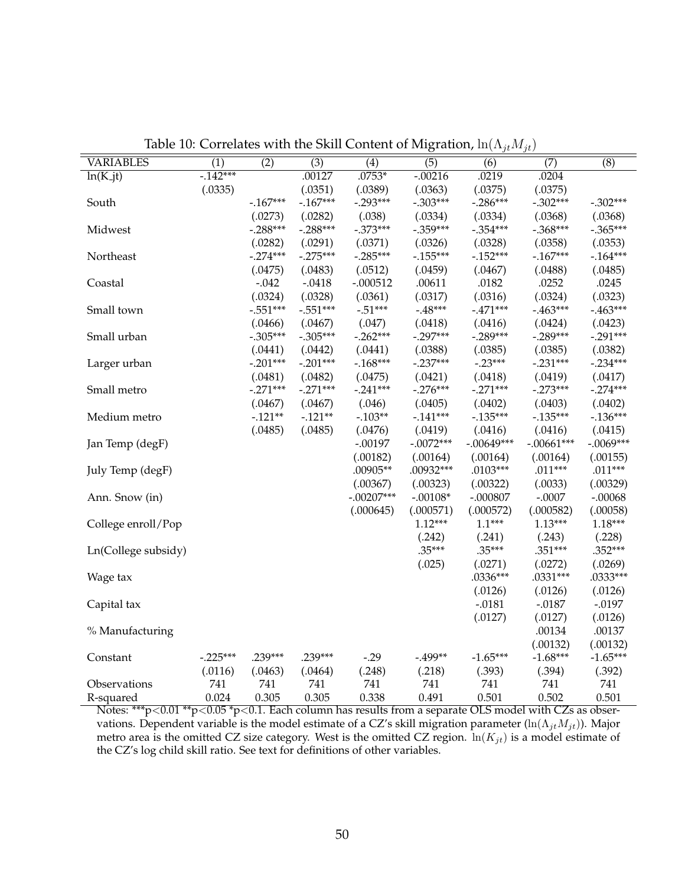Table 10: Correlates with the Skill Content of Migration, $\ln(\Lambda_{jt}M_{jt})$

| VARIABLES | (1) | (2) | (3) | (4) | (5) | (6) | (7) | (8) |
|---|---|---|---|---|---|---|---|---|
| ln(K_jt) | -.142*** | | .00127 | .0753* | -.00216 | .0219 | .0204 | |
| | (.0335) | | (.0351) | (.0389) | (.0363) | (.0375) | (.0375) | |
| South | | -.167*** | -.167*** | -.293*** | -.303*** | -.286*** | -.302*** | -.302*** |
| | | (.0273) | (.0282) | (.038) | (.0334) | (.0334) | (.0368) | (.0368) |
| Midwest | | -.288*** | -.288*** | -.373*** | -.359*** | -.354*** | -.368*** | -.365*** |
| | | (.0282) | (.0291) | (.0371) | (.0326) | (.0328) | (.0358) | (.0353) |
| Northeast | | -.274*** | -.275*** | -.285*** | -.155*** | -.152*** | -.167*** | -.164*** |
| | | (.0475) | (.0483) | (.0512) | (.0459) | (.0467) | (.0488) | (.0485) |
| Coastal | | -.042 | -.0418 | -.000512 | .00611 | .0182 | .0252 | .0245 |
| | | (.0324) | (.0328) | (.0361) | (.0317) | (.0316) | (.0324) | (.0323) |
| Small town | | -.551*** | -.551*** | -.51*** | -.48*** | -.471*** | -.463*** | -.463*** |
| | | (.0466) | (.0467) | (.047) | (.0418) | (.0416) | (.0424) | (.0423) |
| Small urban | | -.305*** | -.305*** | -.262*** | -.297*** | -.289*** | -.289*** | -.291*** |
| | | (.0441) | (.0442) | (.0441) | (.0388) | (.0385) | (.0385) | (.0382) |
| Larger urban | | -.201*** | -.201*** | -.168*** | -.237*** | -.23*** | -.231*** | -.234*** |
| | | (.0481) | (.0482) | (.0475) | (.0421) | (.0418) | (.0419) | (.0417) |
| Small metro | | -.271*** | -.271*** | -.241*** | -.276*** | -.271*** | -.273*** | -.274*** |
| | | (.0467) | (.0467) | (.046) | (.0405) | (.0402) | (.0403) | (.0402) |
| Medium metro | | -.121** | -.121** | -.103** | -.141*** | -.135*** | -.135*** | -.136*** |
| | | (.0485) | (.0485) | (.0476) | (.0419) | (.0416) | (.0416) | (.0415) |
| Jan Temp (degF) | | | | -.00197 | -.0072*** | -.00649*** | -.00661*** | -.0069*** |
| | | | | (.00182) | (.00164) | (.00164) | (.00164) | (.00155) |
| July Temp (degF) | | | | .00905** | .00932*** | .0103*** | .011*** | .011*** |
| | | | | (.00367) | (.00323) | (.00322) | (.0033) | (.00329) |
| Ann. Snow (in) | | | | -.00207*** | -.00108* | -.000807 | -.0007 | -.00068 |
| | | | | (.000645) | (.000571) | (.000572) | (.000582) | (.00058) |
| College enroll/Pop | | | | | 1.12*** | 1.1*** | 1.13*** | 1.18*** |
| | | | | | (.242) | (.241) | (.243) | (.228) |
| Ln(College subsidy) | | | | | .35*** | .35*** | .351*** | .352*** |
| | | | | | (.025) | (.0271) | (.0272) | (.0269) |
| Wage tax | | | | | | .0336*** | .0331*** | .0333*** |
| | | | | | | (.0126) | (.0126) | (.0126) |
| Capital tax | | | | | | -.0181 | -.0187 | -.0197 |
| | | | | | | (.0127) | (.0127) | (.0126) |
| % Manufacturing | | | | | | | .00134 | .00137 |
| | | | | | | | (.00132) | (.00132) |
| Constant | -.225*** | .239*** | .239*** | -.29 | -.499** | -1.65*** | -1.68*** | -1.65*** |
| | (.0116) | (.0463) | (.0464) | (.248) | (.218) | (.393) | (.394) | (.392) |
| Observations | 741 | 741 | 741 | 741 | 741 | 741 | 741 | 741 |
| R-squared | 0.024 | 0.305 | 0.305 | 0.338 | 0.491 | 0.501 | 0.502 | 0.501 |

Notes: ***p<0.01 **p<0.05 *p<0.1. Each column has results from a separate OLS model with CZs as observations. Dependent variable is the model estimate of a CZ's skill migration parameter ($\ln(\Lambda_{jt}M_{jt})$). Major metro area is the omitted CZ size category. West is the omitted CZ region. $\ln(K_{jt})$ is a model estimate of the CZ's log child skill ratio. See text for definitions of other variables.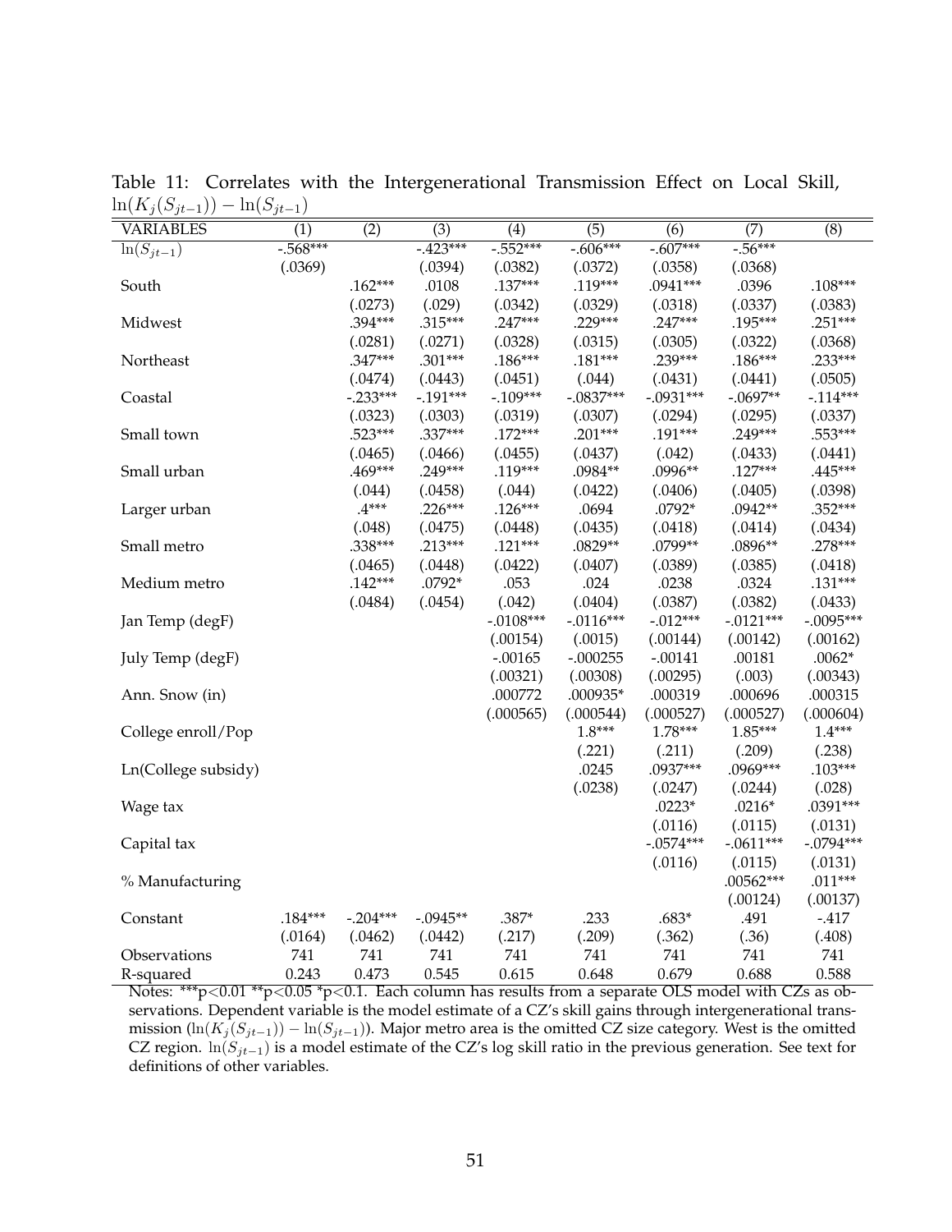Table 11: Correlates with the Intergenerational Transmission Effect on Local Skill, $\ln(K_j(S_{jt-1})) - \ln(S_{jt-1})$

| VARIABLES | (1) | (2) | (3) | (4) | (5) | (6) | (7) | (8) |
|---|---|---|---|---|---|---|---|---|
| $\ln(S_{jt-1})$ | -.568*** | | -.423*** | -.552*** | -.606*** | -.607*** | -.56*** | |
| | (.0369) | | (.0394) | (.0382) | (.0372) | (.0358) | (.0368) | |
| South | | .162*** | .0108 | .137*** | .119*** | .0941*** | .0396 | .108*** |
| | | (.0273) | (.029) | (.0342) | (.0329) | (.0318) | (.0337) | (.0383) |
| Midwest | | .394*** | .315*** | .247*** | .229*** | .247*** | .195*** | .251*** |
| | | (.0281) | (.0271) | (.0328) | (.0315) | (.0305) | (.0322) | (.0368) |
| Northeast | | .347*** | .301*** | .186*** | .181*** | .239*** | .186*** | .233*** |
| | | (.0474) | (.0443) | (.0451) | (.044) | (.0431) | (.0441) | (.0505) |
| Coastal | | -.233*** | -.191*** | -.109*** | -.0837*** | -.0931*** | -.0697** | -.114*** |
| | | (.0323) | (.0303) | (.0319) | (.0307) | (.0294) | (.0295) | (.0337) |
| Small town | | .523*** | .337*** | .172*** | .201*** | .191*** | .249*** | .553*** |
| | | (.0465) | (.0466) | (.0455) | (.0437) | (.042) | (.0433) | (.0441) |
| Small urban | | .469*** | .249*** | .119*** | .0984** | .0996** | .127*** | .445*** |
| | | (.044) | (.0458) | (.044) | (.0422) | (.0406) | (.0405) | (.0398) |
| Larger urban | | .4*** | .226*** | .126*** | .0694 | .0792* | .0942** | .352*** |
| | | (.048) | (.0475) | (.0448) | (.0435) | (.0418) | (.0414) | (.0434) |
| Small metro | | .338*** | .213*** | .121*** | .0829** | .0799** | .0896** | .278*** |
| | | (.0465) | (.0448) | (.0422) | (.0407) | (.0389) | (.0385) | (.0418) |
| Medium metro | | .142*** | .0792* | .053 | .024 | .0238 | .0324 | .131*** |
| | | (.0484) | (.0454) | (.042) | (.0404) | (.0387) | (.0382) | (.0433) |
| Jan Temp (degF) | | | | -.0108*** | -.0116*** | -.012*** | -.0121*** | -.0095*** |
| | | | | (.00154) | (.0015) | (.00144) | (.00142) | (.00162) |
| July Temp (degF) | | | | -.00165 | -.000255 | -.00141 | .00181 | .0062* |
| | | | | (.00321) | (.00308) | (.00295) | (.003) | (.00343) |
| Ann. Snow (in) | | | | .000772 | .000935* | .000319 | .000696 | .000315 |
| | | | | (.000565) | (.000544) | (.000527) | (.000527) | (.000604) |
| College enroll/Pop | | | | | 1.8*** | 1.78*** | 1.85*** | 1.4*** |
| | | | | | (.221) | (.211) | (.209) | (.238) |
| Ln(College subsidy) | | | | | .0245 | .0937*** | .0969*** | .103*** |
| | | | | | (.0238) | (.0247) | (.0244) | (.028) |
| Wage tax | | | | | | .0223* | .0216* | .0391*** |
| | | | | | | (.0116) | (.0115) | (.0131) |
| Capital tax | | | | | | -.0574*** | -.0611*** | -.0794*** |
| | | | | | | (.0116) | (.0115) | (.0131) |
| % Manufacturing | | | | | | | .00562*** | .011*** |
| | | | | | | | (.00124) | (.00137) |
| Constant | .184*** | -.204*** | -.0945** | .387* | .233 | .683* | .491 | -.417 |
| | (.0164) | (.0462) | (.0442) | (.217) | (.209) | (.362) | (.36) | (.408) |
| Observations | 741 | 741 | 741 | 741 | 741 | 741 | 741 | 741 |
| R-squared | 0.243 | 0.473 | 0.545 | 0.615 | 0.648 | 0.679 | 0.688 | 0.588 |

Notes: ***p<0.01 **p<0.05 *p<0.1. Each column has results from a separate OLS model with CZs as observations. Dependent variable is the model estimate of a CZ's skill gains through intergenerational transmission ($\ln(K_j(S_{jt-1})) - \ln(S_{jt-1})$). Major metro area is the omitted CZ size category. West is the omitted CZ region. $\ln(S_{jt-1})$ is a model estimate of the CZ's log skill ratio in the previous generation. See text for definitions of other variables.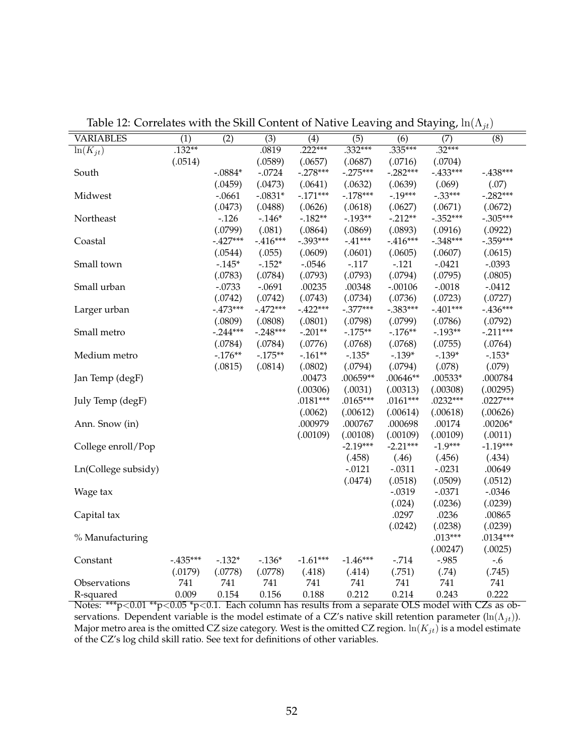Table 12: Correlates with the Skill Content of Native Leaving and Staying, $\ln(\Lambda_{jt})$

| VARIABLES | (1) | (2) | (3) | (4) | (5) | (6) | (7) | (8) |
|---|---|---|---|---|---|---|---|---|
| $\ln(K_{jt})$ | .132** | | .0819 | .222*** | .332*** | .335*** | .32*** | |
| | (.0514) | | (.0589) | (.0657) | (.0687) | (.0716) | (.0704) | |
| South | | -.0884* | -.0724 | -.278*** | -.275*** | -.282*** | -.433*** | -.438*** |
| | | (.0459) | (.0473) | (.0641) | (.0632) | (.0639) | (.069) | (.07) |
| Midwest | | -.0661 | -.0831* | -.171*** | -.178*** | -.19*** | -.33*** | -.282*** |
| | | (.0473) | (.0488) | (.0626) | (.0618) | (.0627) | (.0671) | (.0672) |
| Northeast | | -.126 | -.146* | -.182** | -.193** | -.212** | -.352*** | -.305*** |
| | | (.0799) | (.081) | (.0864) | (.0869) | (.0893) | (.0916) | (.0922) |
| Coastal | | -.427*** | -.416*** | -.393*** | -.41*** | -.416*** | -.348*** | -.359*** |
| | | (.0544) | (.055) | (.0609) | (.0601) | (.0605) | (.0607) | (.0615) |
| Small town | | -.145* | -.152* | -.0546 | -.117 | -.121 | -.0421 | -.0393 |
| | | (.0783) | (.0784) | (.0793) | (.0793) | (.0794) | (.0795) | (.0805) |
| Small urban | | -.0733 | -.0691 | .00235 | .00348 | -.00106 | -.0018 | -.0412 |
| | | (.0742) | (.0742) | (.0743) | (.0734) | (.0736) | (.0723) | (.0727) |
| Larger urban | | -.473*** | -.472*** | -.422*** | -.377*** | -.383*** | -.401*** | -.436*** |
| | | (.0809) | (.0808) | (.0801) | (.0798) | (.0799) | (.0786) | (.0792) |
| Small metro | | -.244*** | -.248*** | -.201** | -.175** | -.176** | -.193** | -.211*** |
| | | (.0784) | (.0784) | (.0776) | (.0768) | (.0768) | (.0755) | (.0764) |
| Medium metro | | -.176** | -.175** | -.161** | -.135* | -.139* | -.139* | -.153* |
| | | (.0815) | (.0814) | (.0802) | (.0794) | (.0794) | (.078) | (.079) |
| Jan Temp (degF) | | | | .00473 | .00659** | .00646** | .00533* | .000784 |
| | | | | (.00306) | (.0031) | (.00313) | (.00308) | (.00295) |
| July Temp (degF) | | | | .0181*** | .0165*** | .0161*** | .0232*** | .0227*** |
| | | | | (.0062) | (.00612) | (.00614) | (.00618) | (.00626) |
| Ann. Snow (in) | | | | .000979 | .000767 | .000698 | .00174 | .00206* |
| | | | | (.00109) | (.00108) | (.00109) | (.00109) | (.0011) |
| College enroll/Pop | | | | | -2.19*** | -2.21*** | -1.9*** | -1.19*** |
| | | | | | (.458) | (.46) | (.456) | (.434) |
| Ln(College subsidy) | | | | | -.0121 | -.0311 | -.0231 | .00649 |
| | | | | | (.0474) | (.0518) | (.0509) | (.0512) |
| Wage tax | | | | | | -.0319 | -.0371 | -.0346 |
| | | | | | | (.024) | (.0236) | (.0239) |
| Capital tax | | | | | | .0297 | .0236 | .00865 |
| | | | | | | (.0242) | (.0238) | (.0239) |
| % Manufacturing | | | | | | | .013*** | .0134*** |
| | | | | | | | (.00247) | (.0025) |
| Constant | -.435*** | -.132* | -.136* | -1.61*** | -1.46*** | -.714 | -.985 | -.6 |
| | (.0179) | (.0778) | (.0778) | (.418) | (.414) | (.751) | (.74) | (.745) |
| Observations | 741 | 741 | 741 | 741 | 741 | 741 | 741 | 741 |
| R-squared | 0.009 | 0.154 | 0.156 | 0.188 | 0.212 | 0.214 | 0.243 | 0.222 |

Notes: ***p<0.01 **p<0.05 *p<0.1. Each column has results from a separate OLS model with CZs as observations. Dependent variable is the model estimate of a CZ's native skill retention parameter ($\ln(\Lambda_{jt})$). Major metro area is the omitted CZ size category. West is the omitted CZ region. $\ln(K_{jt})$ is a model estimate of the CZ's log child skill ratio. See text for definitions of other variables.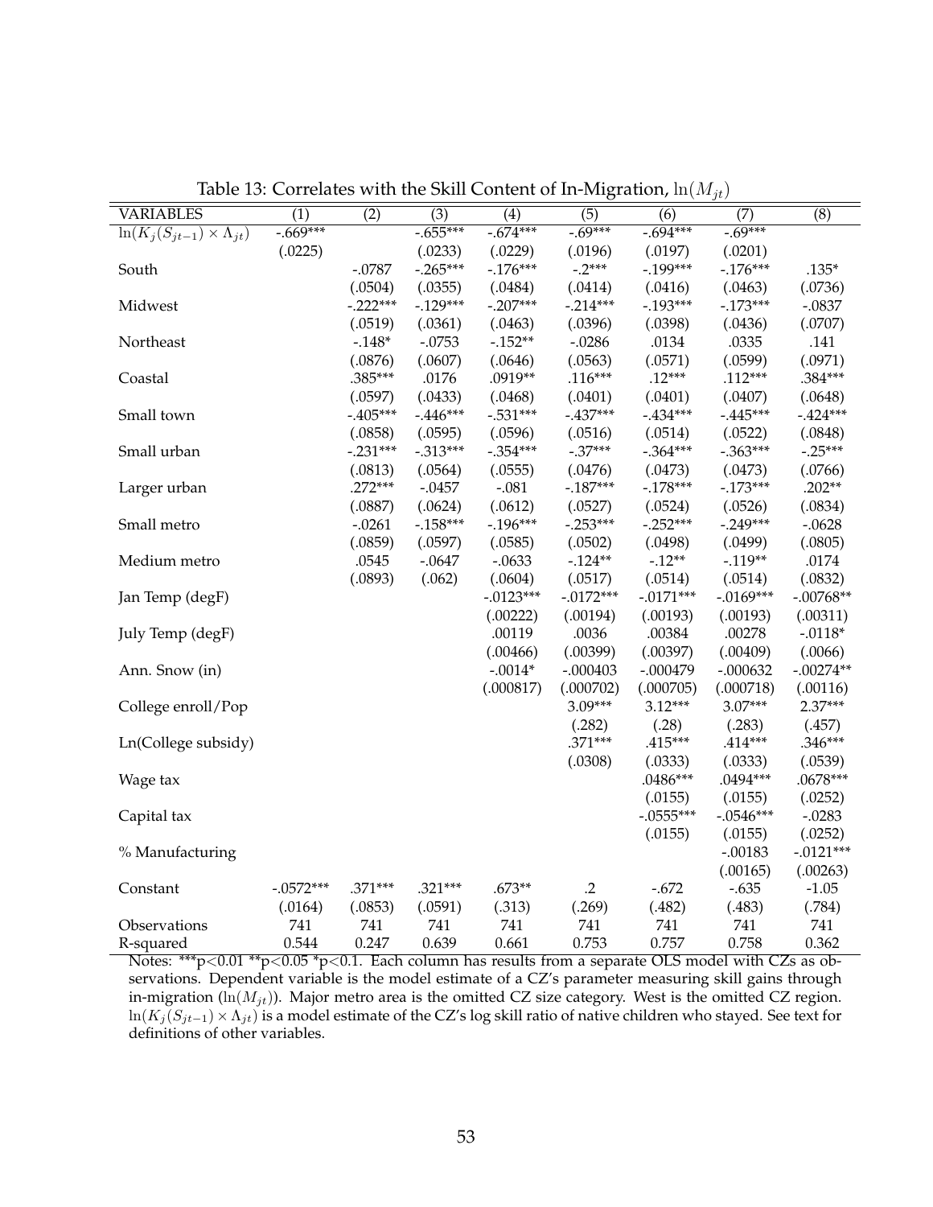Table 13: Correlates with the Skill Content of In-Migration, $\ln(M_{jt})$

| VARIABLES | (1) | (2) | (3) | (4) | (5) | (6) | (7) | (8) |
|---|---|---|---|---|---|---|---|---|
| $\ln(K_j(S_{jt-1}) \times \Lambda_{jt})$ | -.669*** | | -.655*** | -.674*** | -.69*** | -.694*** | -.69*** | |
| | (.0225) | | (.0233) | (.0229) | (.0196) | (.0197) | (.0201) | |
| South | | -.0787 | -.265*** | -.176*** | -.2*** | -.199*** | -.176*** | .135* |
| | | (.0504) | (.0355) | (.0484) | (.0414) | (.0416) | (.0463) | (.0736) |
| Midwest | | -.222*** | -.129*** | -.207*** | -.214*** | -.193*** | -.173*** | -.0837 |
| | | (.0519) | (.0361) | (.0463) | (.0396) | (.0398) | (.0436) | (.0707) |
| Northeast | | -.148* | -.0753 | -.152** | -.0286 | .0134 | .0335 | .141 |
| | | (.0876) | (.0607) | (.0646) | (.0563) | (.0571) | (.0599) | (.0971) |
| Coastal | | .385*** | .0176 | .0919** | .116*** | .12*** | .112*** | .384*** |
| | | (.0597) | (.0433) | (.0468) | (.0401) | (.0401) | (.0407) | (.0648) |
| Small town | | -.405*** | -.446*** | -.531*** | -.437*** | -.434*** | -.445*** | -.424*** |
| | | (.0858) | (.0595) | (.0596) | (.0516) | (.0514) | (.0522) | (.0848) |
| Small urban | | -.231*** | -.313*** | -.354*** | -.37*** | -.364*** | -.363*** | -.25*** |
| | | (.0813) | (.0564) | (.0555) | (.0476) | (.0473) | (.0473) | (.0766) |
| Larger urban | | .272*** | -.0457 | -.081 | -.187*** | -.178*** | -.173*** | .202** |
| | | (.0887) | (.0624) | (.0612) | (.0527) | (.0524) | (.0526) | (.0834) |
| Small metro | | -.0261 | -.158*** | -.196*** | -.253*** | -.252*** | -.249*** | -.0628 |
| | | (.0859) | (.0597) | (.0585) | (.0502) | (.0498) | (.0499) | (.0805) |
| Medium metro | | .0545 | -.0647 | -.0633 | -.124** | -.12** | -.119** | .0174 |
| | | (.0893) | (.062) | (.0604) | (.0517) | (.0514) | (.0514) | (.0832) |
| Jan Temp (degF) | | | | -.0123*** | -.0172*** | -.0171*** | -.0169*** | -.00768** |
| | | | | (.00222) | (.00194) | (.00193) | (.00193) | (.00311) |
| July Temp (degF) | | | | .00119 | .0036 | .00384 | .00278 | -.0118* |
| | | | | (.00466) | (.00399) | (.00397) | (.00409) | (.0066) |
| Ann. Snow (in) | | | | -.0014* | -.000403 | -.000479 | -.000632 | -.00274** |
| | | | | (.000817) | (.000702) | (.000705) | (.000718) | (.00116) |
| College enroll/Pop | | | | | 3.09*** | 3.12*** | 3.07*** | 2.37*** |
| | | | | | (.282) | (.28) | (.283) | (.457) |
| Ln(College subsidy) | | | | | .371*** | .415*** | .414*** | .346*** |
| | | | | | (.0308) | (.0333) | (.0333) | (.0539) |
| Wage tax | | | | | | .0486*** | .0494*** | .0678*** |
| | | | | | | (.0155) | (.0155) | (.0252) |
| Capital tax | | | | | | -.0555*** | -.0546*** | -.0283 |
| | | | | | | (.0155) | (.0155) | (.0252) |
| % Manufacturing | | | | | | | -.00183 | -.0121*** |
| | | | | | | | (.00165) | (.00263) |
| Constant | -.0572*** | .371*** | .321*** | .673** | .2 | -.672 | -.635 | -1.05 |
| | (.0164) | (.0853) | (.0591) | (.313) | (.269) | (.482) | (.483) | (.784) |
| Observations | 741 | 741 | 741 | 741 | 741 | 741 | 741 | 741 |
| R-squared | 0.544 | 0.247 | 0.639 | 0.661 | 0.753 | 0.757 | 0.758 | 0.362 |

Notes: ***p<0.01 **p<0.05 *p<0.1. Each column has results from a separate OLS model with CZs as observations. Dependent variable is the model estimate of a CZ's parameter measuring skill gains through in-migration ($\ln(M_{jt})$). Major metro area is the omitted CZ size category. West is the omitted CZ region. $\ln(K_j(S_{jt-1}) \times \Lambda_{jt})$ is a model estimate of the CZ's log skill ratio of native children who stayed. See text for definitions of other variables.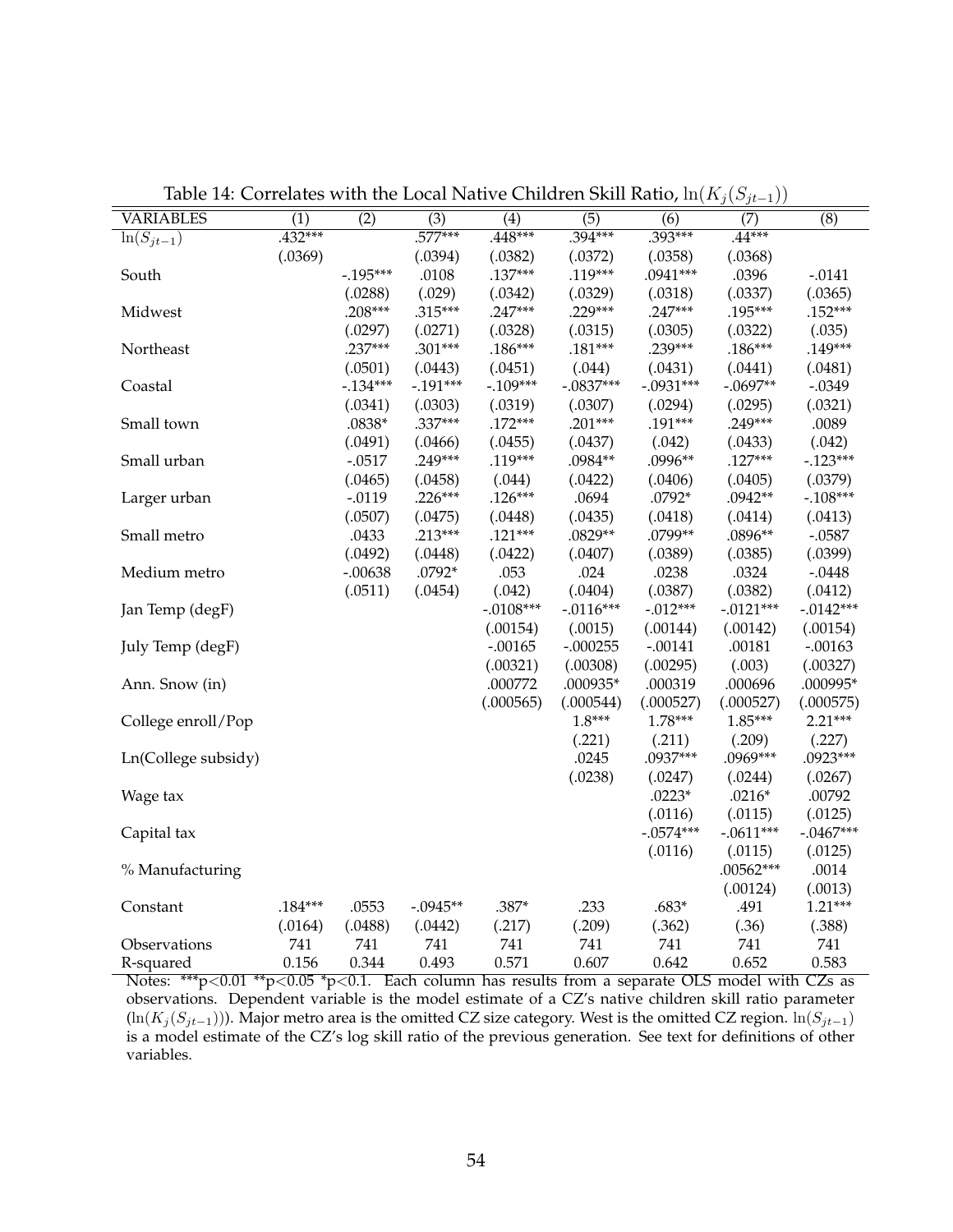Table 14: Correlates with the Local Native Children Skill Ratio, $\ln(K_j(S_{jt-1}))$

| VARIABLES | (1) | (2) | (3) | (4) | (5) | (6) | (7) | (8) |
|---|---|---|---|---|---|---|---|---|
| $\ln(S_{jt-1})$ | .432*** | | .577*** | .448*** | .394*** | .393*** | .44*** | |
| | (.0369) | | (.0394) | (.0382) | (.0372) | (.0358) | (.0368) | |
| South | | -.195*** | .0108 | .137*** | .119*** | .0941*** | .0396 | -.0141 |
| | | (.0288) | (.029) | (.0342) | (.0329) | (.0318) | (.0337) | (.0365) |
| Midwest | | .208*** | .315*** | .247*** | .229*** | .247*** | .195*** | .152*** |
| | | (.0297) | (.0271) | (.0328) | (.0315) | (.0305) | (.0322) | (.035) |
| Northeast | | .237*** | .301*** | .186*** | .181*** | .239*** | .186*** | .149*** |
| | | (.0501) | (.0443) | (.0451) | (.044) | (.0431) | (.0441) | (.0481) |
| Coastal | | -.134*** | -.191*** | -.109*** | -.0837*** | -.0931*** | -.0697** | -.0349 |
| | | (.0341) | (.0303) | (.0319) | (.0307) | (.0294) | (.0295) | (.0321) |
| Small town | | .0838* | .337*** | .172*** | .201*** | .191*** | .249*** | .0089 |
| | | (.0491) | (.0466) | (.0455) | (.0437) | (.042) | (.0433) | (.042) |
| Small urban | | -.0517 | .249*** | .119*** | .0984** | .0996** | .127*** | -.123*** |
| | | (.0465) | (.0458) | (.044) | (.0422) | (.0406) | (.0405) | (.0379) |
| Larger urban | | -.0119 | .226*** | .126*** | .0694 | .0792* | .0942** | -.108*** |
| | | (.0507) | (.0475) | (.0448) | (.0435) | (.0418) | (.0414) | (.0413) |
| Small metro | | .0433 | .213*** | .121*** | .0829** | .0799** | .0896** | -.0587 |
| | | (.0492) | (.0448) | (.0422) | (.0407) | (.0389) | (.0385) | (.0399) |
| Medium metro | | -.00638 | .0792* | .053 | .024 | .0238 | .0324 | -.0448 |
| | | (.0511) | (.0454) | (.042) | (.0404) | (.0387) | (.0382) | (.0412) |
| Jan Temp (degF) | | | | -.0108*** | -.0116*** | -.012*** | -.0121*** | -.0142*** |
| | | | | (.00154) | (.0015) | (.00144) | (.00142) | (.00154) |
| July Temp (degF) | | | | -.00165 | -.000255 | -.00141 | .00181 | -.00163 |
| | | | | (.00321) | (.00308) | (.00295) | (.003) | (.00327) |
| Ann. Snow (in) | | | | .000772 | .000935* | .000319 | .000696 | .000995* |
| | | | | (.000565) | (.000544) | (.000527) | (.000527) | (.000575) |
| College enroll/Pop | | | | | 1.8*** | 1.78*** | 1.85*** | 2.21*** |
| | | | | | (.221) | (.211) | (.209) | (.227) |
| Ln(College subsidy) | | | | | .0245 | .0937*** | .0969*** | .0923*** |
| | | | | | (.0238) | (.0247) | (.0244) | (.0267) |
| Wage tax | | | | | | .0223* | .0216* | .00792 |
| | | | | | | (.0116) | (.0115) | (.0125) |
| Capital tax | | | | | | -.0574*** | -.0611*** | -.0467*** |
| | | | | | | (.0116) | (.0115) | (.0125) |
| % Manufacturing | | | | | | | .00562*** | .0014 |
| | | | | | | | (.00124) | (.0013) |
| Constant | .184*** | .0553 | -.0945** | .387* | .233 | .683* | .491 | 1.21*** |
| | (.0164) | (.0488) | (.0442) | (.217) | (.209) | (.362) | (.36) | (.388) |
| Observations | 741 | 741 | 741 | 741 | 741 | 741 | 741 | 741 |
| R-squared | 0.156 | 0.344 | 0.493 | 0.571 | 0.607 | 0.642 | 0.652 | 0.583 |

Notes: ***p<0.01 **p<0.05 *p<0.1. Each column has results from a separate OLS model with CZs as observations. Dependent variable is the model estimate of a CZ's native children skill ratio parameter ($\ln(K_j(S_{jt-1}))$). Major metro area is the omitted CZ size category. West is the omitted CZ region. $\ln(S_{jt-1})$ is a model estimate of the CZ's log skill ratio of the previous generation. See text for definitions of other variables.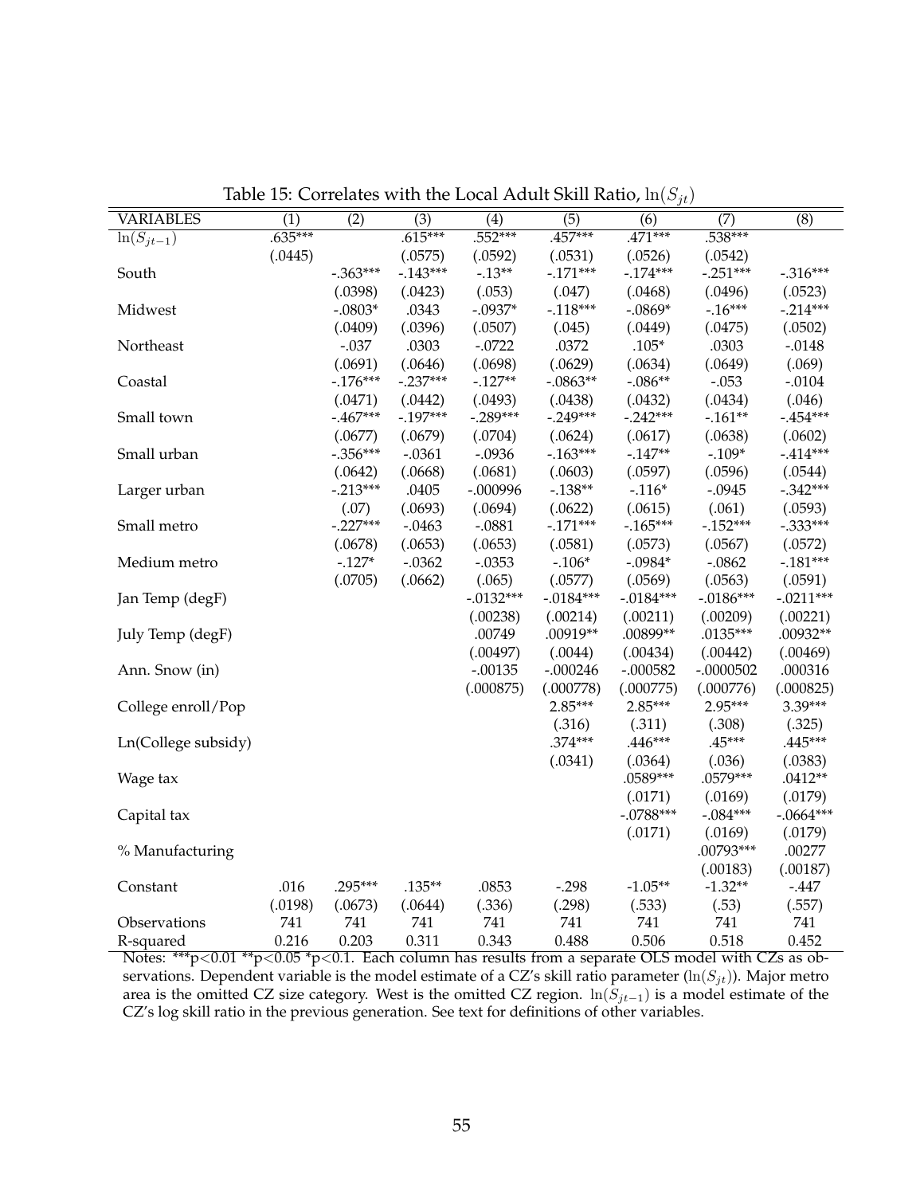Table 15: Correlates with the Local Adult Skill Ratio, $\ln(S_{jt})$

| VARIABLES | (1) | (2) | (3) | (4) | (5) | (6) | (7) | (8) |
|---|---|---|---|---|---|---|---|---|
| $\ln(S_{jt-1})$ | .635*** | | .615*** | .552*** | .457*** | .471*** | .538*** | |
| | (.0445) | | (.0575) | (.0592) | (.0531) | (.0526) | (.0542) | |
| South | | -.363*** | -.143*** | -.13** | -.171*** | -.174*** | -.251*** | -.316*** |
| | | (.0398) | (.0423) | (.053) | (.047) | (.0468) | (.0496) | (.0523) |
| Midwest | | -.0803* | .0343 | -.0937* | -.118*** | -.0869* | -.16*** | -.214*** |
| | | (.0409) | (.0396) | (.0507) | (.045) | (.0449) | (.0475) | (.0502) |
| Northeast | | -.037 | .0303 | -.0722 | .0372 | .105* | .0303 | -.0148 |
| | | (.0691) | (.0646) | (.0698) | (.0629) | (.0634) | (.0649) | (.069) |
| Coastal | | -.176*** | -.237*** | -.127** | -.0863** | -.086** | -.053 | -.0104 |
| | | (.0471) | (.0442) | (.0493) | (.0438) | (.0432) | (.0434) | (.046) |
| Small town | | -.467*** | -.197*** | -.289*** | -.249*** | -.242*** | -.161** | -.454*** |
| | | (.0677) | (.0679) | (.0704) | (.0624) | (.0617) | (.0638) | (.0602) |
| Small urban | | -.356*** | -.0361 | -.0936 | -.163*** | -.147** | -.109* | -.414*** |
| | | (.0642) | (.0668) | (.0681) | (.0603) | (.0597) | (.0596) | (.0544) |
| Larger urban | | -.213*** | .0405 | -.000996 | -.138** | -.116* | -.0945 | -.342*** |
| | | (.07) | (.0693) | (.0694) | (.0622) | (.0615) | (.061) | (.0593) |
| Small metro | | -.227*** | -.0463 | -.0881 | -.171*** | -.165*** | -.152*** | -.333*** |
| | | (.0678) | (.0653) | (.0653) | (.0581) | (.0573) | (.0567) | (.0572) |
| Medium metro | | -.127* | -.0362 | -.0353 | -.106* | -.0984* | -.0862 | -.181*** |
| | | (.0705) | (.0662) | (.065) | (.0577) | (.0569) | (.0563) | (.0591) |
| Jan Temp (degF) | | | | -.0132*** | -.0184*** | -.0184*** | -.0186*** | -.0211*** |
| | | | | (.00238) | (.00214) | (.00211) | (.00209) | (.00221) |
| July Temp (degF) | | | | .00749 | .00919** | .00899** | .0135*** | .00932** |
| | | | | (.00497) | (.0044) | (.00434) | (.00442) | (.00469) |
| Ann. Snow (in) | | | | -.00135 | -.000246 | -.000582 | -.0000502 | .000316 |
| | | | | (.000875) | (.000778) | (.000775) | (.000776) | (.000825) |
| College enroll/Pop | | | | | 2.85*** | 2.85*** | 2.95*** | 3.39*** |
| | | | | | (.316) | (.311) | (.308) | (.325) |
| Ln(College subsidy) | | | | | .374*** | .446*** | .45*** | .445*** |
| | | | | | (.0341) | (.0364) | (.036) | (.0383) |
| Wage tax | | | | | | .0589*** | .0579*** | .0412** |
| | | | | | | (.0171) | (.0169) | (.0179) |
| Capital tax | | | | | | -.0788*** | -.084*** | -.0664*** |
| | | | | | | (.0171) | (.0169) | (.0179) |
| % Manufacturing | | | | | | | .00793*** | .00277 |
| | | | | | | | (.00183) | (.00187) |
| Constant | .016 | .295*** | .135** | .0853 | -.298 | -1.05** | -1.32** | -.447 |
| | (.0198) | (.0673) | (.0644) | (.336) | (.298) | (.533) | (.53) | (.557) |
| Observations | 741 | 741 | 741 | 741 | 741 | 741 | 741 | 741 |
| R-squared | 0.216 | 0.203 | 0.311 | 0.343 | 0.488 | 0.506 | 0.518 | 0.452 |

Notes: ***p<0.01 **p<0.05 *p<0.1. Each column has results from a separate OLS model with CZs as observations. Dependent variable is the model estimate of a CZ's skill ratio parameter ($\ln(S_{jt})$). Major metro area is the omitted CZ size category. West is the omitted CZ region. $\ln(S_{jt-1})$ is a model estimate of the CZ's log skill ratio in the previous generation. See text for definitions of other variables.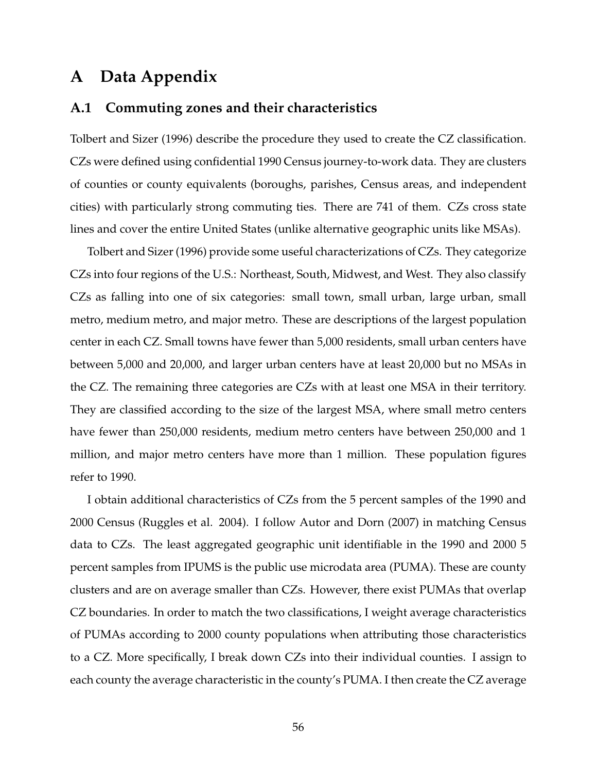# A Data Appendix

## A.1 Commuting zones and their characteristics

Tolbert and Sizer (1996) describe the procedure they used to create the CZ classification. CZs were defined using confidential 1990 Census journey-to-work data. They are clusters of counties or county equivalents (boroughs, parishes, Census areas, and independent cities) with particularly strong commuting ties. There are 741 of them. CZs cross state lines and cover the entire United States (unlike alternative geographic units like MSAs).

Tolbert and Sizer (1996) provide some useful characterizations of CZs. They categorize CZs into four regions of the U.S.: Northeast, South, Midwest, and West. They also classify CZs as falling into one of six categories: small town, small urban, large urban, small metro, medium metro, and major metro. These are descriptions of the largest population center in each CZ. Small towns have fewer than 5,000 residents, small urban centers have between 5,000 and 20,000, and larger urban centers have at least 20,000 but no MSAs in the CZ. The remaining three categories are CZs with at least one MSA in their territory. They are classified according to the size of the largest MSA, where small metro centers have fewer than 250,000 residents, medium metro centers have between 250,000 and 1 million, and major metro centers have more than 1 million. These population figures refer to 1990.

I obtain additional characteristics of CZs from the 5 percent samples of the 1990 and 2000 Census (Ruggles et al. 2004). I follow Autor and Dorn (2007) in matching Census data to CZs. The least aggregated geographic unit identifiable in the 1990 and 2000 5 percent samples from IPUMS is the public use microdata area (PUMA). These are county clusters and are on average smaller than CZs. However, there exist PUMAs that overlap CZ boundaries. In order to match the two classifications, I weight average characteristics of PUMAs according to 2000 county populations when attributing those characteristics to a CZ. More specifically, I break down CZs into their individual counties. I assign to each county the average characteristic in the county's PUMA. I then create the CZ average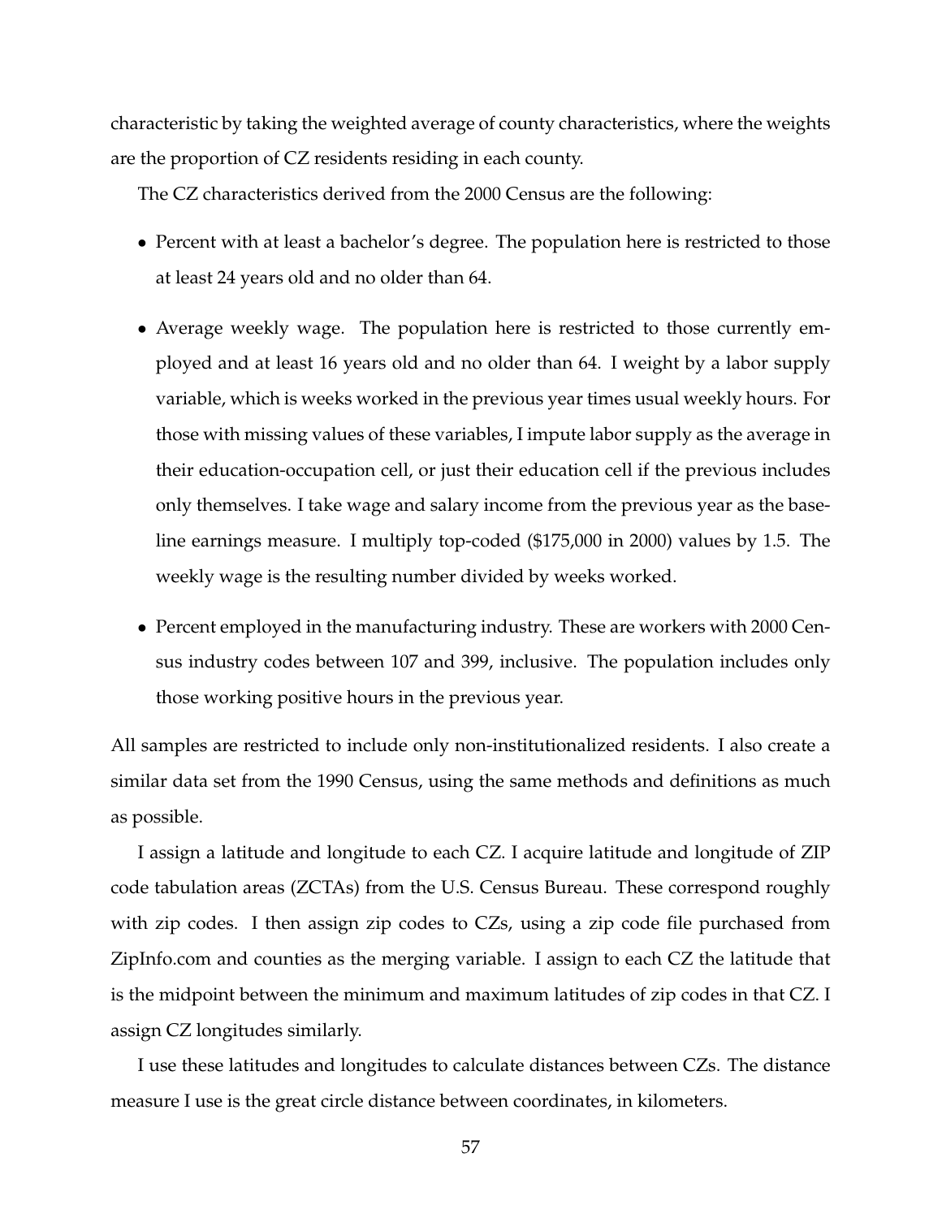characteristic by taking the weighted average of county characteristics, where the weights are the proportion of CZ residents residing in each county.

The CZ characteristics derived from the 2000 Census are the following:

- Percent with at least a bachelor's degree. The population here is restricted to those at least 24 years old and no older than 64.
- Average weekly wage. The population here is restricted to those currently employed and at least 16 years old and no older than 64. I weight by a labor supply variable, which is weeks worked in the previous year times usual weekly hours. For those with missing values of these variables, I impute labor supply as the average in their education-occupation cell, or just their education cell if the previous includes only themselves. I take wage and salary income from the previous year as the baseline earnings measure. I multiply top-coded ($175,000 in 2000) values by 1.5. The weekly wage is the resulting number divided by weeks worked.
- Percent employed in the manufacturing industry. These are workers with 2000 Census industry codes between 107 and 399, inclusive. The population includes only those working positive hours in the previous year.

All samples are restricted to include only non-institutionalized residents. I also create a similar data set from the 1990 Census, using the same methods and definitions as much as possible.

I assign a latitude and longitude to each CZ. I acquire latitude and longitude of ZIP code tabulation areas (ZCTAs) from the U.S. Census Bureau. These correspond roughly with zip codes. I then assign zip codes to CZs, using a zip code file purchased from ZipInfo.com and counties as the merging variable. I assign to each CZ the latitude that is the midpoint between the minimum and maximum latitudes of zip codes in that CZ. I assign CZ longitudes similarly.

I use these latitudes and longitudes to calculate distances between CZs. The distance measure I use is the great circle distance between coordinates, in kilometers.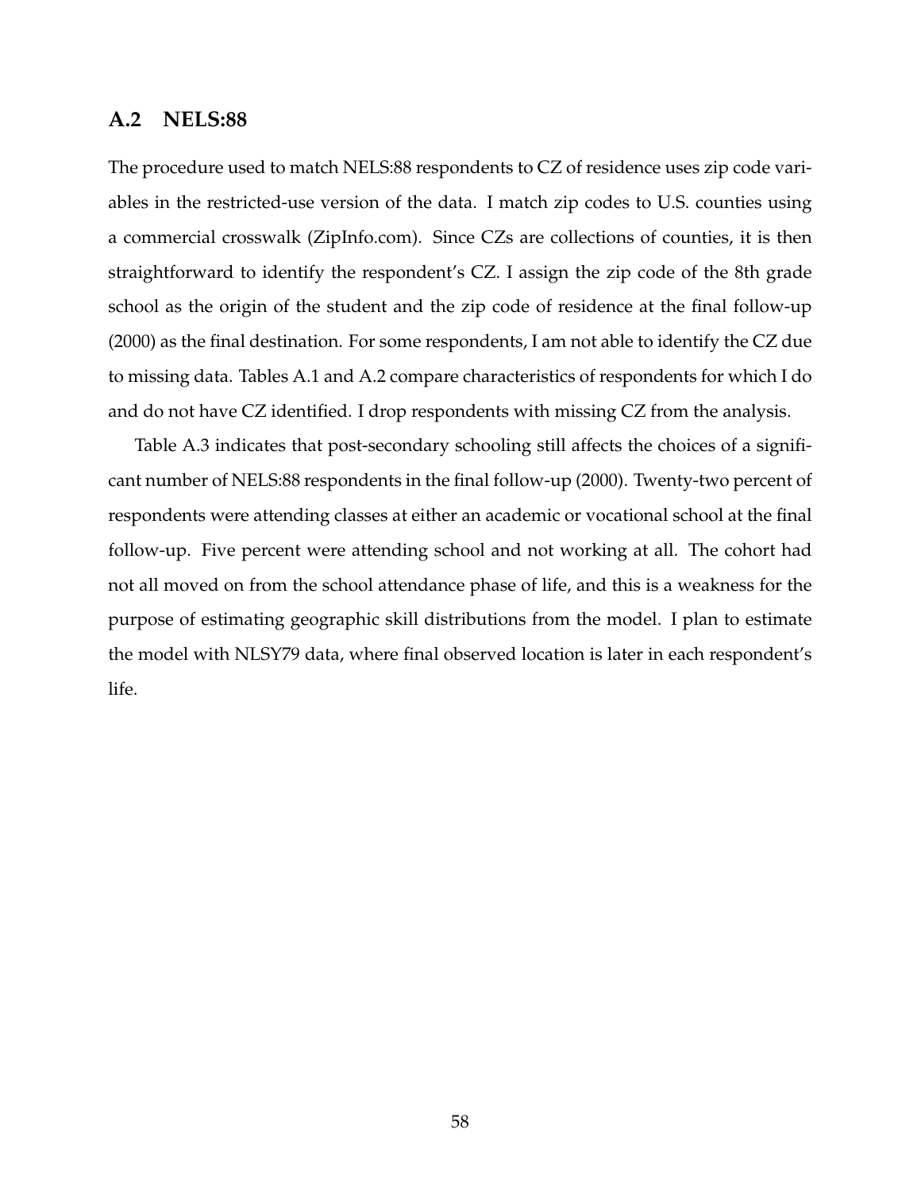## A.2 NELS:88

The procedure used to match NELS:88 respondents to CZ of residence uses zip code variables in the restricted-use version of the data. I match zip codes to U.S. counties using a commercial crosswalk (ZipInfo.com). Since CZs are collections of counties, it is then straightforward to identify the respondent's CZ. I assign the zip code of the 8th grade school as the origin of the student and the zip code of residence at the final follow-up (2000) as the final destination. For some respondents, I am not able to identify the CZ due to missing data. Tables A.1 and A.2 compare characteristics of respondents for which I do and do not have CZ identified. I drop respondents with missing CZ from the analysis.

Table A.3 indicates that post-secondary schooling still affects the choices of a significant number of NELS:88 respondents in the final follow-up (2000). Twenty-two percent of respondents were attending classes at either an academic or vocational school at the final follow-up. Five percent were attending school and not working at all. The cohort had not all moved on from the school attendance phase of life, and this is a weakness for the purpose of estimating geographic skill distributions from the model. I plan to estimate the model with NLSY79 data, where final observed location is later in each respondent's life.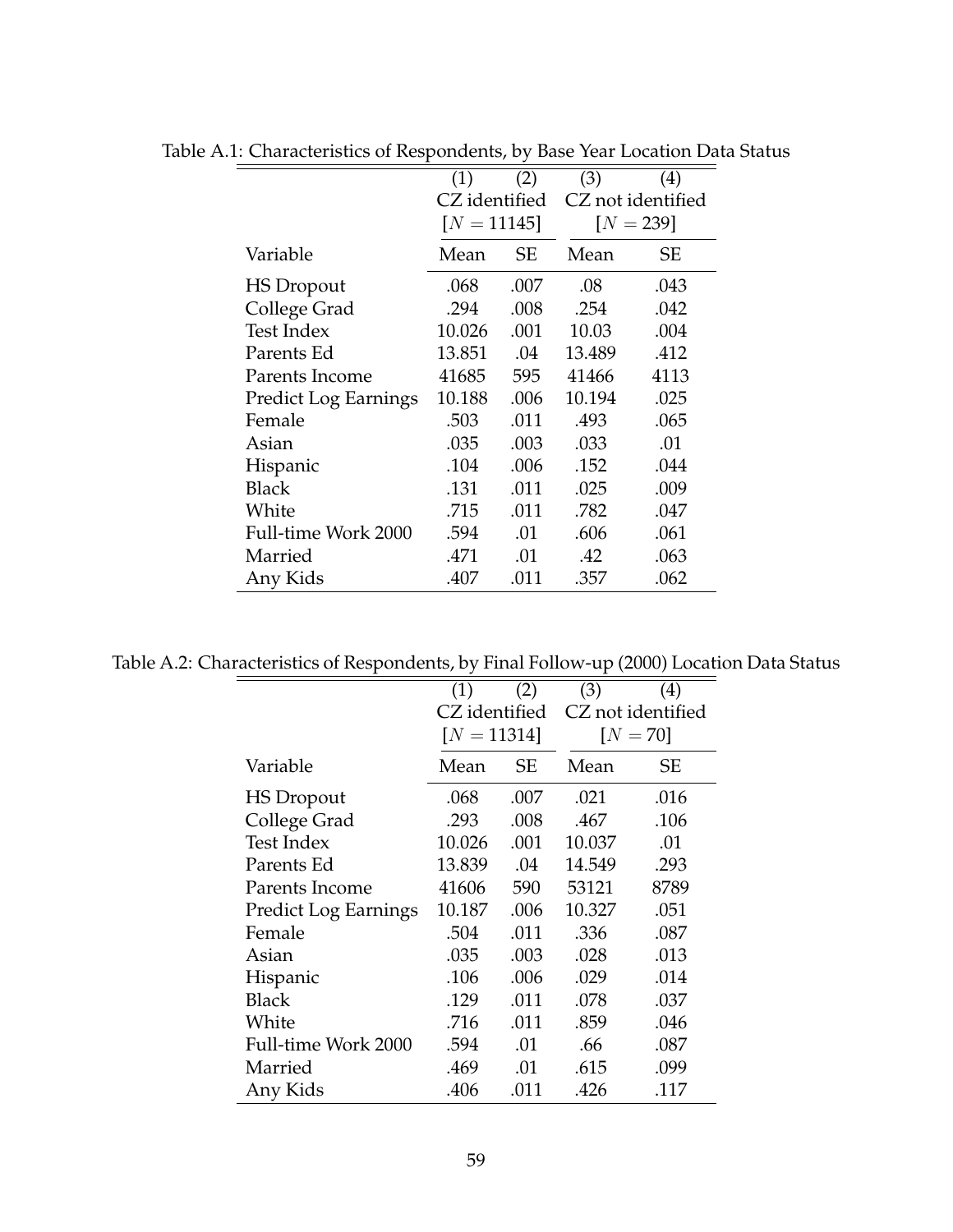Table A.1: Characteristics of Respondents, by Base Year Location Data Status

| | (1) | (2) | (3) | (4) |
|---|---|---|---|---|
| | CZ identified | | CZ not identified | |
| | [$N = 11145$] | | [$N = 239$] | |
| Variable | Mean | SE | Mean | SE |
| HS Dropout | .068 | .007 | .08 | .043 |
| College Grad | .294 | .008 | .254 | .042 |
| Test Index | 10.026 | .001 | 10.03 | .004 |
| Parents Ed | 13.851 | .04 | 13.489 | .412 |
| Parents Income | 41685 | 595 | 41466 | 4113 |
| Predict Log Earnings | 10.188 | .006 | 10.194 | .025 |
| Female | .503 | .011 | .493 | .065 |
| Asian | .035 | .003 | .033 | .01 |
| Hispanic | .104 | .006 | .152 | .044 |
| Black | .131 | .011 | .025 | .009 |
| White | .715 | .011 | .782 | .047 |
| Full-time Work 2000 | .594 | .01 | .606 | .061 |
| Married | .471 | .01 | .42 | .063 |
| Any Kids | .407 | .011 | .357 | .062 |

Table A.2: Characteristics of Respondents, by Final Follow-up (2000) Location Data Status

| | (1) | (2) | (3) | (4) |
|---|---|---|---|---|
| | CZ identified | | CZ not identified | |
| | [$N = 11314$] | | [$N = 70$] | |
| Variable | Mean | SE | Mean | SE |
| HS Dropout | .068 | .007 | .021 | .016 |
| College Grad | .293 | .008 | .467 | .106 |
| Test Index | 10.026 | .001 | 10.037 | .01 |
| Parents Ed | 13.839 | .04 | 14.549 | .293 |
| Parents Income | 41606 | 590 | 53121 | 8789 |
| Predict Log Earnings | 10.187 | .006 | 10.327 | .051 |
| Female | .504 | .011 | .336 | .087 |
| Asian | .035 | .003 | .028 | .013 |
| Hispanic | .106 | .006 | .029 | .014 |
| Black | .129 | .011 | .078 | .037 |
| White | .716 | .011 | .859 | .046 |
| Full-time Work 2000 | .594 | .01 | .66 | .087 |
| Married | .469 | .01 | .615 | .099 |
| Any Kids | .406 | .011 | .426 | .117 |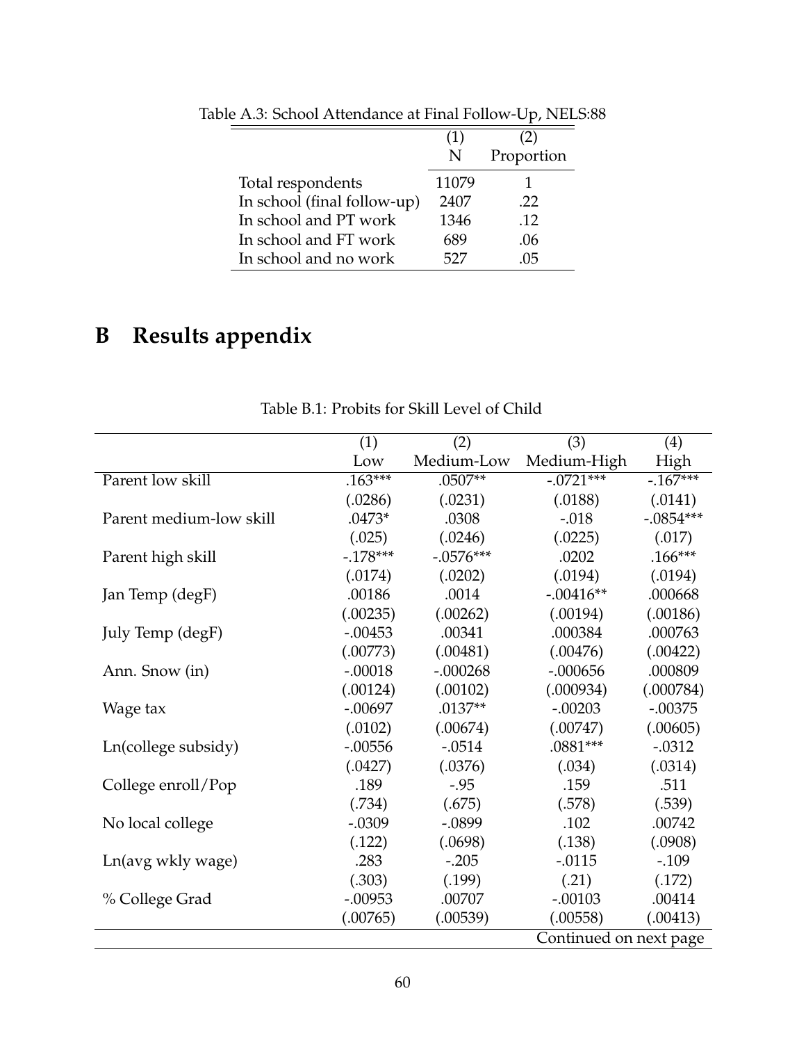Table A.3: School Attendance at Final Follow-Up, NELS:88

| | (1) N | (2) Proportion |
|---|---|---|
| Total respondents | 11079 | 1 |
| In school (final follow-up) | 2407 | .22 |
| In school and PT work | 1346 | .12 |
| In school and FT work | 689 | .06 |
| In school and no work | 527 | .05 |

# B Results appendix

Table B.1: Probits for Skill Level of Child

| | (1) Low | (2) Medium-Low | (3) Medium-High | (4) High |
|---|---|---|---|---|
| Parent low skill | .163*** | .0507** | -.0721*** | -.167*** |
| | (.0286) | (.0231) | (.0188) | (.0141) |
| Parent medium-low skill | .0473* | .0308 | -.018 | -.0854*** |
| | (.025) | (.0246) | (.0225) | (.017) |
| Parent high skill | -.178*** | -.0576*** | .0202 | .166*** |
| | (.0174) | (.0202) | (.0194) | (.0194) |
| Jan Temp (degF) | .00186 | .0014 | -.00416** | .000668 |
| | (.00235) | (.00262) | (.00194) | (.00186) |
| July Temp (degF) | -.00453 | .00341 | .000384 | .000763 |
| | (.00773) | (.00481) | (.00476) | (.00422) |
| Ann. Snow (in) | -.00018 | -.000268 | -.000656 | .000809 |
| | (.00124) | (.00102) | (.000934) | (.000784) |
| Wage tax | -.00697 | .0137** | -.00203 | -.00375 |
| | (.0102) | (.00674) | (.00747) | (.00605) |
| Ln(college subsidy) | -.00556 | -.0514 | .0881*** | -.0312 |
| | (.0427) | (.0376) | (.034) | (.0314) |
| College enroll/Pop | .189 | -.95 | .159 | .511 |
| | (.734) | (.675) | (.578) | (.539) |
| No local college | -.0309 | -.0899 | .102 | .00742 |
| | (.122) | (.0698) | (.138) | (.0908) |
| Ln(avg wkly wage) | .283 | -.205 | -.0115 | -.109 |
| | (.303) | (.199) | (.21) | (.172) |
| % College Grad | -.00953 | .00707 | -.00103 | .00414 |
| | (.00765) | (.00539) | (.00558) | (.00413) |

Continued on next page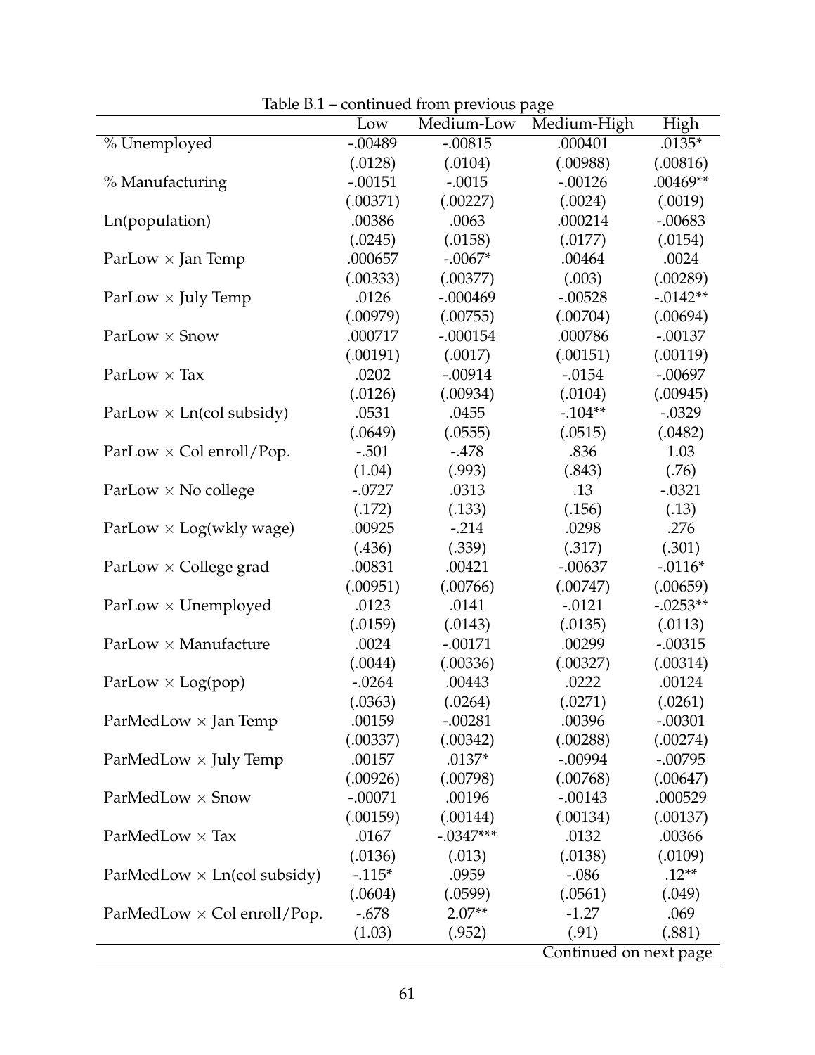Table B.1 – continued from previous page

| | Low | Medium-Low | Medium-High | High |
|---|---|---|---|---|
| % Unemployed | -.00489 | -.00815 | .000401 | .0135* |
| | (.0128) | (.0104) | (.00988) | (.00816) |
| % Manufacturing | -.00151 | -.0015 | -.00126 | .00469** |
| | (.00371) | (.00227) | (.0024) | (.0019) |
| Ln(population) | .00386 | .0063 | .000214 | -.00683 |
| | (.0245) | (.0158) | (.0177) | (.0154) |
| ParLow × Jan Temp | .000657 | -.0067* | .00464 | .0024 |
| | (.00333) | (.00377) | (.003) | (.00289) |
| ParLow × July Temp | .0126 | -.000469 | -.00528 | -.0142** |
| | (.00979) | (.00755) | (.00704) | (.00694) |
| ParLow × Snow | .000717 | -.000154 | .000786 | -.00137 |
| | (.00191) | (.0017) | (.00151) | (.00119) |
| ParLow × Tax | .0202 | -.00914 | -.0154 | -.00697 |
| | (.0126) | (.00934) | (.0104) | (.00945) |
| ParLow × Ln(col subsidy) | .0531 | .0455 | -.104** | -.0329 |
| | (.0649) | (.0555) | (.0515) | (.0482) |
| ParLow × Col enroll/Pop. | -.501 | -.478 | .836 | 1.03 |
| | (1.04) | (.993) | (.843) | (.76) |
| ParLow × No college | -.0727 | .0313 | .13 | -.0321 |
| | (.172) | (.133) | (.156) | (.13) |
| ParLow × Log(wkly wage) | .00925 | -.214 | .0298 | .276 |
| | (.436) | (.339) | (.317) | (.301) |
| ParLow × College grad | .00831 | .00421 | -.00637 | -.0116* |
| | (.00951) | (.00766) | (.00747) | (.00659) |
| ParLow × Unemployed | .0123 | .0141 | -.0121 | -.0253** |
| | (.0159) | (.0143) | (.0135) | (.0113) |
| ParLow × Manufacture | .0024 | -.00171 | .00299 | -.00315 |
| | (.0044) | (.00336) | (.00327) | (.00314) |
| ParLow × Log(pop) | -.0264 | .00443 | .0222 | .00124 |
| | (.0363) | (.0264) | (.0271) | (.0261) |
| ParMedLow × Jan Temp | .00159 | -.00281 | .00396 | -.00301 |
| | (.00337) | (.00342) | (.00288) | (.00274) |
| ParMedLow × July Temp | .00157 | .0137* | -.00994 | -.00795 |
| | (.00926) | (.00798) | (.00768) | (.00647) |
| ParMedLow × Snow | -.00071 | .00196 | -.00143 | .000529 |
| | (.00159) | (.00144) | (.00134) | (.00137) |
| ParMedLow × Tax | .0167 | -.0347*** | .0132 | .00366 |
| | (.0136) | (.013) | (.0138) | (.0109) |
| ParMedLow × Ln(col subsidy) | -.115* | .0959 | -.086 | .12** |
| | (.0604) | (.0599) | (.0561) | (.049) |
| ParMedLow × Col enroll/Pop. | -.678 | 2.07** | -1.27 | .069 |
| | (1.03) | (.952) | (.91) | (.881) |

Continued on next page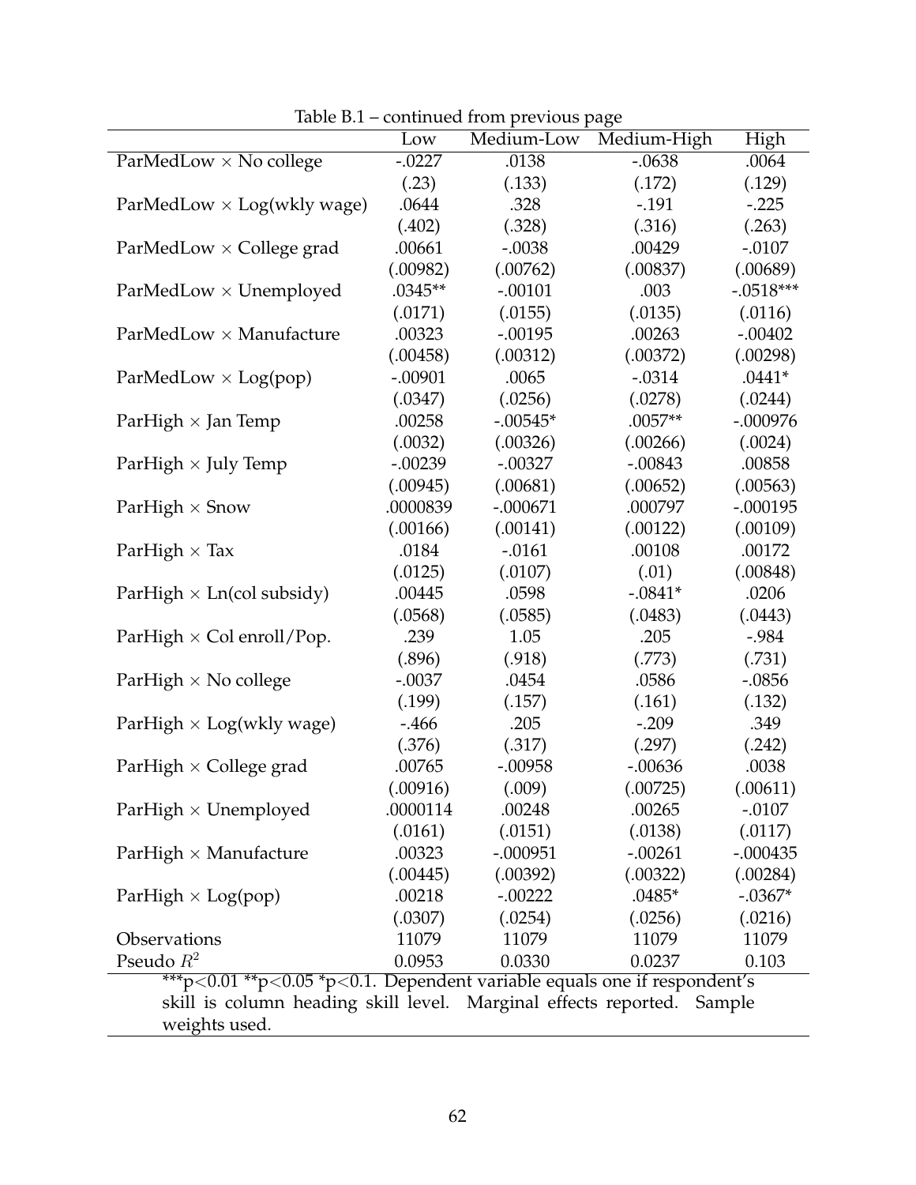Table B.1 – continued from previous page

| | Low | Medium-Low | Medium-High | High |
|---|---|---|---|---|
| ParMedLow × No college | -.0227 | .0138 | -.0638 | .0064 |
| | (.23) | (.133) | (.172) | (.129) |
| ParMedLow × Log(wkly wage) | .0644 | .328 | -.191 | -.225 |
| | (.402) | (.328) | (.316) | (.263) |
| ParMedLow × College grad | .00661 | -.0038 | .00429 | -.0107 |
| | (.00982) | (.00762) | (.00837) | (.00689) |
| ParMedLow × Unemployed | .0345** | -.00101 | .003 | -.0518*** |
| | (.0171) | (.0155) | (.0135) | (.0116) |
| ParMedLow × Manufacture | .00323 | -.00195 | .00263 | -.00402 |
| | (.00458) | (.00312) | (.00372) | (.00298) |
| ParMedLow × Log(pop) | -.00901 | .0065 | -.0314 | .0441* |
| | (.0347) | (.0256) | (.0278) | (.0244) |
| ParHigh × Jan Temp | .00258 | -.00545* | .0057** | -.000976 |
| | (.0032) | (.00326) | (.00266) | (.0024) |
| ParHigh × July Temp | -.00239 | -.00327 | -.00843 | .00858 |
| | (.00945) | (.00681) | (.00652) | (.00563) |
| ParHigh × Snow | .0000839 | -.000671 | .000797 | -.000195 |
| | (.00166) | (.00141) | (.00122) | (.00109) |
| ParHigh × Tax | .0184 | -.0161 | .00108 | .00172 |
| | (.0125) | (.0107) | (.01) | (.00848) |
| ParHigh × Ln(col subsidy) | .00445 | .0598 | -.0841* | .0206 |
| | (.0568) | (.0585) | (.0483) | (.0443) |
| ParHigh × Col enroll/Pop. | .239 | 1.05 | .205 | -.984 |
| | (.896) | (.918) | (.773) | (.731) |
| ParHigh × No college | -.0037 | .0454 | .0586 | -.0856 |
| | (.199) | (.157) | (.161) | (.132) |
| ParHigh × Log(wkly wage) | -.466 | .205 | -.209 | .349 |
| | (.376) | (.317) | (.297) | (.242) |
| ParHigh × College grad | .00765 | -.00958 | -.00636 | .0038 |
| | (.00916) | (.009) | (.00725) | (.00611) |
| ParHigh × Unemployed | .0000114 | .00248 | .00265 | -.0107 |
| | (.0161) | (.0151) | (.0138) | (.0117) |
| ParHigh × Manufacture | .00323 | -.000951 | -.00261 | -.000435 |
| | (.00445) | (.00392) | (.00322) | (.00284) |
| ParHigh × Log(pop) | .00218 | -.00222 | .0485* | -.0367* |
| | (.0307) | (.0254) | (.0256) | (.0216) |
| Observations | 11079 | 11079 | 11079 | 11079 |
| Pseudo $R^2$ | 0.0953 | 0.0330 | 0.0237 | 0.103 |

***p<0.01 **p<0.05 *p<0.1. Dependent variable equals one if respondent's skill is column heading skill level. Marginal effects reported. Sample weights used.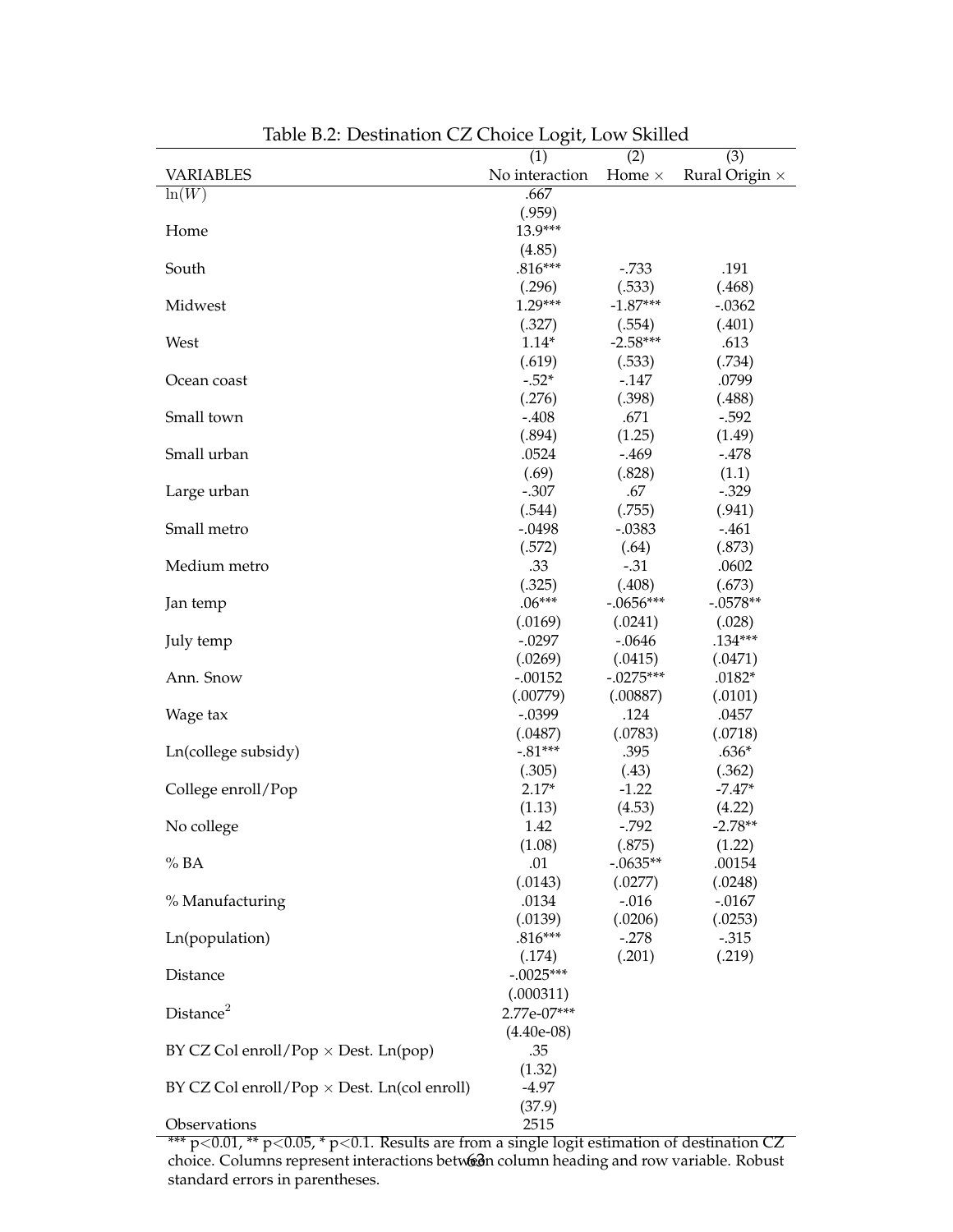Table B.2: Destination CZ Choice Logit, Low Skilled

| VARIABLES | (1) No interaction | (2) Home × | (3) Rural Origin × |
|---|---|---|---|
| ln($W$) | .667 | | |
| | (.959) | | |
| Home | 13.9*** | | |
| | (4.85) | | |
| South | .816*** | -.733 | .191 |
| | (.296) | (.533) | (.468) |
| Midwest | 1.29*** | -1.87*** | -.0362 |
| | (.327) | (.554) | (.401) |
| West | 1.14* | -2.58*** | .613 |
| | (.619) | (.533) | (.734) |
| Ocean coast | -.52* | -.147 | .0799 |
| | (.276) | (.398) | (.488) |
| Small town | -.408 | .671 | -.592 |
| | (.894) | (1.25) | (1.49) |
| Small urban | .0524 | -.469 | -.478 |
| | (.69) | (.828) | (1.1) |
| Large urban | -.307 | .67 | -.329 |
| | (.544) | (.755) | (.941) |
| Small metro | -.0498 | -.0383 | -.461 |
| | (.572) | (.64) | (.873) |
| Medium metro | .33 | -.31 | .0602 |
| | (.325) | (.408) | (.673) |
| Jan temp | .06*** | -.0656*** | -.0578** |
| | (.0169) | (.0241) | (.028) |
| July temp | -.0297 | -.0646 | .134*** |
| | (.0269) | (.0415) | (.0471) |
| Ann. Snow | -.00152 | -.0275*** | .0182* |
| | (.00779) | (.00887) | (.0101) |
| Wage tax | -.0399 | .124 | .0457 |
| | (.0487) | (.0783) | (.0718) |
| Ln(college subsidy) | -.81*** | .395 | .636* |
| | (.305) | (.43) | (.362) |
| College enroll/Pop | 2.17* | -1.22 | -7.47* |
| | (1.13) | (4.53) | (4.22) |
| No college | 1.42 | -.792 | -2.78** |
| | (1.08) | (.875) | (1.22) |
| % BA | .01 | -.0635** | .00154 |
| | (.0143) | (.0277) | (.0248) |
| % Manufacturing | .0134 | -.016 | -.0167 |
| | (.0139) | (.0206) | (.0253) |
| Ln(population) | .816*** | -.278 | -.315 |
| | (.174) | (.201) | (.219) |
| Distance | -.0025*** | | |
| | (.000311) | | |
| Distance$^2$ | 2.77e-07*** | | |
| | (4.40e-08) | | |
| BY CZ Col enroll/Pop × Dest. Ln(pop) | .35 | | |
| | (1.32) | | |
| BY CZ Col enroll/Pop × Dest. Ln(col enroll) | -4.97 | | |
| | (37.9) | | |
| Observations | 2515 | | |

*** p<0.01, ** p<0.05, * p<0.1. Results are from a single logit estimation of destination CZ choice. Columns represent interactions between column heading and row variable. Robust standard errors in parentheses.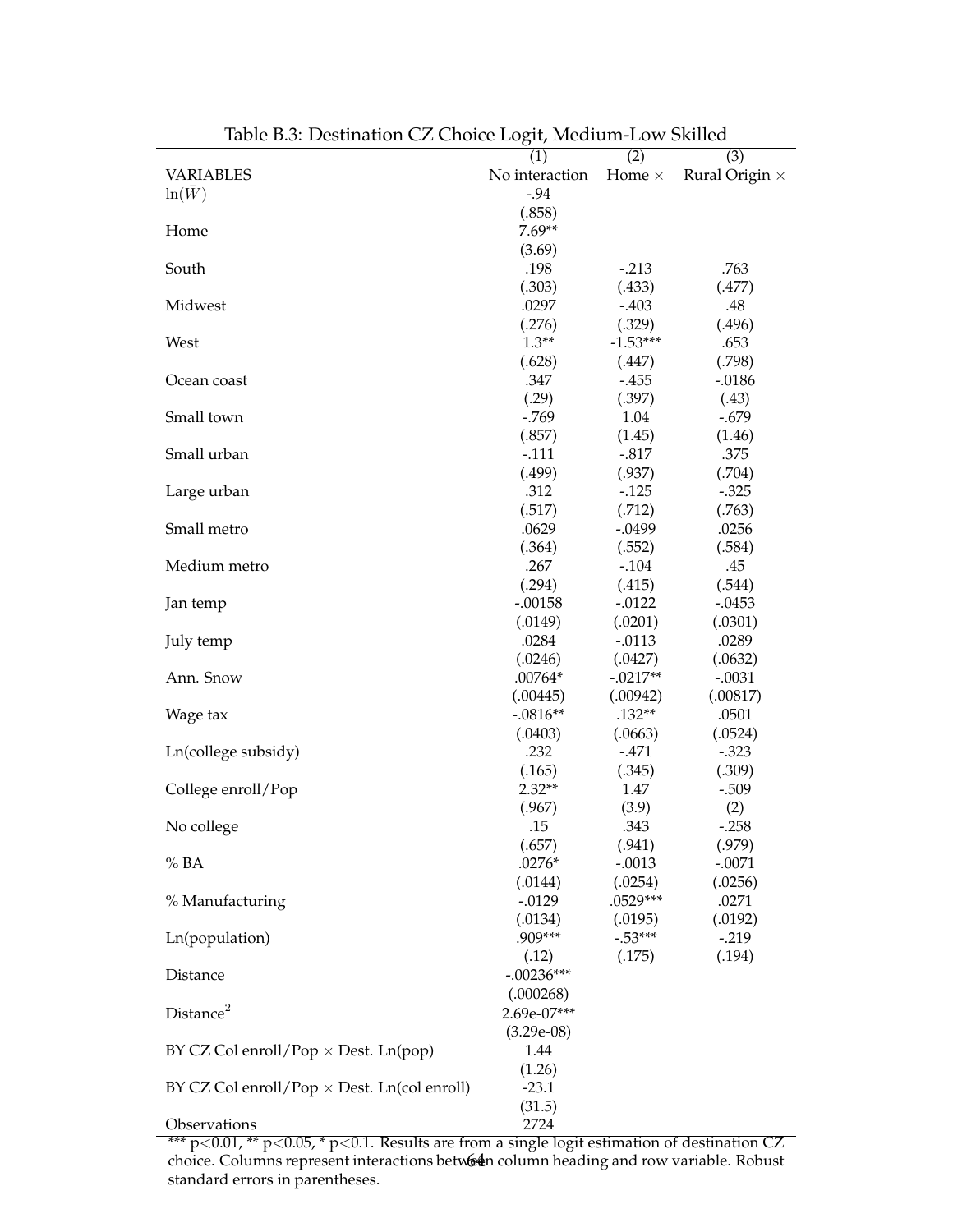Table B.3: Destination CZ Choice Logit, Medium-Low Skilled

| VARIABLES | (1) No interaction | (2) Home × | (3) Rural Origin × |
|---|---|---|---|
| $\ln(W)$ | -.94 | | |
| | (.858) | | |
| Home | 7.69** | | |
| | (3.69) | | |
| South | .198 | -.213 | .763 |
| | (.303) | (.433) | (.477) |
| Midwest | .0297 | -.403 | .48 |
| | (.276) | (.329) | (.496) |
| West | 1.3** | -1.53*** | .653 |
| | (.628) | (.447) | (.798) |
| Ocean coast | .347 | -.455 | -.0186 |
| | (.29) | (.397) | (.43) |
| Small town | -.769 | 1.04 | -.679 |
| | (.857) | (1.45) | (1.46) |
| Small urban | -.111 | -.817 | .375 |
| | (.499) | (.937) | (.704) |
| Large urban | .312 | -.125 | -.325 |
| | (.517) | (.712) | (.763) |
| Small metro | .0629 | -.0499 | .0256 |
| | (.364) | (.552) | (.584) |
| Medium metro | .267 | -.104 | .45 |
| | (.294) | (.415) | (.544) |
| Jan temp | -.00158 | -.0122 | -.0453 |
| | (.0149) | (.0201) | (.0301) |
| July temp | .0284 | -.0113 | .0289 |
| | (.0246) | (.0427) | (.0632) |
| Ann. Snow | .00764* | -.0217** | -.0031 |
| | (.00445) | (.00942) | (.00817) |
| Wage tax | -.0816** | .132** | .0501 |
| | (.0403) | (.0663) | (.0524) |
| Ln(college subsidy) | .232 | -.471 | -.323 |
| | (.165) | (.345) | (.309) |
| College enroll/Pop | 2.32** | 1.47 | -.509 |
| | (.967) | (3.9) | (2) |
| No college | .15 | .343 | -.258 |
| | (.657) | (.941) | (.979) |
| % BA | .0276* | -.0013 | -.0071 |
| | (.0144) | (.0254) | (.0256) |
| % Manufacturing | -.0129 | .0529*** | .0271 |
| | (.0134) | (.0195) | (.0192) |
| Ln(population) | .909*** | -.53*** | -.219 |
| | (.12) | (.175) | (.194) |
| Distance | -.00236*** | | |
| | (.000268) | | |
| Distance$^2$ | 2.69e-07*** | | |
| | (3.29e-08) | | |
| BY CZ Col enroll/Pop × Dest. Ln(pop) | 1.44 | | |
| | (1.26) | | |
| BY CZ Col enroll/Pop × Dest. Ln(col enroll) | -23.1 | | |
| | (31.5) | | |
| Observations | 2724 | | |

*** p<0.01, ** p<0.05, * p<0.1. Results are from a single logit estimation of destination CZ choice. Columns represent interactions between column heading and row variable. Robust standard errors in parentheses.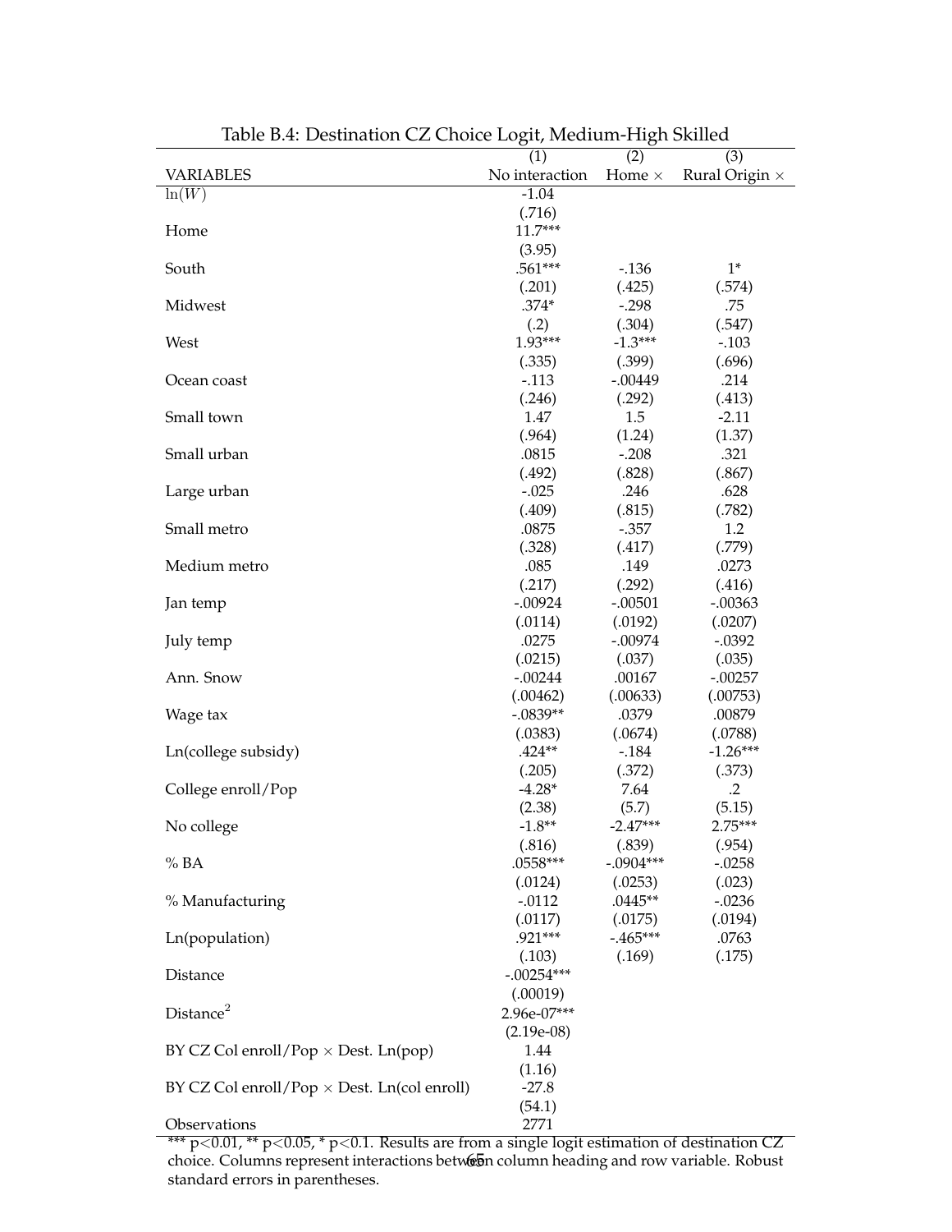Table B.4: Destination CZ Choice Logit, Medium-High Skilled

| VARIABLES | (1) No interaction | (2) Home × | (3) Rural Origin × |
|---|---|---|---|
| $\ln(W)$ | -1.04 | | |
| | (.716) | | |
| Home | 11.7*** | | |
| | (3.95) | | |
| South | .561*** | -.136 | 1* |
| | (.201) | (.425) | (.574) |
| Midwest | .374* | -.298 | .75 |
| | (.2) | (.304) | (.547) |
| West | 1.93*** | -1.3*** | -.103 |
| | (.335) | (.399) | (.696) |
| Ocean coast | -.113 | -.00449 | .214 |
| | (.246) | (.292) | (.413) |
| Small town | 1.47 | 1.5 | -2.11 |
| | (.964) | (1.24) | (1.37) |
| Small urban | .0815 | -.208 | .321 |
| | (.492) | (.828) | (.867) |
| Large urban | -.025 | .246 | .628 |
| | (.409) | (.815) | (.782) |
| Small metro | .0875 | -.357 | 1.2 |
| | (.328) | (.417) | (.779) |
| Medium metro | .085 | .149 | .0273 |
| | (.217) | (.292) | (.416) |
| Jan temp | -.00924 | -.00501 | -.00363 |
| | (.0114) | (.0192) | (.0207) |
| July temp | .0275 | -.00974 | -.0392 |
| | (.0215) | (.037) | (.035) |
| Ann. Snow | -.00244 | .00167 | -.00257 |
| | (.00462) | (.00633) | (.00753) |
| Wage tax | -.0839** | .0379 | .00879 |
| | (.0383) | (.0674) | (.0788) |
| Ln(college subsidy) | .424** | -.184 | -1.26*** |
| | (.205) | (.372) | (.373) |
| College enroll/Pop | -4.28* | 7.64 | .2 |
| | (2.38) | (5.7) | (5.15) |
| No college | -1.8** | -2.47*** | 2.75*** |
| | (.816) | (.839) | (.954) |
| % BA | .0558*** | -.0904*** | -.0258 |
| | (.0124) | (.0253) | (.023) |
| % Manufacturing | -.0112 | .0445** | -.0236 |
| | (.0117) | (.0175) | (.0194) |
| Ln(population) | .921*** | -.465*** | .0763 |
| | (.103) | (.169) | (.175) |
| Distance | -.00254*** | | |
| | (.00019) | | |
| Distance$^2$ | 2.96e-07*** | | |
| | (2.19e-08) | | |
| BY CZ Col enroll/Pop × Dest. Ln(pop) | 1.44 | | |
| | (1.16) | | |
| BY CZ Col enroll/Pop × Dest. Ln(col enroll) | -27.8 | | |
| | (54.1) | | |
| Observations | 2771 | | |

*** p<0.01, ** p<0.05, * p<0.1. Results are from a single logit estimation of destination CZ choice. Columns represent interactions between column heading and row variable. Robust standard errors in parentheses.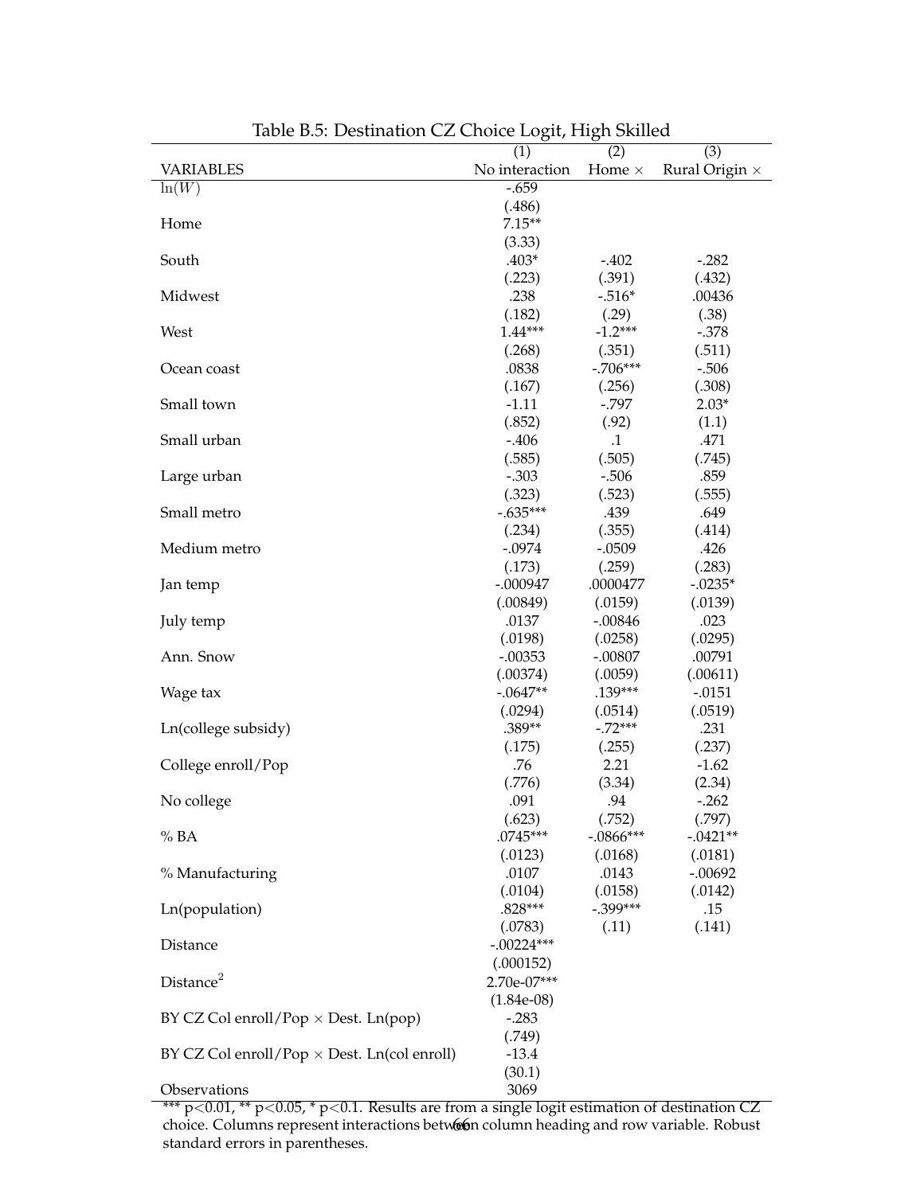Table B.5: Destination CZ Choice Logit, High Skilled

| VARIABLES | (1) No interaction | (2) Home × | (3) Rural Origin × |
|---|---|---|---|
| $\ln(W)$ | -.659 | | |
| | (.486) | | |
| Home | 7.15** | | |
| | (3.33) | | |
| South | .403* | -.402 | -.282 |
| | (.223) | (.391) | (.432) |
| Midwest | .238 | -.516* | .00436 |
| | (.182) | (.29) | (.38) |
| West | 1.44*** | -1.2*** | -.378 |
| | (.268) | (.351) | (.511) |
| Ocean coast | .0838 | -.706*** | -.506 |
| | (.167) | (.256) | (.308) |
| Small town | -1.11 | -.797 | 2.03* |
| | (.852) | (.92) | (1.1) |
| Small urban | -.406 | .1 | .471 |
| | (.585) | (.505) | (.745) |
| Large urban | -.303 | -.506 | .859 |
| | (.323) | (.523) | (.555) |
| Small metro | -.635*** | .439 | .649 |
| | (.234) | (.355) | (.414) |
| Medium metro | -.0974 | -.0509 | .426 |
| | (.173) | (.259) | (.283) |
| Jan temp | -.000947 | .0000477 | -.0235* |
| | (.00849) | (.0159) | (.0139) |
| July temp | .0137 | -.00846 | .023 |
| | (.0198) | (.0258) | (.0295) |
| Ann. Snow | -.00353 | -.00807 | .00791 |
| | (.00374) | (.0059) | (.00611) |
| Wage tax | -.0647** | .139*** | -.0151 |
| | (.0294) | (.0514) | (.0519) |
| Ln(college subsidy) | .389** | -.72*** | .231 |
| | (.175) | (.255) | (.237) |
| College enroll/Pop | .76 | 2.21 | -1.62 |
| | (.776) | (3.34) | (2.34) |
| No college | .091 | .94 | -.262 |
| | (.623) | (.752) | (.797) |
| % BA | .0745*** | -.0866*** | -.0421** |
| | (.0123) | (.0168) | (.0181) |
| % Manufacturing | .0107 | .0143 | -.00692 |
| | (.0104) | (.0158) | (.0142) |
| Ln(population) | .828*** | -.399*** | .15 |
| | (.0783) | (.11) | (.141) |
| Distance | -.00224*** | | |
| | (.000152) | | |
| Distance$^2$ | 2.70e-07*** | | |
| | (1.84e-08) | | |
| BY CZ Col enroll/Pop × Dest. Ln(pop) | -.283 | | |
| | (.749) | | |
| BY CZ Col enroll/Pop × Dest. Ln(col enroll) | -13.4 | | |
| | (30.1) | | |
| Observations | 3069 | | |

*** p<0.01, ** p<0.05, * p<0.1. Results are from a single logit estimation of destination CZ choice. Columns represent interactions between column heading and row variable. Robust standard errors in parentheses.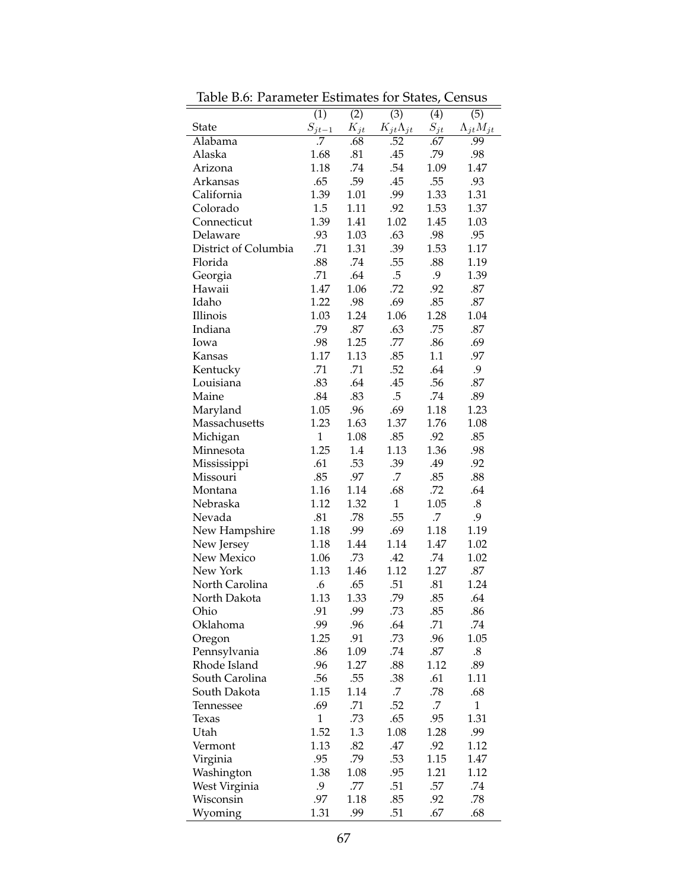Table B.6: Parameter Estimates for States, Census

| State | (1) $S_{jt-1}$ | (2) $K_{jt}$ | (3) $K_{jt}\Lambda_{jt}$ | (4) $S_{jt}$ | (5) $\Lambda_{jt}M_{jt}$ |
|---|---|---|---|---|---|
| Alabama | .7 | .68 | .52 | .67 | .99 |
| Alaska | 1.68 | .81 | .45 | .79 | .98 |
| Arizona | 1.18 | .74 | .54 | 1.09 | 1.47 |
| Arkansas | .65 | .59 | .45 | .55 | .93 |
| California | 1.39 | 1.01 | .99 | 1.33 | 1.31 |
| Colorado | 1.5 | 1.11 | .92 | 1.53 | 1.37 |
| Connecticut | 1.39 | 1.41 | 1.02 | 1.45 | 1.03 |
| Delaware | .93 | 1.03 | .63 | .98 | .95 |
| District of Columbia | .71 | 1.31 | .39 | 1.53 | 1.17 |
| Florida | .88 | .74 | .55 | .88 | 1.19 |
| Georgia | .71 | .64 | .5 | .9 | 1.39 |
| Hawaii | 1.47 | 1.06 | .72 | .92 | .87 |
| Idaho | 1.22 | .98 | .69 | .85 | .87 |
| Illinois | 1.03 | 1.24 | 1.06 | 1.28 | 1.04 |
| Indiana | .79 | .87 | .63 | .75 | .87 |
| Iowa | .98 | 1.25 | .77 | .86 | .69 |
| Kansas | 1.17 | 1.13 | .85 | 1.1 | .97 |
| Kentucky | .71 | .71 | .52 | .64 | .9 |
| Louisiana | .83 | .64 | .45 | .56 | .87 |
| Maine | .84 | .83 | .5 | .74 | .89 |
| Maryland | 1.05 | .96 | .69 | 1.18 | 1.23 |
| Massachusetts | 1.23 | 1.63 | 1.37 | 1.76 | 1.08 |
| Michigan | 1 | 1.08 | .85 | .92 | .85 |
| Minnesota | 1.25 | 1.4 | 1.13 | 1.36 | .98 |
| Mississippi | .61 | .53 | .39 | .49 | .92 |
| Missouri | .85 | .97 | .7 | .85 | .88 |
| Montana | 1.16 | 1.14 | .68 | .72 | .64 |
| Nebraska | 1.12 | 1.32 | 1 | 1.05 | .8 |
| Nevada | .81 | .78 | .55 | .7 | .9 |
| New Hampshire | 1.18 | .99 | .69 | 1.18 | 1.19 |
| New Jersey | 1.18 | 1.44 | 1.14 | 1.47 | 1.02 |
| New Mexico | 1.06 | .73 | .42 | .74 | 1.02 |
| New York | 1.13 | 1.46 | 1.12 | 1.27 | .87 |
| North Carolina | .6 | .65 | .51 | .81 | 1.24 |
| North Dakota | 1.13 | 1.33 | .79 | .85 | .64 |
| Ohio | .91 | .99 | .73 | .85 | .86 |
| Oklahoma | .99 | .96 | .64 | .71 | .74 |
| Oregon | 1.25 | .91 | .73 | .96 | 1.05 |
| Pennsylvania | .86 | 1.09 | .74 | .87 | .8 |
| Rhode Island | .96 | 1.27 | .88 | 1.12 | .89 |
| South Carolina | .56 | .55 | .38 | .61 | 1.11 |
| South Dakota | 1.15 | 1.14 | .7 | .78 | .68 |
| Tennessee | .69 | .71 | .52 | .7 | 1 |
| Texas | 1 | .73 | .65 | .95 | 1.31 |
| Utah | 1.52 | 1.3 | 1.08 | 1.28 | .99 |
| Vermont | 1.13 | .82 | .47 | .92 | 1.12 |
| Virginia | .95 | .79 | .53 | 1.15 | 1.47 |
| Washington | 1.38 | 1.08 | .95 | 1.21 | 1.12 |
| West Virginia | .9 | .77 | .51 | .57 | .74 |
| Wisconsin | .97 | 1.18 | .85 | .92 | .78 |
| Wyoming | 1.31 | .99 | .51 | .67 | .68 |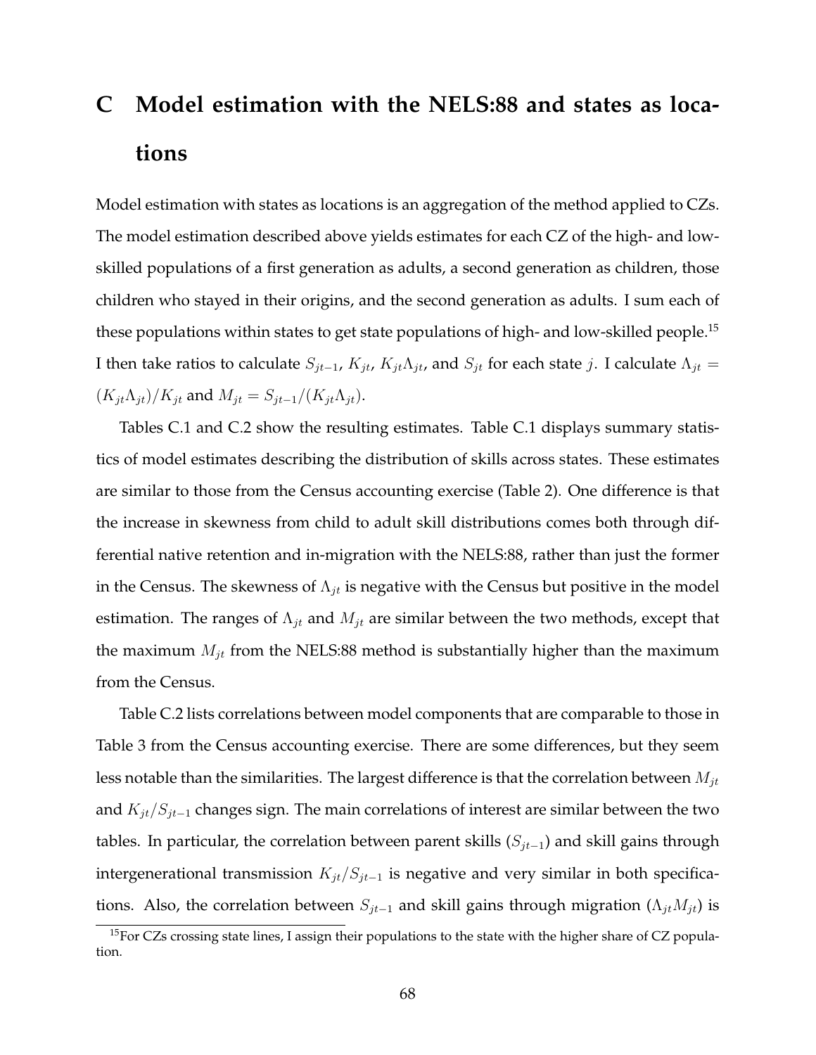# C Model estimation with the NELS:88 and states as locations

Model estimation with states as locations is an aggregation of the method applied to CZs. The model estimation described above yields estimates for each CZ of the high- and low-skilled populations of a first generation as adults, a second generation as children, those children who stayed in their origins, and the second generation as adults. I sum each of these populations within states to get state populations of high- and low-skilled people.[15] I then take ratios to calculate $S_{jt-1}$, $K_{jt}$, $K_{jt}\Lambda_{jt}$, and $S_{jt}$ for each state $j$. I calculate $\Lambda_{jt} = (K_{jt}\Lambda_{jt})/K_{jt}$ and $M_{jt} = S_{jt-1}/(K_{jt}\Lambda_{jt})$.

Tables C.1 and C.2 show the resulting estimates. Table C.1 displays summary statistics of model estimates describing the distribution of skills across states. These estimates are similar to those from the Census accounting exercise (Table 2). One difference is that the increase in skewness from child to adult skill distributions comes both through differential native retention and in-migration with the NELS:88, rather than just the former in the Census. The skewness of $\Lambda_{jt}$ is negative with the Census but positive in the model estimation. The ranges of $\Lambda_{jt}$ and $M_{jt}$ are similar between the two methods, except that the maximum $M_{jt}$ from the NELS:88 method is substantially higher than the maximum from the Census.

Table C.2 lists correlations between model components that are comparable to those in Table 3 from the Census accounting exercise. There are some differences, but they seem less notable than the similarities. The largest difference is that the correlation between $M_{jt}$ and $K_{jt}/S_{jt-1}$ changes sign. The main correlations of interest are similar between the two tables. In particular, the correlation between parent skills ($S_{jt-1}$) and skill gains through intergenerational transmission $K_{jt}/S_{jt-1}$ is negative and very similar in both specifications. Also, the correlation between $S_{jt-1}$ and skill gains through migration ($\Lambda_{jt}M_{jt}$) is

[15] For CZs crossing state lines, I assign their populations to the state with the higher share of CZ population.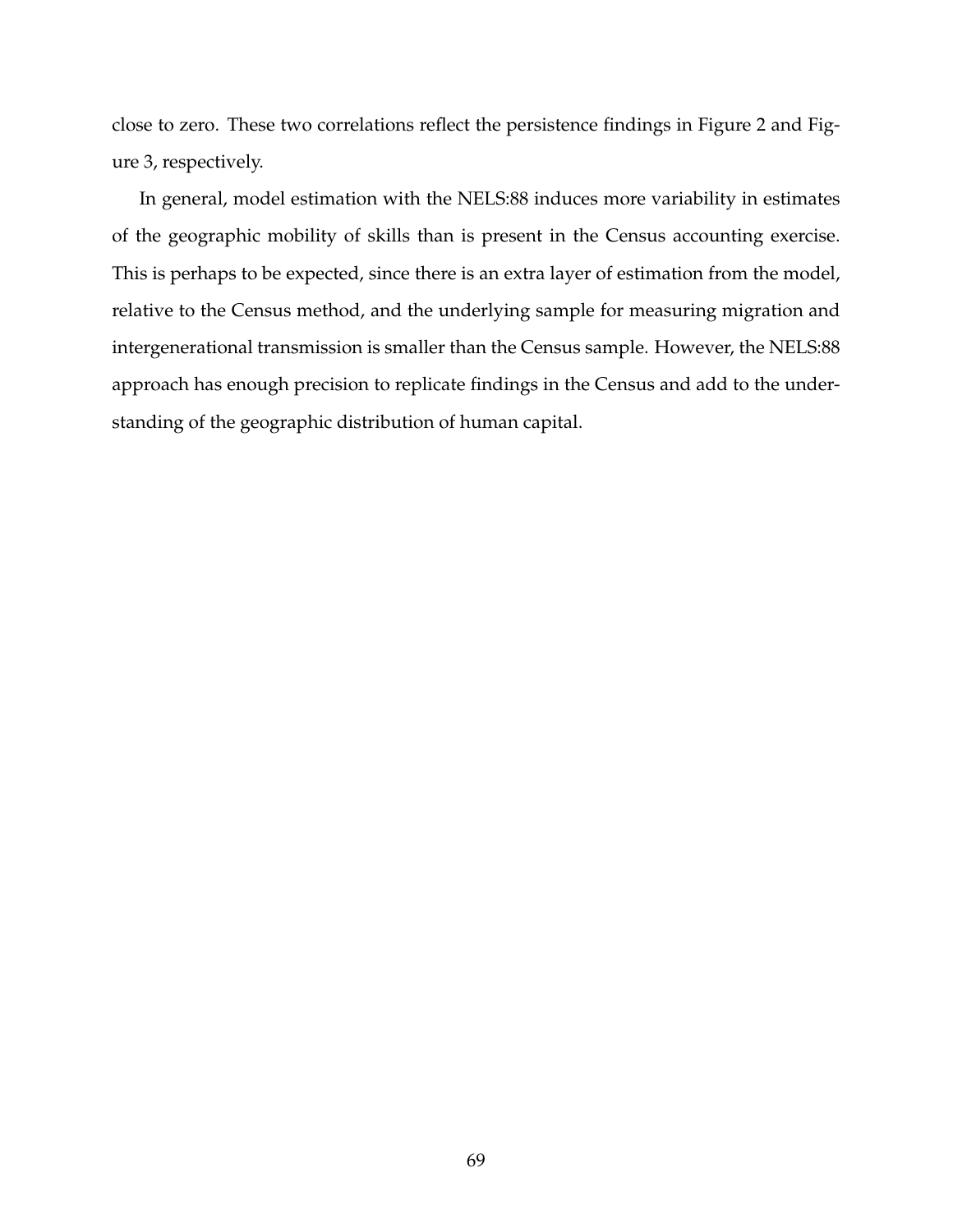close to zero. These two correlations reflect the persistence findings in Figure 2 and Figure 3, respectively.

In general, model estimation with the NELS:88 induces more variability in estimates of the geographic mobility of skills than is present in the Census accounting exercise. This is perhaps to be expected, since there is an extra layer of estimation from the model, relative to the Census method, and the underlying sample for measuring migration and intergenerational transmission is smaller than the Census sample. However, the NELS:88 approach has enough precision to replicate findings in the Census and add to the understanding of the geographic distribution of human capital.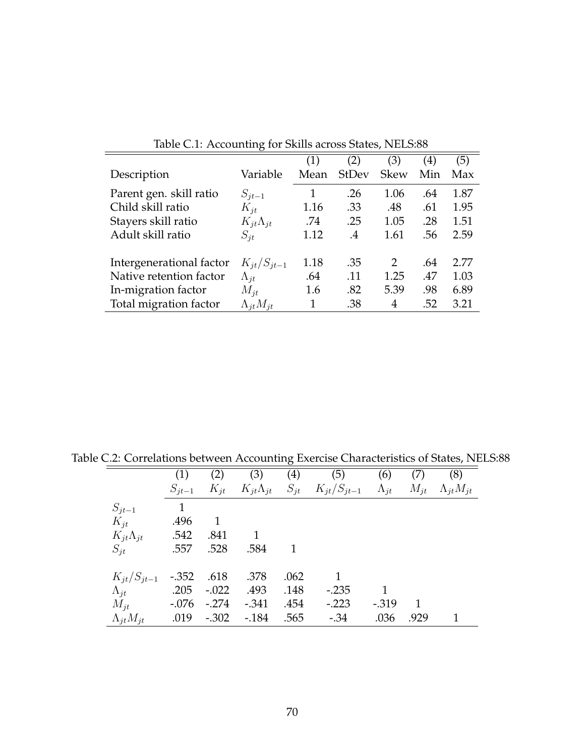Table C.1: Accounting for Skills across States, NELS:88

| | | (1) | (2) | (3) | (4) | (5) |
|---|---|---|---|---|---|---|
| Description | Variable | Mean | StDev | Skew | Min | Max |
| Parent gen. skill ratio | $S_{jt-1}$ | 1 | .26 | 1.06 | .64 | 1.87 |
| Child skill ratio | $K_{jt}$ | 1.16 | .33 | .48 | .61 | 1.95 |
| Stayers skill ratio | $K_{jt}\Lambda_{jt}$ | .74 | .25 | 1.05 | .28 | 1.51 |
| Adult skill ratio | $S_{jt}$ | 1.12 | .4 | 1.61 | .56 | 2.59 |
| | | | | | | |
| Intergenerational factor | $K_{jt}/S_{jt-1}$ | 1.18 | .35 | 2 | .64 | 2.77 |
| Native retention factor | $\Lambda_{jt}$ | .64 | .11 | 1.25 | .47 | 1.03 |
| In-migration factor | $M_{jt}$ | 1.6 | .82 | 5.39 | .98 | 6.89 |
| Total migration factor | $\Lambda_{jt}M_{jt}$ | 1 | .38 | 4 | .52 | 3.21 |

Table C.2: Correlations between Accounting Exercise Characteristics of States, NELS:88

| | (1) | (2) | (3) | (4) | (5) | (6) | (7) | (8) |
|---|---|---|---|---|---|---|---|---|
| | $S_{jt-1}$ | $K_{jt}$ | $K_{jt}\Lambda_{jt}$ | $S_{jt}$ | $K_{jt}/S_{jt-1}$ | $\Lambda_{jt}$ | $M_{jt}$ | $\Lambda_{jt}M_{jt}$ |
| $S_{jt-1}$ | 1 | | | | | | | |
| $K_{jt}$ | .496 | 1 | | | | | | |
| $K_{jt}\Lambda_{jt}$ | .542 | .841 | 1 | | | | | |
| $S_{jt}$ | .557 | .528 | .584 | 1 | | | | |
| | | | | | | | | |
| $K_{jt}/S_{jt-1}$ | -.352 | .618 | .378 | .062 | 1 | | | |
| $\Lambda_{jt}$ | .205 | -.022 | .493 | .148 | -.235 | 1 | | |
| $M_{jt}$ | -.076 | -.274 | -.341 | .454 | -.223 | -.319 | 1 | |
| $\Lambda_{jt}M_{jt}$ | .019 | -.302 | -.184 | .565 | -.34 | .036 | .929 | 1 |